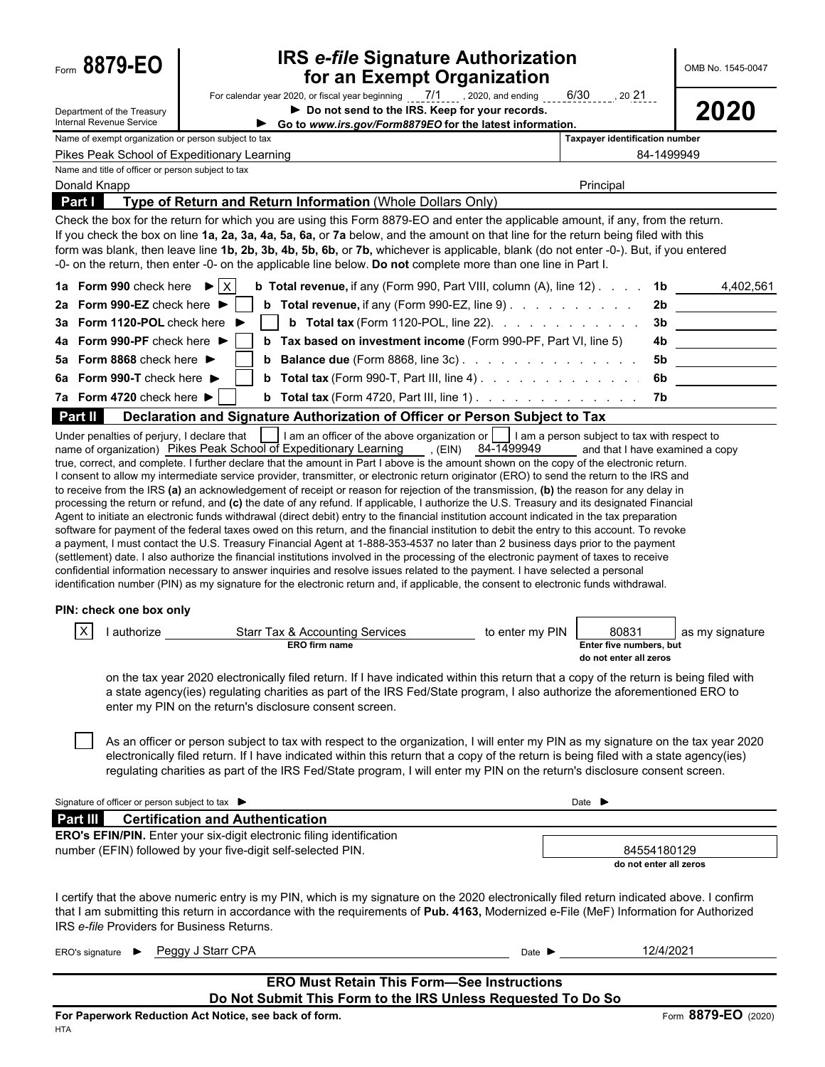Form **8879-EO**

Department of the Treasury
Internal Revenue Service

# IRS *e-file* Signature Authorization for an Exempt Organization

For calendar year 2020, or fiscal year beginning 7/1, 2020, and ending 6/30, 20 21

► **Do not send to the IRS. Keep for your records.**

► **Go to *www.irs.gov/Form8879EO* for the latest information.**

OMB No. 1545-0047

**2020**

| Name of exempt organization or person subject to tax | Taxpayer identification number |
|---|---|
| Pikes Peak School of Expeditionary Learning | 84-1499949 |
| **Name and title of officer or person subject to tax** | |
| Donald Knapp | Principal |

## Part I — Type of Return and Return Information (Whole Dollars Only)

Check the box for the return for which you are using this Form 8879-EO and enter the applicable amount, if any, from the return. If you check the box on line **1a, 2a, 3a, 4a, 5a, 6a,** or **7a** below, and the amount on that line for the return being filed with this form was blank, then leave line **1b, 2b, 3b, 4b, 5b, 6b,** or **7b,** whichever is applicable, blank (do not enter -0-). But, if you entered -0- on the return, then enter -0- on the applicable line below. **Do not** complete more than one line in Part I.

| | | | | |
|---|---|---|---|---|
| **1a** | **Form 990** check here ► [X] | **b Total revenue,** if any (Form 990, Part VIII, column (A), line 12) | **1b** | 4,402,561 |
| **2a** | **Form 990-EZ** check here ► [ ] | **b Total revenue,** if any (Form 990-EZ, line 9) | **2b** | |
| **3a** | **Form 1120-POL** check here ► [ ] | **b Total tax** (Form 1120-POL, line 22) | **3b** | |
| **4a** | **Form 990-PF** check here ► [ ] | **b Tax based on investment income** (Form 990-PF, Part VI, line 5) | **4b** | |
| **5a** | **Form 8868** check here ► [ ] | **b Balance due** (Form 8868, line 3c) | **5b** | |
| **6a** | **Form 990-T** check here ► [ ] | **b Total tax** (Form 990-T, Part III, line 4) | **6b** | |
| **7a** | **Form 4720** check here ► [ ] | **b Total tax** (Form 4720, Part III, line 1) | **7b** | |

## Part II — Declaration and Signature Authorization of Officer or Person Subject to Tax

Under penalties of perjury, I declare that [ ] I am an officer of the above organization or [ ] I am a person subject to tax with respect to (name of organization) Pikes Peak School of Expeditionary Learning, (EIN) 84-1499949 and that I have examined a copy of the 2020 electronic return and accompanying schedules and statements and, to the best of my knowledge and belief, they are true, correct, and complete. I further declare that the amount in Part I above is the amount shown on the copy of the electronic return. I consent to allow my intermediate service provider, transmitter, or electronic return originator (ERO) to send the return to the IRS and to receive from the IRS **(a)** an acknowledgement of receipt or reason for rejection of the transmission, **(b)** the reason for any delay in processing the return or refund, and **(c)** the date of any refund. If applicable, I authorize the U.S. Treasury and its designated Financial Agent to initiate an electronic funds withdrawal (direct debit) entry to the financial institution account indicated in the tax preparation software for payment of the federal taxes owed on this return, and the financial institution to debit the entry to this account. To revoke a payment, I must contact the U.S. Treasury Financial Agent at 1-888-353-4537 no later than 2 business days prior to the payment (settlement) date. I also authorize the financial institutions involved in the processing of the electronic payment of taxes to receive confidential information necessary to answer inquiries and resolve issues related to the payment. I have selected a personal identification number (PIN) as my signature for the electronic return and, if applicable, the consent to electronic funds withdrawal.

**PIN: check one box only**

[X] I authorize Starr Tax & Accounting Services (ERO firm name) to enter my PIN 80831 (Enter five numbers, but do not enter all zeros) as my signature on the tax year 2020 electronically filed return. If I have indicated within this return that a copy of the return is being filed with a state agency(ies) regulating charities as part of the IRS Fed/State program, I also authorize the aforementioned ERO to enter my PIN on the return's disclosure consent screen.

[ ] As an officer or person subject to tax with respect to the organization, I will enter my PIN as my signature on the tax year 2020 electronically filed return. If I have indicated within this return that a copy of the return is being filed with a state agency(ies) regulating charities as part of the IRS Fed/State program, I will enter my PIN on the return's disclosure consent screen.

Signature of officer or person subject to tax ► Date ►

## Part III — Certification and Authentication

**ERO's EFIN/PIN.** Enter your six-digit electronic filing identification number (EFIN) followed by your five-digit self-selected PIN.

84554180129
do not enter all zeros

I certify that the above numeric entry is my PIN, which is my signature on the 2020 electronically filed return indicated above. I confirm that I am submitting this return in accordance with the requirements of **Pub. 4163,** Modernized e-File (MeF) Information for Authorized IRS *e-file* Providers for Business Returns.

ERO's signature ► Peggy J Starr CPA Date ► 12/4/2021

**ERO Must Retain This Form—See Instructions**
**Do Not Submit This Form to the IRS Unless Requested To Do So**

**For Paperwork Reduction Act Notice, see back of form.** Form **8879-EO** (2020)

HTA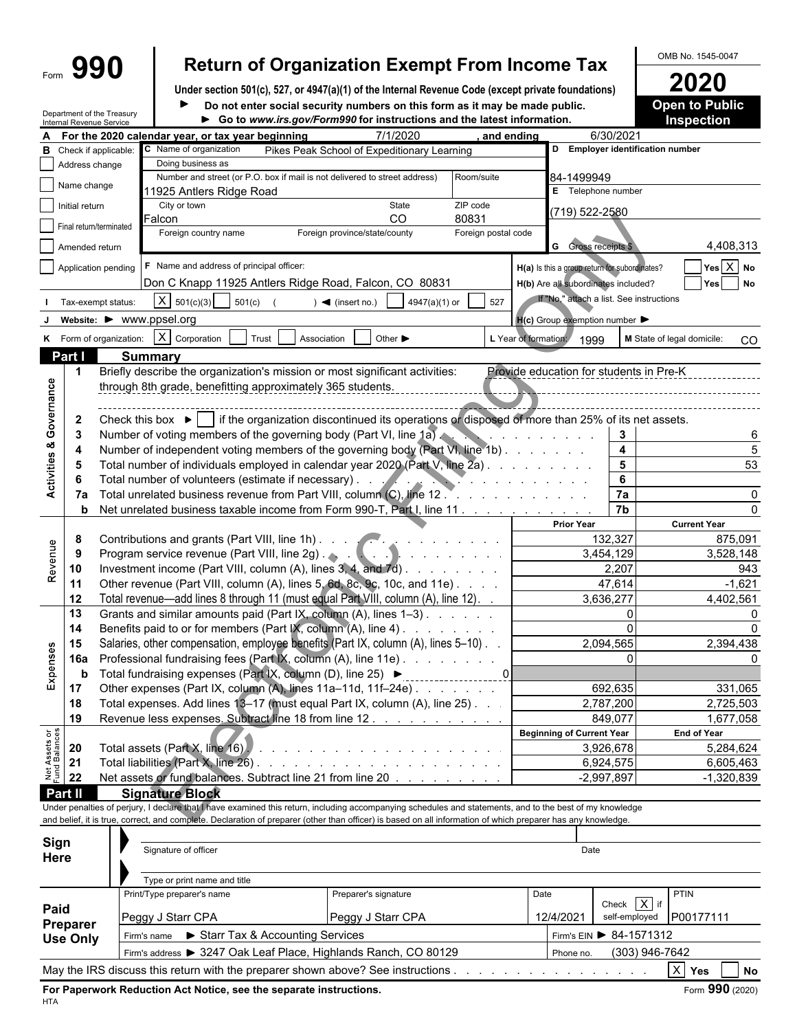Form **990**

# Return of Organization Exempt From Income Tax

**Under section 501(c), 527, or 4947(a)(1) of the Internal Revenue Code (except private foundations)**

► **Do not enter social security numbers on this form as it may be made public.**

► **Go to *www.irs.gov/Form990* for instructions and the latest information.**

Department of the Treasury
Internal Revenue Service

OMB No. 1545-0047

**2020**

**Open to Public Inspection**

**A** For the 2020 calendar year, or tax year beginning 7/1/2020 , and ending 6/30/2021

**B** Check if applicable:
- [ ] Address change
- [ ] Name change
- [ ] Initial return
- [ ] Final return/terminated
- [ ] Amended return
- [ ] Application pending

**C** Name of organization: Pikes Peak School of Expeditionary Learning

Doing business as:

Number and street (or P.O. box if mail is not delivered to street address): 11925 Antlers Ridge Road | Room/suite:

City or town: Falcon | State: CO | ZIP code: 80831

Foreign country name: | Foreign province/state/county: | Foreign postal code:

**D** Employer identification number: 84-1499949

**E** Telephone number: (719) 522-2580

**G** Gross receipts $ 4,408,313

**F** Name and address of principal officer: Don C Knapp 11925 Antlers Ridge Road, Falcon, CO 80831

**H(a)** Is this a group return for subordinates? [ ] Yes [X] No

**H(b)** Are all subordinates included? [ ] Yes [ ] No

If "No," attach a list. See instructions

**H(c)** Group exemption number ►

**I** Tax-exempt status: [X] 501(c)(3) [ ] 501(c) ( ) ◄ (insert no.) [ ] 4947(a)(1) or [ ] 527

**J** Website: ► www.ppsel.org

**K** Form of organization: [X] Corporation [ ] Trust [ ] Association [ ] Other ►

**L** Year of formation: 1999

**M** State of legal domicile: CO

## Part I Summary

### Activities & Governance

1 Briefly describe the organization's mission or most significant activities: Provide education for students in Pre-K through 8th grade, benefitting approximately 365 students.

2 Check this box ► [ ] if the organization discontinued its operations or disposed of more than 25% of its net assets.

| | | | |
|---|---|---|---|
| 3 | Number of voting members of the governing body (Part VI, line 1a) | 3 | 6 |
| 4 | Number of independent voting members of the governing body (Part VI, line 1b) | 4 | 5 |
| 5 | Total number of individuals employed in calendar year 2020 (Part V, line 2a) | 5 | 53 |
| 6 | Total number of volunteers (estimate if necessary) | 6 | |
| 7a | Total unrelated business revenue from Part VIII, column (C), line 12 | 7a | 0 |
| b | Net unrelated business taxable income from Form 990-T, Part I, line 11 | 7b | 0 |

### Revenue

| | | Prior Year | Current Year |
|---|---|---|---|
| 8 | Contributions and grants (Part VIII, line 1h) | 132,327 | 875,091 |
| 9 | Program service revenue (Part VIII, line 2g) | 3,454,129 | 3,528,148 |
| 10 | Investment income (Part VIII, column (A), lines 3, 4, and 7d) | 2,207 | 943 |
| 11 | Other revenue (Part VIII, column (A), lines 5, 6d, 8c, 9c, 10c, and 11e) | 47,614 | -1,621 |
| 12 | Total revenue—add lines 8 through 11 (must equal Part VIII, column (A), line 12) | 3,636,277 | 4,402,561 |

### Expenses

| | | Prior Year | Current Year |
|---|---|---|---|
| 13 | Grants and similar amounts paid (Part IX, column (A), lines 1–3) | 0 | 0 |
| 14 | Benefits paid to or for members (Part IX, column (A), line 4) | 0 | 0 |
| 15 | Salaries, other compensation, employee benefits (Part IX, column (A), lines 5–10) | 2,094,565 | 2,394,438 |
| 16a | Professional fundraising fees (Part IX, column (A), line 11e) | 0 | 0 |
| b | Total fundraising expenses (Part IX, column (D), line 25) ► 0 | | |
| 17 | Other expenses (Part IX, column (A), lines 11a–11d, 11f–24e) | 692,635 | 331,065 |
| 18 | Total expenses. Add lines 13–17 (must equal Part IX, column (A), line 25) | 2,787,200 | 2,725,503 |
| 19 | Revenue less expenses. Subtract line 18 from line 12 | 849,077 | 1,677,058 |

### Net Assets or Fund Balances

| | | Beginning of Current Year | End of Year |
|---|---|---|---|
| 20 | Total assets (Part X, line 16) | 3,926,678 | 5,284,624 |
| 21 | Total liabilities (Part X, line 26) | 6,924,575 | 6,605,463 |
| 22 | Net assets or fund balances. Subtract line 21 from line 20 | -2,997,897 | -1,320,839 |

## Part II Signature Block

Under penalties of perjury, I declare that I have examined this return, including accompanying schedules and statements, and to the best of my knowledge and belief, it is true, correct, and complete. Declaration of preparer (other than officer) is based on all information of which preparer has any knowledge.

**Sign Here**

Signature of officer | Date

Type or print name and title

**Paid Preparer Use Only**

| Print/Type preparer's name | Preparer's signature | Date | Check [X] if self-employed | PTIN |
|---|---|---|---|---|
| Peggy J Starr CPA | Peggy J Starr CPA | 12/4/2021 | | P00177111 |

Firm's name ► Starr Tax & Accounting Services | Firm's EIN ► 84-1571312

Firm's address ► 3247 Oak Leaf Place, Highlands Ranch, CO 80129 | Phone no. (303) 946-7642

May the IRS discuss this return with the preparer shown above? See instructions [X] Yes [ ] No

**For Paperwork Reduction Act Notice, see the separate instructions.** Form **990** (2020)

HTA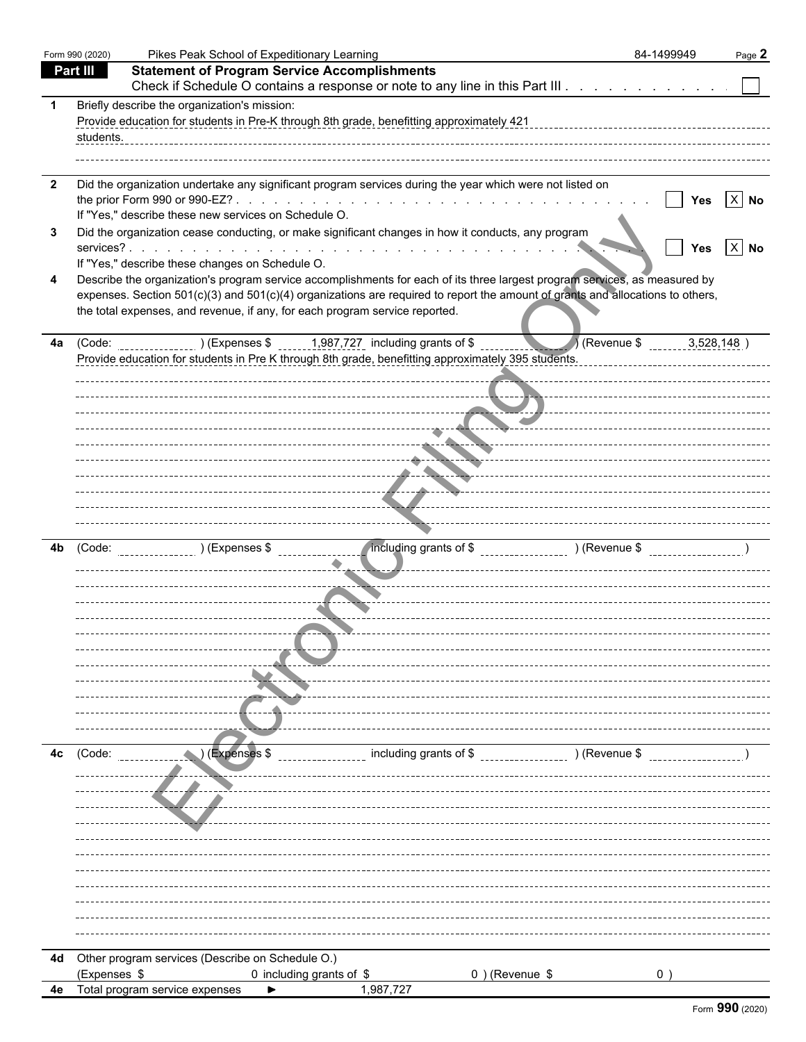Form 990 (2020) Pikes Peak School of Expeditionary Learning 84-1499949

## Part III Statement of Program Service Accomplishments

Check if Schedule O contains a response or note to any line in this Part III . . . . . . . . . . . . ☐

**1** Briefly describe the organization's mission:

Provide education for students in Pre-K through 8th grade, benefitting approximately 421 students.

**2** Did the organization undertake any significant program services during the year which were not listed on the prior Form 990 or 990-EZ? . . . . . . . . . . . . . . . . . . . . . . . . . . . . ☐ Yes ☒ No

If "Yes," describe these new services on Schedule O.

**3** Did the organization cease conducting, or make significant changes in how it conducts, any program services? . . . . . . . . . . . . . . . . . . . . . . . . . . . . . . . . . . . . ☐ Yes ☒ No

If "Yes," describe these changes on Schedule O.

**4** Describe the organization's program service accomplishments for each of its three largest program services, as measured by expenses. Section 501(c)(3) and 501(c)(4) organizations are required to report the amount of grants and allocations to others, the total expenses, and revenue, if any, for each program service reported.

**4a** (Code: ) (Expenses $ 1,987,727 including grants of $ ) (Revenue $ 3,528,148 )

Provide education for students in Pre K through 8th grade, benefitting approximately 395 students.

**4b** (Code: ) (Expenses $ including grants of $ ) (Revenue $ )

**4c** (Code: ) (Expenses $ including grants of $ ) (Revenue $ )

**4d** Other program services (Describe on Schedule O.)

(Expenses $ 0 including grants of $ 0 ) (Revenue $ 0 )

**4e** Total program service expenses ► 1,987,727

Form **990** (2020)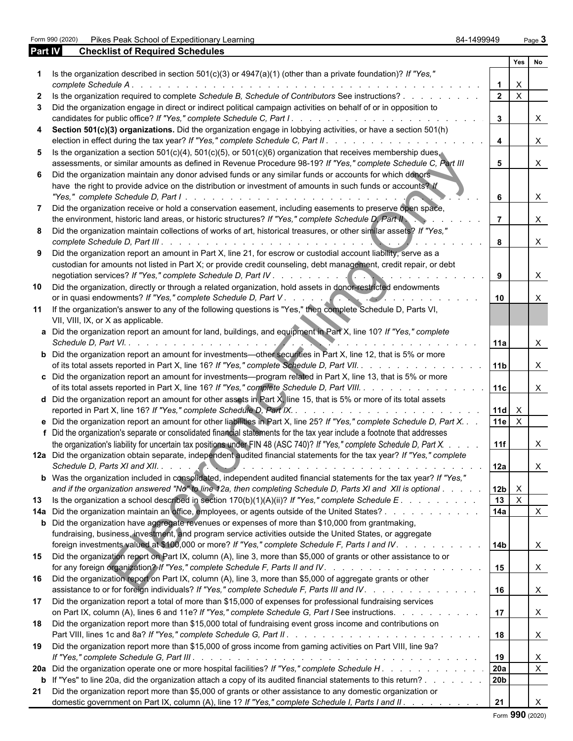Form 990 (2020) Pikes Peak School of Expeditionary Learning 84-1499949 Page **3**

## Part IV Checklist of Required Schedules

| | | | Yes | No |
|---|---|---|---|---|
| **1** | Is the organization described in section 501(c)(3) or 4947(a)(1) (other than a private foundation)? *If "Yes," complete Schedule A* | **1** | X | |
| **2** | Is the organization required to complete *Schedule B, Schedule of Contributors* See instructions? | **2** | X | |
| **3** | Did the organization engage in direct or indirect political campaign activities on behalf of or in opposition to candidates for public office? *If "Yes," complete Schedule C, Part I* | **3** | | X |
| **4** | **Section 501(c)(3) organizations.** Did the organization engage in lobbying activities, or have a section 501(h) election in effect during the tax year? *If "Yes," complete Schedule C, Part II* | **4** | | X |
| **5** | Is the organization a section 501(c)(4), 501(c)(5), or 501(c)(6) organization that receives membership dues, assessments, or similar amounts as defined in Revenue Procedure 98-19? *If "Yes," complete Schedule C, Part III* | **5** | | X |
| **6** | Did the organization maintain any donor advised funds or any similar funds or accounts for which donors have the right to provide advice on the distribution or investment of amounts in such funds or accounts? *If "Yes," complete Schedule D, Part I* | **6** | | X |
| **7** | Did the organization receive or hold a conservation easement, including easements to preserve open space, the environment, historic land areas, or historic structures? *If "Yes," complete Schedule D, Part II* | **7** | | X |
| **8** | Did the organization maintain collections of works of art, historical treasures, or other similar assets? *If "Yes," complete Schedule D, Part III* | **8** | | X |
| **9** | Did the organization report an amount in Part X, line 21, for escrow or custodial account liability, serve as a custodian for amounts not listed in Part X; or provide credit counseling, debt management, credit repair, or debt negotiation services? *If "Yes," complete Schedule D, Part IV* | **9** | | X |
| **10** | Did the organization, directly or through a related organization, hold assets in donor-restricted endowments or in quasi endowments? *If "Yes," complete Schedule D, Part V* | **10** | | X |
| **11** | If the organization's answer to any of the following questions is "Yes," then complete Schedule D, Parts VI, VII, VIII, IX, or X as applicable. | | | |
| **a** | Did the organization report an amount for land, buildings, and equipment in Part X, line 10? *If "Yes," complete Schedule D, Part VI.* | **11a** | | X |
| **b** | Did the organization report an amount for investments—other securities in Part X, line 12, that is 5% or more of its total assets reported in Part X, line 16? *If "Yes," complete Schedule D, Part VII.* | **11b** | | X |
| **c** | Did the organization report an amount for investments—program related in Part X, line 13, that is 5% or more of its total assets reported in Part X, line 16? *If "Yes," complete Schedule D, Part VIII.* | **11c** | | X |
| **d** | Did the organization report an amount for other assets in Part X, line 15, that is 5% or more of its total assets reported in Part X, line 16? *If "Yes," complete Schedule D, Part IX.* | **11d** | X | |
| **e** | Did the organization report an amount for other liabilities in Part X, line 25? *If "Yes," complete Schedule D, Part X.* | **11e** | X | |
| **f** | Did the organization's separate or consolidated financial statements for the tax year include a footnote that addresses the organization's liability for uncertain tax positions under FIN 48 (ASC 740)? *If "Yes," complete Schedule D, Part X.* | **11f** | | X |
| **12a** | Did the organization obtain separate, independent audited financial statements for the tax year? *If "Yes," complete Schedule D, Parts XI and XII.* | **12a** | | X |
| **b** | Was the organization included in consolidated, independent audited financial statements for the tax year? *If "Yes," and if the organization answered "No" to line 12a, then completing Schedule D, Parts XI and XII is optional* | **12b** | X | |
| **13** | Is the organization a school described in section 170(b)(1)(A)(ii)? *If "Yes," complete Schedule E* | **13** | X | |
| **14a** | Did the organization maintain an office, employees, or agents outside of the United States? | **14a** | | X |
| **b** | Did the organization have aggregate revenues or expenses of more than $10,000 from grantmaking, fundraising, business, investment, and program service activities outside the United States, or aggregate foreign investments valued at $100,000 or more? *If "Yes," complete Schedule F, Parts I and IV.* | **14b** | | X |
| **15** | Did the organization report on Part IX, column (A), line 3, more than $5,000 of grants or other assistance to or for any foreign organization? *If "Yes," complete Schedule F, Parts II and IV.* | **15** | | X |
| **16** | Did the organization report on Part IX, column (A), line 3, more than $5,000 of aggregate grants or other assistance to or for foreign individuals? *If "Yes," complete Schedule F, Parts III and IV.* | **16** | | X |
| **17** | Did the organization report a total of more than $15,000 of expenses for professional fundraising services on Part IX, column (A), lines 6 and 11e? *If "Yes," complete Schedule G, Part I* See instructions. | **17** | | X |
| **18** | Did the organization report more than $15,000 total of fundraising event gross income and contributions on Part VIII, lines 1c and 8a? *If "Yes," complete Schedule G, Part II* | **18** | | X |
| **19** | Did the organization report more than $15,000 of gross income from gaming activities on Part VIII, line 9a? *If "Yes," complete Schedule G, Part III* | **19** | | X |
| **20a** | Did the organization operate one or more hospital facilities? *If "Yes," complete Schedule H* | **20a** | | X |
| **b** | If "Yes" to line 20a, did the organization attach a copy of its audited financial statements to this return? | **20b** | | |
| **21** | Did the organization report more than $5,000 of grants or other assistance to any domestic organization or domestic government on Part IX, column (A), line 1? *If "Yes," complete Schedule I, Parts I and II* | **21** | | X |

Form **990** (2020)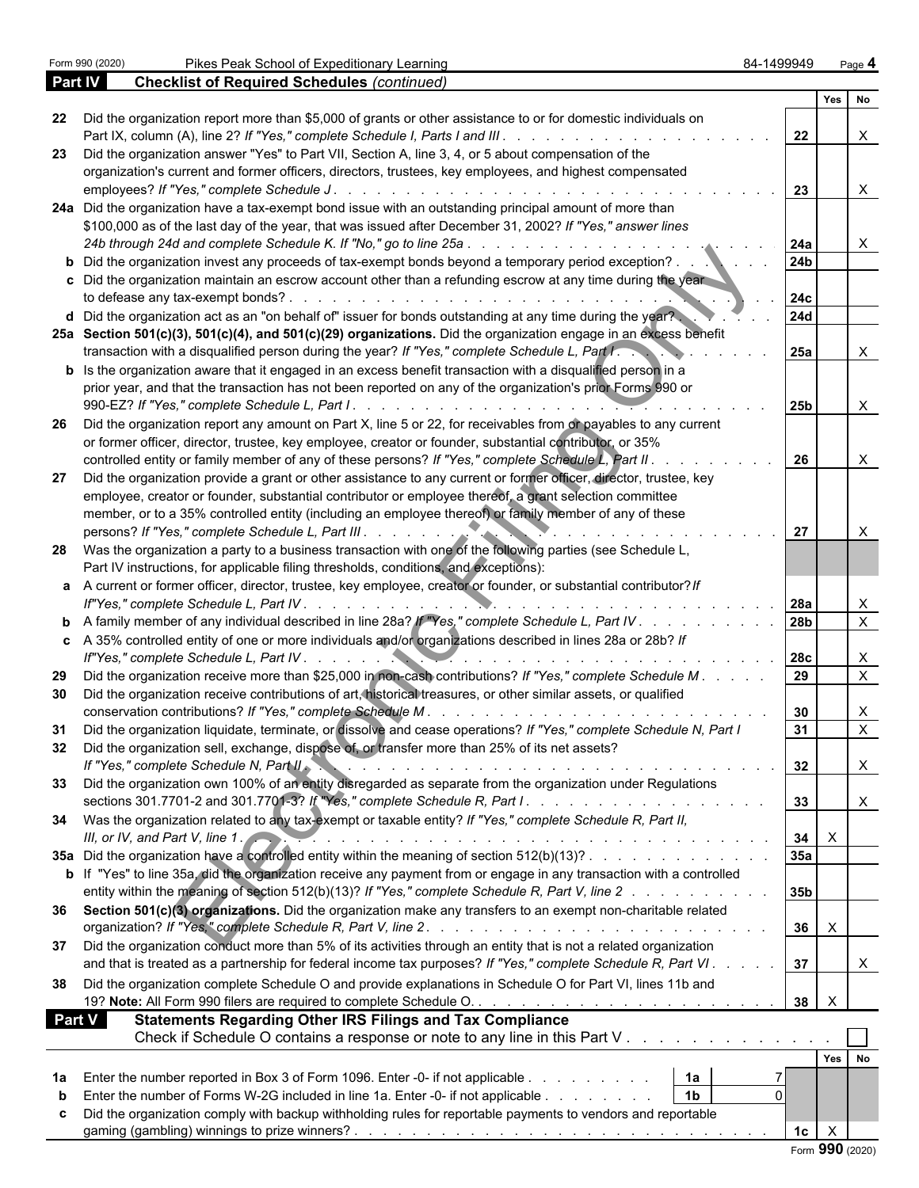Form 990 (2020) Pikes Peak School of Expeditionary Learning 84-1499949 Page 4

**Part IV Checklist of Required Schedules** *(continued)*

| | | | Yes | No |
|---|---|---|---|---|
| 22 | Did the organization report more than $5,000 of grants or other assistance to or for domestic individuals on Part IX, column (A), line 2? *If "Yes," complete Schedule I, Parts I and III* | 22 | | X |
| 23 | Did the organization answer "Yes" to Part VII, Section A, line 3, 4, or 5 about compensation of the organization's current and former officers, directors, trustees, key employees, and highest compensated employees? *If "Yes," complete Schedule J* | 23 | | X |
| 24a | Did the organization have a tax-exempt bond issue with an outstanding principal amount of more than $100,000 as of the last day of the year, that was issued after December 31, 2002? *If "Yes," answer lines 24b through 24d and complete Schedule K. If "No," go to line 25a* | 24a | | X |
| b | Did the organization invest any proceeds of tax-exempt bonds beyond a temporary period exception? | 24b | | |
| c | Did the organization maintain an escrow account other than a refunding escrow at any time during the year to defease any tax-exempt bonds? | 24c | | |
| d | Did the organization act as an "on behalf of" issuer for bonds outstanding at any time during the year? | 24d | | |
| 25a | **Section 501(c)(3), 501(c)(4), and 501(c)(29) organizations.** Did the organization engage in an excess benefit transaction with a disqualified person during the year? *If "Yes," complete Schedule L, Part I* | 25a | | X |
| b | Is the organization aware that it engaged in an excess benefit transaction with a disqualified person in a prior year, and that the transaction has not been reported on any of the organization's prior Forms 990 or 990-EZ? *If "Yes," complete Schedule L, Part I* | 25b | | X |
| 26 | Did the organization report any amount on Part X, line 5 or 22, for receivables from or payables to any current or former officer, director, trustee, key employee, creator or founder, substantial contributor, or 35% controlled entity or family member of any of these persons? *If "Yes," complete Schedule L, Part II* | 26 | | X |
| 27 | Did the organization provide a grant or other assistance to any current or former officer, director, trustee, key employee, creator or founder, substantial contributor or employee thereof, a grant selection committee member, or to a 35% controlled entity (including an employee thereof) or family member of any of these persons? *If "Yes," complete Schedule L, Part III* | 27 | | X |
| 28 | Was the organization a party to a business transaction with one of the following parties (see Schedule L, Part IV instructions, for applicable filing thresholds, conditions, and exceptions): | | | |
| a | A current or former officer, director, trustee, key employee, creator or founder, or substantial contributor? *If "Yes," complete Schedule L, Part IV* | 28a | | X |
| b | A family member of any individual described in line 28a? *If "Yes," complete Schedule L, Part IV* | 28b | | X |
| c | A 35% controlled entity of one or more individuals and/or organizations described in lines 28a or 28b? *If "Yes," complete Schedule L, Part IV* | 28c | | X |
| 29 | Did the organization receive more than $25,000 in non-cash contributions? *If "Yes," complete Schedule M* | 29 | | X |
| 30 | Did the organization receive contributions of art, historical treasures, or other similar assets, or qualified conservation contributions? *If "Yes," complete Schedule M* | 30 | | X |
| 31 | Did the organization liquidate, terminate, or dissolve and cease operations? *If "Yes," complete Schedule N, Part I* | 31 | | X |
| 32 | Did the organization sell, exchange, dispose of, or transfer more than 25% of its net assets? *If "Yes," complete Schedule N, Part II* | 32 | | X |
| 33 | Did the organization own 100% of an entity disregarded as separate from the organization under Regulations sections 301.7701-2 and 301.7701-3? *If "Yes," complete Schedule R, Part I* | 33 | | X |
| 34 | Was the organization related to any tax-exempt or taxable entity? *If "Yes," complete Schedule R, Part II, III, or IV, and Part V, line 1* | 34 | X | |
| 35a | Did the organization have a controlled entity within the meaning of section 512(b)(13)? | 35a | | |
| b | If "Yes" to line 35a, did the organization receive any payment from or engage in any transaction with a controlled entity within the meaning of section 512(b)(13)? *If "Yes," complete Schedule R, Part V, line 2* | 35b | | |
| 36 | **Section 501(c)(3) organizations.** Did the organization make any transfers to an exempt non-charitable related organization? *If "Yes," complete Schedule R, Part V, line 2* | 36 | X | |
| 37 | Did the organization conduct more than 5% of its activities through an entity that is not a related organization and that is treated as a partnership for federal income tax purposes? *If "Yes," complete Schedule R, Part VI* | 37 | | X |
| 38 | Did the organization complete Schedule O and provide explanations in Schedule O for Part VI, lines 11b and 19? **Note:** All Form 990 filers are required to complete Schedule O. | 38 | X | |

**Part V Statements Regarding Other IRS Filings and Tax Compliance**

Check if Schedule O contains a response or note to any line in this Part V ☐

| | | | | | Yes | No |
|---|---|---|---|---|---|---|
| 1a | Enter the number reported in Box 3 of Form 1096. Enter -0- if not applicable | 1a | 7 | | | |
| b | Enter the number of Forms W-2G included in line 1a. Enter -0- if not applicable | 1b | 0 | | | |
| c | Did the organization comply with backup withholding rules for reportable payments to vendors and reportable gaming (gambling) winnings to prize winners? | | | 1c | X | |

Form **990** (2020)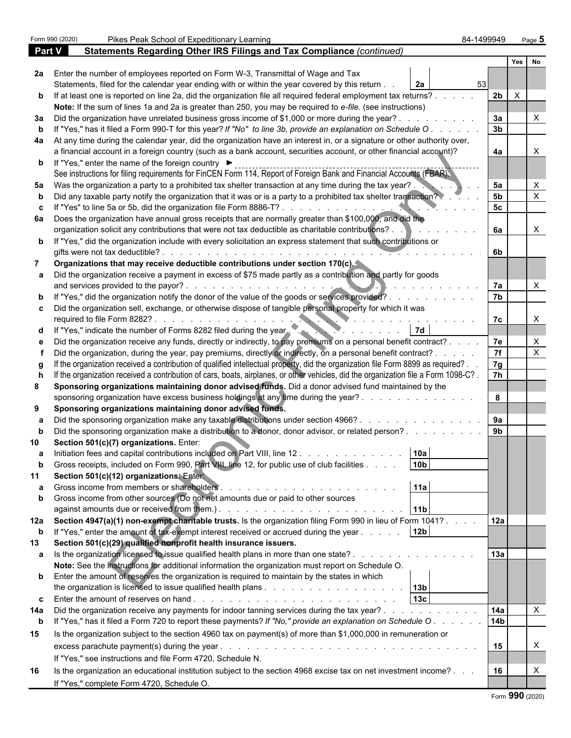Form 990 (2020) Pikes Peak School of Expeditionary Learning 84-1499949 Page 5

## Part V Statements Regarding Other IRS Filings and Tax Compliance *(continued)*

| | | | | Yes | No |
|---|---|---|---|---|---|
| **2a** | Enter the number of employees reported on Form W-3, Transmittal of Wage and Tax Statements, filed for the calendar year ending with or within the year covered by this return | **2a** 53 | | | |
| **b** | If at least one is reported on line 2a, did the organization file all required federal employment tax returns? | | **2b** | X | |
| | **Note:** If the sum of lines 1a and 2a is greater than 250, you may be required to *e-file*. (see instructions) | | | | |
| **3a** | Did the organization have unrelated business gross income of $1,000 or more during the year? | | **3a** | | X |
| **b** | If "Yes," has it filed a Form 990-T for this year? *If "No" to line 3b, provide an explanation on Schedule O* | | **3b** | | |
| **4a** | At any time during the calendar year, did the organization have an interest in, or a signature or other authority over, a financial account in a foreign country (such as a bank account, securities account, or other financial account)? | | **4a** | | X |
| **b** | If "Yes," enter the name of the foreign country ► | | | | |
| | See instructions for filing requirements for FinCEN Form 114, Report of Foreign Bank and Financial Accounts (FBAR). | | | | |
| **5a** | Was the organization a party to a prohibited tax shelter transaction at any time during the tax year? | | **5a** | | X |
| **b** | Did any taxable party notify the organization that it was or is a party to a prohibited tax shelter transaction? | | **5b** | | X |
| **c** | If "Yes" to line 5a or 5b, did the organization file Form 8886-T? | | **5c** | | |
| **6a** | Does the organization have annual gross receipts that are normally greater than $100,000, and did the organization solicit any contributions that were not tax deductible as charitable contributions? | | **6a** | | X |
| **b** | If "Yes," did the organization include with every solicitation an express statement that such contributions or gifts were not tax deductible? | | **6b** | | |
| **7** | **Organizations that may receive deductible contributions under section 170(c).** | | | | |
| **a** | Did the organization receive a payment in excess of $75 made partly as a contribution and partly for goods and services provided to the payor? | | **7a** | | X |
| **b** | If "Yes," did the organization notify the donor of the value of the goods or services provided? | | **7b** | | |
| **c** | Did the organization sell, exchange, or otherwise dispose of tangible personal property for which it was required to file Form 8282? | | **7c** | | X |
| **d** | If "Yes," indicate the number of Forms 8282 filed during the year | **7d** | | | |
| **e** | Did the organization receive any funds, directly or indirectly, to pay premiums on a personal benefit contract? | | **7e** | | X |
| **f** | Did the organization, during the year, pay premiums, directly or indirectly, on a personal benefit contract? | | **7f** | | X |
| **g** | If the organization received a contribution of qualified intellectual property, did the organization file Form 8899 as required? | | **7g** | | |
| **h** | If the organization received a contribution of cars, boats, airplanes, or other vehicles, did the organization file a Form 1098-C? | | **7h** | | |
| **8** | **Sponsoring organizations maintaining donor advised funds.** Did a donor advised fund maintained by the sponsoring organization have excess business holdings at any time during the year? | | **8** | | |
| **9** | **Sponsoring organizations maintaining donor advised funds.** | | | | |
| **a** | Did the sponsoring organization make any taxable distributions under section 4966? | | **9a** | | |
| **b** | Did the sponsoring organization make a distribution to a donor, donor advisor, or related person? | | **9b** | | |
| **10** | **Section 501(c)(7) organizations.** Enter: | | | | |
| **a** | Initiation fees and capital contributions included on Part VIII, line 12 | **10a** | | | |
| **b** | Gross receipts, included on Form 990, Part VIII, line 12, for public use of club facilities | **10b** | | | |
| **11** | **Section 501(c)(12) organizations.** Enter: | | | | |
| **a** | Gross income from members or shareholders | **11a** | | | |
| **b** | Gross income from other sources (Do not net amounts due or paid to other sources against amounts due or received from them.) | **11b** | | | |
| **12a** | **Section 4947(a)(1) non-exempt charitable trusts.** Is the organization filing Form 990 in lieu of Form 1041? | | **12a** | | |
| **b** | If "Yes," enter the amount of tax-exempt interest received or accrued during the year | **12b** | | | |
| **13** | **Section 501(c)(29) qualified nonprofit health insurance issuers.** | | | | |
| **a** | Is the organization licensed to issue qualified health plans in more than one state? | | **13a** | | |
| | **Note:** See the instructions for additional information the organization must report on Schedule O. | | | | |
| **b** | Enter the amount of reserves the organization is required to maintain by the states in which the organization is licensed to issue qualified health plans | **13b** | | | |
| **c** | Enter the amount of reserves on hand | **13c** | | | |
| **14a** | Did the organization receive any payments for indoor tanning services during the tax year? | | **14a** | | X |
| **b** | If "Yes," has it filed a Form 720 to report these payments? *If "No," provide an explanation on Schedule O* | | **14b** | | |
| **15** | Is the organization subject to the section 4960 tax on payment(s) of more than $1,000,000 in remuneration or excess parachute payment(s) during the year? | | **15** | | X |
| | If "Yes," see instructions and file Form 4720, Schedule N. | | | | |
| **16** | Is the organization an educational institution subject to the section 4968 excise tax on net investment income? | | **16** | | X |
| | If "Yes," complete Form 4720, Schedule O. | | | | |

Form **990** (2020)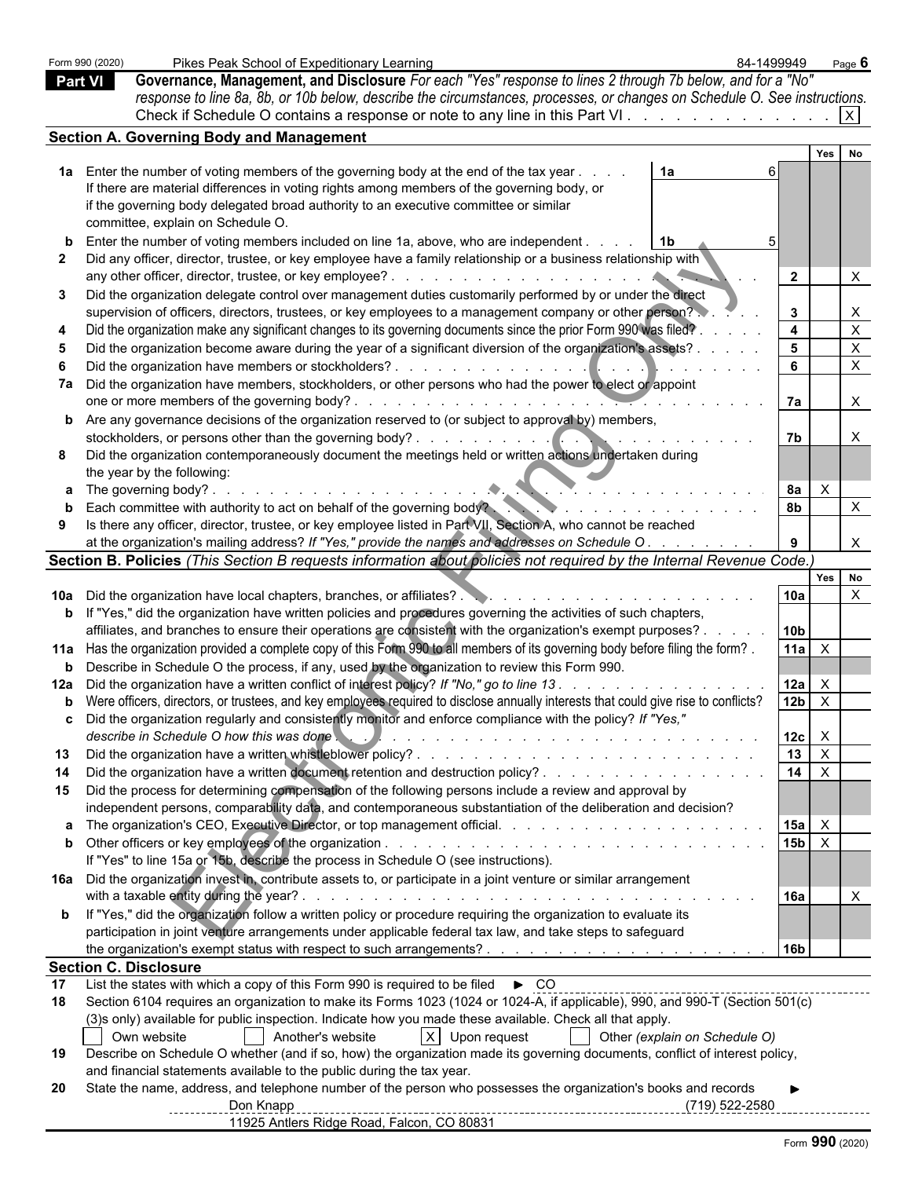Form 990 (2020) Pikes Peak School of Expeditionary Learning 84-1499949 Page 6

## Part VI Governance, Management, and Disclosure

*For each "Yes" response to lines 2 through 7b below, and for a "No" response to line 8a, 8b, or 10b below, describe the circumstances, processes, or changes on Schedule O. See instructions.*

Check if Schedule O contains a response or note to any line in this Part VI . . . . . . . . . . . . . [X]

### Section A. Governing Body and Management

| | | | Yes | No |
|---|---|---|---|---|
| **1a** | Enter the number of voting members of the governing body at the end of the tax year . . . . **1a** 6<br>If there are material differences in voting rights among members of the governing body, or if the governing body delegated broad authority to an executive committee or similar committee, explain on Schedule O. | | | |
| **b** | Enter the number of voting members included on line 1a, above, who are independent . . . . **1b** 5 | | | |
| **2** | Did any officer, director, trustee, or key employee have a family relationship or a business relationship with any other officer, director, trustee, or key employee? . . . | **2** | | X |
| **3** | Did the organization delegate control over management duties customarily performed by or under the direct supervision of officers, directors, trustees, or key employees to a management company or other person? . . . | **3** | | X |
| **4** | Did the organization make any significant changes to its governing documents since the prior Form 990 was filed? . . . | **4** | | X |
| **5** | Did the organization become aware during the year of a significant diversion of the organization's assets? . . . | **5** | | X |
| **6** | Did the organization have members or stockholders? . . . | **6** | | X |
| **7a** | Did the organization have members, stockholders, or other persons who had the power to elect or appoint one or more members of the governing body? . . . | **7a** | | X |
| **b** | Are any governance decisions of the organization reserved to (or subject to approval by) members, stockholders, or persons other than the governing body? . . . | **7b** | | X |
| **8** | Did the organization contemporaneously document the meetings held or written actions undertaken during the year by the following: | | | |
| **a** | The governing body? . . . | **8a** | X | |
| **b** | Each committee with authority to act on behalf of the governing body? . . . | **8b** | | X |
| **9** | Is there any officer, director, trustee, or key employee listed in Part VII, Section A, who cannot be reached at the organization's mailing address? *If "Yes," provide the names and addresses on Schedule O* . . . | **9** | | X |

### Section B. Policies *(This Section B requests information about policies not required by the Internal Revenue Code.)*

| | | | Yes | No |
|---|---|---|---|---|
| **10a** | Did the organization have local chapters, branches, or affiliates? . . . | **10a** | | X |
| **b** | If "Yes," did the organization have written policies and procedures governing the activities of such chapters, affiliates, and branches to ensure their operations are consistent with the organization's exempt purposes? . . . | **10b** | | |
| **11a** | Has the organization provided a complete copy of this Form 990 to all members of its governing body before filing the form? . | **11a** | X | |
| **b** | Describe in Schedule O the process, if any, used by the organization to review this Form 990. | | | |
| **12a** | Did the organization have a written conflict of interest policy? *If "No," go to line 13* . . . | **12a** | X | |
| **b** | Were officers, directors, or trustees, and key employees required to disclose annually interests that could give rise to conflicts? | **12b** | X | |
| **c** | Did the organization regularly and consistently monitor and enforce compliance with the policy? *If "Yes," describe in Schedule O how this was done* . . . | **12c** | X | |
| **13** | Did the organization have a written whistleblower policy? . . . | **13** | X | |
| **14** | Did the organization have a written document retention and destruction policy? . . . | **14** | X | |
| **15** | Did the process for determining compensation of the following persons include a review and approval by independent persons, comparability data, and contemporaneous substantiation of the deliberation and decision? | | | |
| **a** | The organization's CEO, Executive Director, or top management official. . . . | **15a** | X | |
| **b** | Other officers or key employees of the organization . . . | **15b** | X | |
| | If "Yes" to line 15a or 15b, describe the process in Schedule O (see instructions). | | | |
| **16a** | Did the organization invest in, contribute assets to, or participate in a joint venture or similar arrangement with a taxable entity during the year? . . . | **16a** | | X |
| **b** | If "Yes," did the organization follow a written policy or procedure requiring the organization to evaluate its participation in joint venture arrangements under applicable federal tax law, and take steps to safeguard the organization's exempt status with respect to such arrangements? . . . | **16b** | | |

### Section C. Disclosure

**17** List the states with which a copy of this Form 990 is required to be filed ► CO

**18** Section 6104 requires an organization to make its Forms 1023 (1024 or 1024-A, if applicable), 990, and 990-T (Section 501(c)(3)s only) available for public inspection. Indicate how you made these available. Check all that apply.

[ ] Own website [ ] Another's website [X] Upon request [ ] Other *(explain on Schedule O)*

**19** Describe on Schedule O whether (and if so, how) the organization made its governing documents, conflict of interest policy, and financial statements available to the public during the tax year.

**20** State the name, address, and telephone number of the person who possesses the organization's books and records ►

Don Knapp (719) 522-2580
11925 Antlers Ridge Road, Falcon, CO 80831

Form **990** (2020)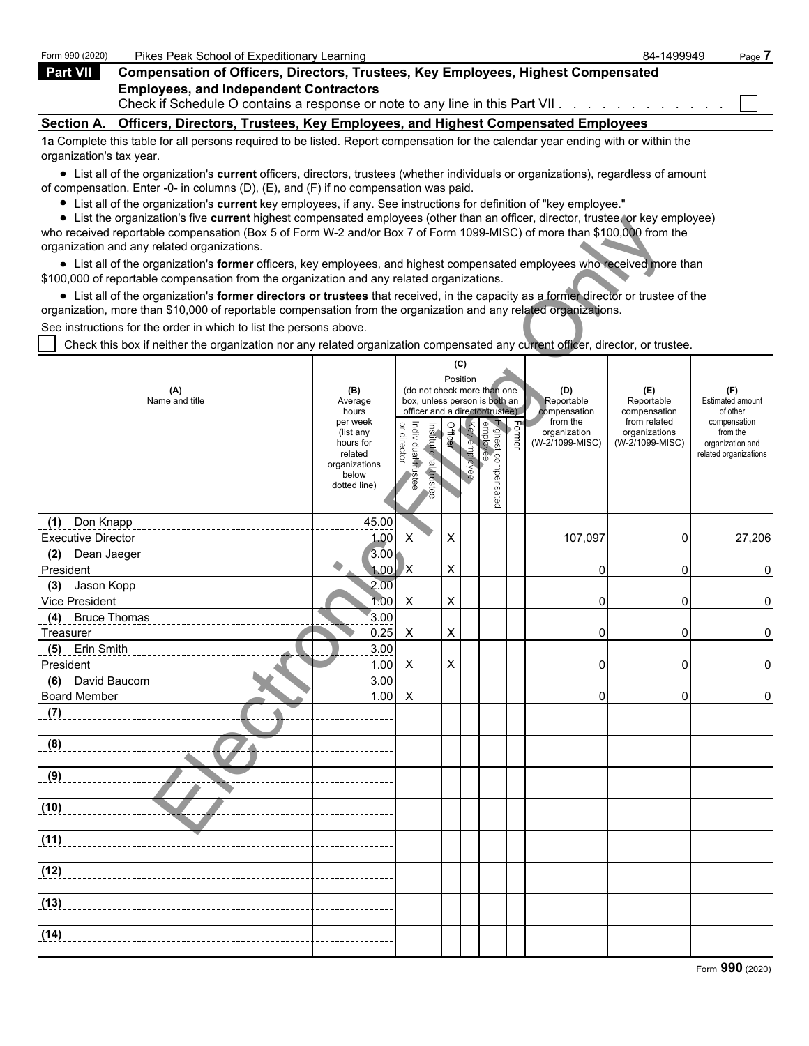Form 990 (2020) Pikes Peak School of Expeditionary Learning 84-1499949

## Part VII Compensation of Officers, Directors, Trustees, Key Employees, Highest Compensated Employees, and Independent Contractors

Check if Schedule O contains a response or note to any line in this Part VII . . . . . . . . . . . . ☐

### Section A. Officers, Directors, Trustees, Key Employees, and Highest Compensated Employees

**1a** Complete this table for all persons required to be listed. Report compensation for the calendar year ending with or within the organization's tax year.

- List all of the organization's **current** officers, directors, trustees (whether individuals or organizations), regardless of amount of compensation. Enter -0- in columns (D), (E), and (F) if no compensation was paid.
- List all of the organization's **current** key employees, if any. See instructions for definition of "key employee."
- List the organization's five **current** highest compensated employees (other than an officer, director, trustee, or key employee) who received reportable compensation (Box 5 of Form W-2 and/or Box 7 of Form 1099-MISC) of more than $100,000 from the organization and any related organizations.
- List all of the organization's **former** officers, key employees, and highest compensated employees who received more than $100,000 of reportable compensation from the organization and any related organizations.
- List all of the organization's **former directors or trustees** that received, in the capacity as a former director or trustee of the organization, more than $10,000 of reportable compensation from the organization and any related organizations.

See instructions for the order in which to list the persons above.

☐ Check this box if neither the organization nor any related organization compensated any current officer, director, or trustee.

| (A) Name and title | (B) Average hours per week (list any hours for related organizations below dotted line) | (C) Position: Individual trustee or director | Institutional trustee | Officer | Key employee | Highest compensated employee | Former | (D) Reportable compensation from the organization (W-2/1099-MISC) | (E) Reportable compensation from related organizations (W-2/1099-MISC) | (F) Estimated amount of other compensation from the organization and related organizations |
|---|---|---|---|---|---|---|---|---|---|---|
| (1) Don Knapp<br>Executive Director | 45.00<br>1.00 | X | | X | | | | 107,097 | 0 | 27,206 |
| (2) Dean Jaeger<br>President | 3.00<br>1.00 | X | | X | | | | 0 | 0 | 0 |
| (3) Jason Kopp<br>Vice President | 2.00<br>1.00 | X | | X | | | | 0 | 0 | 0 |
| (4) Bruce Thomas<br>Treasurer | 3.00<br>0.25 | X | | X | | | | 0 | 0 | 0 |
| (5) Erin Smith<br>President | 3.00<br>1.00 | X | | X | | | | 0 | 0 | 0 |
| (6) David Baucom<br>Board Member | 3.00<br>1.00 | X | | | | | | 0 | 0 | 0 |
| (7) | | | | | | | | | | |
| (8) | | | | | | | | | | |
| (9) | | | | | | | | | | |
| (10) | | | | | | | | | | |
| (11) | | | | | | | | | | |
| (12) | | | | | | | | | | |
| (13) | | | | | | | | | | |
| (14) | | | | | | | | | | |

Form **990** (2020)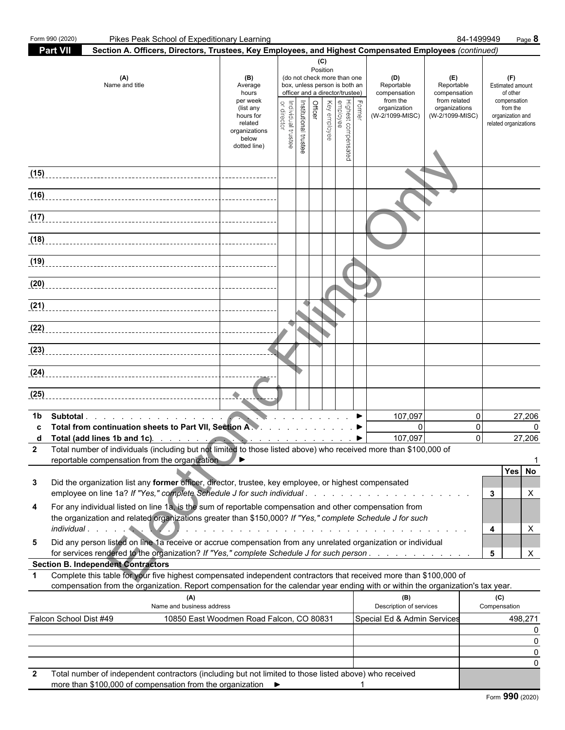Form 990 (2020) Pikes Peak School of Expeditionary Learning 84-1499949 Page **8**

## Part VII Section A. Officers, Directors, Trustees, Key Employees, and Highest Compensated Employees *(continued)*

| (A) Name and title | (B) Average hours per week (list any hours for related organizations below dotted line) | (C) Position (do not check more than one box, unless person is both an officer and a director/trustee): Individual trustee or director | Institutional trustee | Officer | Key employee | Highest compensated employee | Former | (D) Reportable compensation from the organization (W-2/1099-MISC) | (E) Reportable compensation from related organizations (W-2/1099-MISC) | (F) Estimated amount of other compensation from the organization and related organizations |
|---|---|---|---|---|---|---|---|---|---|---|
| (15) | | | | | | | | | | |
| (16) | | | | | | | | | | |
| (17) | | | | | | | | | | |
| (18) | | | | | | | | | | |
| (19) | | | | | | | | | | |
| (20) | | | | | | | | | | |
| (21) | | | | | | | | | | |
| (22) | | | | | | | | | | |
| (23) | | | | | | | | | | |
| (24) | | | | | | | | | | |
| (25) | | | | | | | | | | |

| | | (D) | (E) | (F) |
|---|---|---|---|---|
| **1b** | **Subtotal** ▶ | 107,097 | 0 | 27,206 |
| **c** | **Total from continuation sheets to Part VII, Section A** ▶ | 0 | 0 | 0 |
| **d** | **Total (add lines 1b and 1c)** ▶ | 107,097 | 0 | 27,206 |

**2** Total number of individuals (including but not limited to those listed above) who received more than $100,000 of reportable compensation from the organization ▶ 1

| | | | Yes | No |
|---|---|---|---|---|
| **3** | Did the organization list any **former** officer, director, trustee, key employee, or highest compensated employee on line 1a? *If "Yes," complete Schedule J for such individual* | 3 | | X |
| **4** | For any individual listed on line 1a, is the sum of reportable compensation and other compensation from the organization and related organizations greater than $150,000? *If "Yes," complete Schedule J for such individual* | 4 | | X |
| **5** | Did any person listed on line 1a receive or accrue compensation from any unrelated organization or individual for services rendered to the organization? *If "Yes," complete Schedule J for such person* | 5 | | X |

**Section B. Independent Contractors**

**1** Complete this table for your five highest compensated independent contractors that received more than $100,000 of compensation from the organization. Report compensation for the calendar year ending with or within the organization's tax year.

| (A) Name and business address | | (B) Description of services | (C) Compensation |
|---|---|---|---|
| Falcon School Dist #49 | 10850 East Woodmen Road Falcon, CO 80831 | Special Ed & Admin Services | 498,271 |
| | | | 0 |
| | | | 0 |
| | | | 0 |
| | | | 0 |

**2** Total number of independent contractors (including but not limited to those listed above) who received more than $100,000 of compensation from the organization ▶ 1

Form **990** (2020)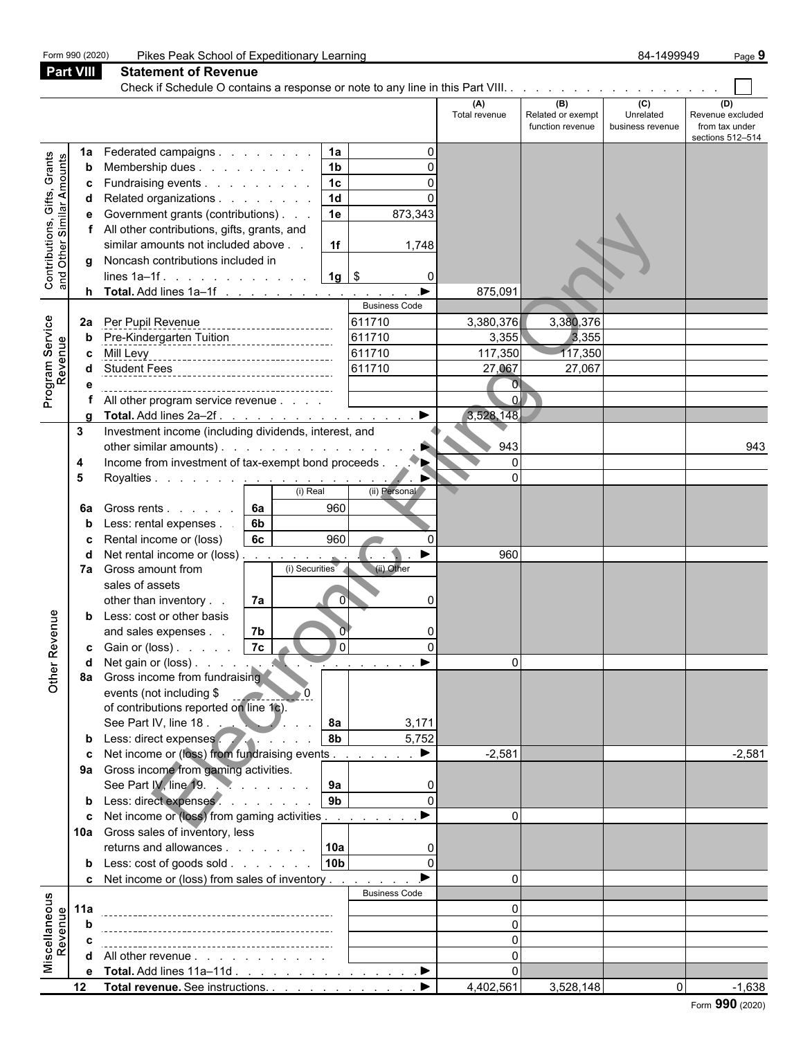Form 990 (2020) Pikes Peak School of Expeditionary Learning 84-1499949

## Part VIII Statement of Revenue

Check if Schedule O contains a response or note to any line in this Part VIII. . . . . . . . . . . . . . . . . . ☐

| | | | | (A) Total revenue | (B) Related or exempt function revenue | (C) Unrelated business revenue | (D) Revenue excluded from tax under sections 512–514 |
|---|---|---|---|---|---|---|---|
| **Contributions, Gifts, Grants and Other Similar Amounts** | 1a Federated campaigns | 1a | 0 | | | | |
| | b Membership dues | 1b | 0 | | | | |
| | c Fundraising events | 1c | 0 | | | | |
| | d Related organizations | 1d | 0 | | | | |
| | e Government grants (contributions) | 1e | 873,343 | | | | |
| | f All other contributions, gifts, grants, and similar amounts not included above | 1f | 1,748 | | | | |
| | g Noncash contributions included in lines 1a–1f | 1g | $ 0 | | | | |
| | h **Total.** Add lines 1a–1f | | ▶ | 875,091 | | | |
| **Program Service Revenue** | | | Business Code | | | | |
| | 2a Per Pupil Revenue | | 611710 | 3,380,376 | 3,380,376 | | |
| | b Pre-Kindergarten Tuition | | 611710 | 3,355 | 3,355 | | |
| | c Mill Levy | | 611710 | 117,350 | 117,350 | | |
| | d Student Fees | | 611710 | 27,067 | 27,067 | | |
| | e | | | 0 | | | |
| | f All other program service revenue | | | 0 | | | |
| | g **Total.** Add lines 2a–2f | | ▶ | 3,528,148 | | | |
| **Other Revenue** | 3 Investment income (including dividends, interest, and other similar amounts) | | ▶ | 943 | | | 943 |
| | 4 Income from investment of tax-exempt bond proceeds | | ▶ | 0 | | | |
| | 5 Royalties | | ▶ | 0 | | | |
| | | (i) Real | (ii) Personal | | | | |
| | 6a Gross rents — 6a | 960 | | | | | |
| | b Less: rental expenses — 6b | | | | | | |
| | c Rental income or (loss) — 6c | 960 | 0 | | | | |
| | d Net rental income or (loss) | | ▶ | 960 | | | |
| | | (i) Securities | (ii) Other | | | | |
| | 7a Gross amount from sales of assets other than inventory — 7a | 0 | 0 | | | | |
| | b Less: cost or other basis and sales expenses — 7b | 0 | 0 | | | | |
| | c Gain or (loss) — 7c | 0 | 0 | | | | |
| | d Net gain or (loss) | | ▶ | 0 | | | |
| | 8a Gross income from fundraising events (not including $ 0 of contributions reported on line 1c). See Part IV, line 18 | 8a | 3,171 | | | | |
| | b Less: direct expenses | 8b | 5,752 | | | | |
| | c Net income or (loss) from fundraising events | | ▶ | -2,581 | | | -2,581 |
| | 9a Gross income from gaming activities. See Part IV, line 19 | 9a | 0 | | | | |
| | b Less: direct expenses | 9b | 0 | | | | |
| | c Net income or (loss) from gaming activities | | ▶ | 0 | | | |
| | 10a Gross sales of inventory, less returns and allowances | 10a | 0 | | | | |
| | b Less: cost of goods sold | 10b | 0 | | | | |
| | c Net income or (loss) from sales of inventory | | ▶ | 0 | | | |
| **Miscellaneous Revenue** | | | Business Code | | | | |
| | 11a | | | 0 | | | |
| | b | | | 0 | | | |
| | c | | | 0 | | | |
| | d All other revenue | | | 0 | | | |
| | e **Total.** Add lines 11a–11d | | ▶ | 0 | | | |
| | 12 **Total revenue.** See instructions. | | ▶ | 4,402,561 | 3,528,148 | 0 | -1,638 |

Form **990** (2020)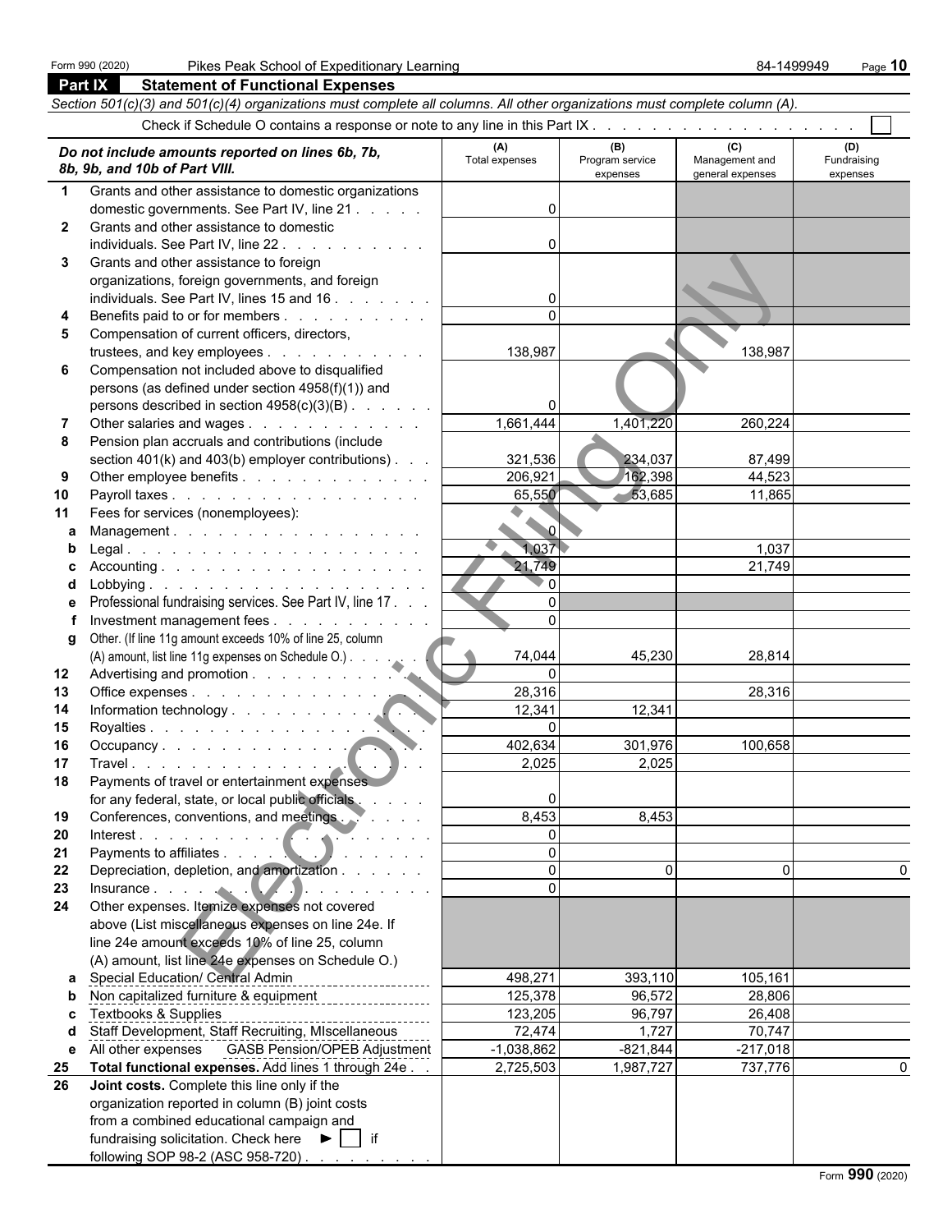Form 990 (2020) Pikes Peak School of Expeditionary Learning 84-1499949

## Part IX Statement of Functional Expenses

*Section 501(c)(3) and 501(c)(4) organizations must complete all columns. All other organizations must complete column (A).*

Check if Schedule O contains a response or note to any line in this Part IX . . . . . . . . . . . . . . . . . . . ☐

| | *Do not include amounts reported on lines 6b, 7b, 8b, 9b, and 10b of Part VIII.* | (A) Total expenses | (B) Program service expenses | (C) Management and general expenses | (D) Fundraising expenses |
|---|---|---|---|---|---|
| 1 | Grants and other assistance to domestic organizations domestic governments. See Part IV, line 21 | 0 | | | |
| 2 | Grants and other assistance to domestic individuals. See Part IV, line 22 | 0 | | | |
| 3 | Grants and other assistance to foreign organizations, foreign governments, and foreign individuals. See Part IV, lines 15 and 16 | 0 | | | |
| 4 | Benefits paid to or for members | 0 | | | |
| 5 | Compensation of current officers, directors, trustees, and key employees | 138,987 | | 138,987 | |
| 6 | Compensation not included above to disqualified persons (as defined under section 4958(f)(1)) and persons described in section 4958(c)(3)(B) | 0 | | | |
| 7 | Other salaries and wages | 1,661,444 | 1,401,220 | 260,224 | |
| 8 | Pension plan accruals and contributions (include section 401(k) and 403(b) employer contributions) | 321,536 | 234,037 | 87,499 | |
| 9 | Other employee benefits | 206,921 | 162,398 | 44,523 | |
| 10 | Payroll taxes | 65,550 | 53,685 | 11,865 | |
| 11 | Fees for services (nonemployees): | | | | |
| a | Management | 0 | | | |
| b | Legal | 1,037 | | 1,037 | |
| c | Accounting | 21,749 | | 21,749 | |
| d | Lobbying | 0 | | | |
| e | Professional fundraising services. See Part IV, line 17 | 0 | | | |
| f | Investment management fees | 0 | | | |
| g | Other. (If line 11g amount exceeds 10% of line 25, column (A) amount, list line 11g expenses on Schedule O.) | 74,044 | 45,230 | 28,814 | |
| 12 | Advertising and promotion | 0 | | | |
| 13 | Office expenses | 28,316 | | 28,316 | |
| 14 | Information technology | 12,341 | 12,341 | | |
| 15 | Royalties | 0 | | | |
| 16 | Occupancy | 402,634 | 301,976 | 100,658 | |
| 17 | Travel | 2,025 | 2,025 | | |
| 18 | Payments of travel or entertainment expenses for any federal, state, or local public officials | 0 | | | |
| 19 | Conferences, conventions, and meetings | 8,453 | 8,453 | | |
| 20 | Interest | 0 | | | |
| 21 | Payments to affiliates | 0 | | | |
| 22 | Depreciation, depletion, and amortization | 0 | 0 | 0 | 0 |
| 23 | Insurance | 0 | | | |
| 24 | Other expenses. Itemize expenses not covered above (List miscellaneous expenses on line 24e. If line 24e amount exceeds 10% of line 25, column (A) amount, list line 24e expenses on Schedule O.) | | | | |
| a | Special Education/ Central Admin | 498,271 | 393,110 | 105,161 | |
| b | Non capitalized furniture & equipment | 125,378 | 96,572 | 28,806 | |
| c | Textbooks & Supplies | 123,205 | 96,797 | 26,408 | |
| d | Staff Development, Staff Recruiting, MIscellaneous | 72,474 | 1,727 | 70,747 | |
| e | All other expenses GASB Pension/OPEB Adjustment | -1,038,862 | -821,844 | -217,018 | |
| 25 | **Total functional expenses.** Add lines 1 through 24e | 2,725,503 | 1,987,727 | 737,776 | 0 |
| 26 | **Joint costs.** Complete this line only if the organization reported in column (B) joint costs from a combined educational campaign and fundraising solicitation. Check here ► ☐ if following SOP 98-2 (ASC 958-720) | | | | |

Form **990** (2020)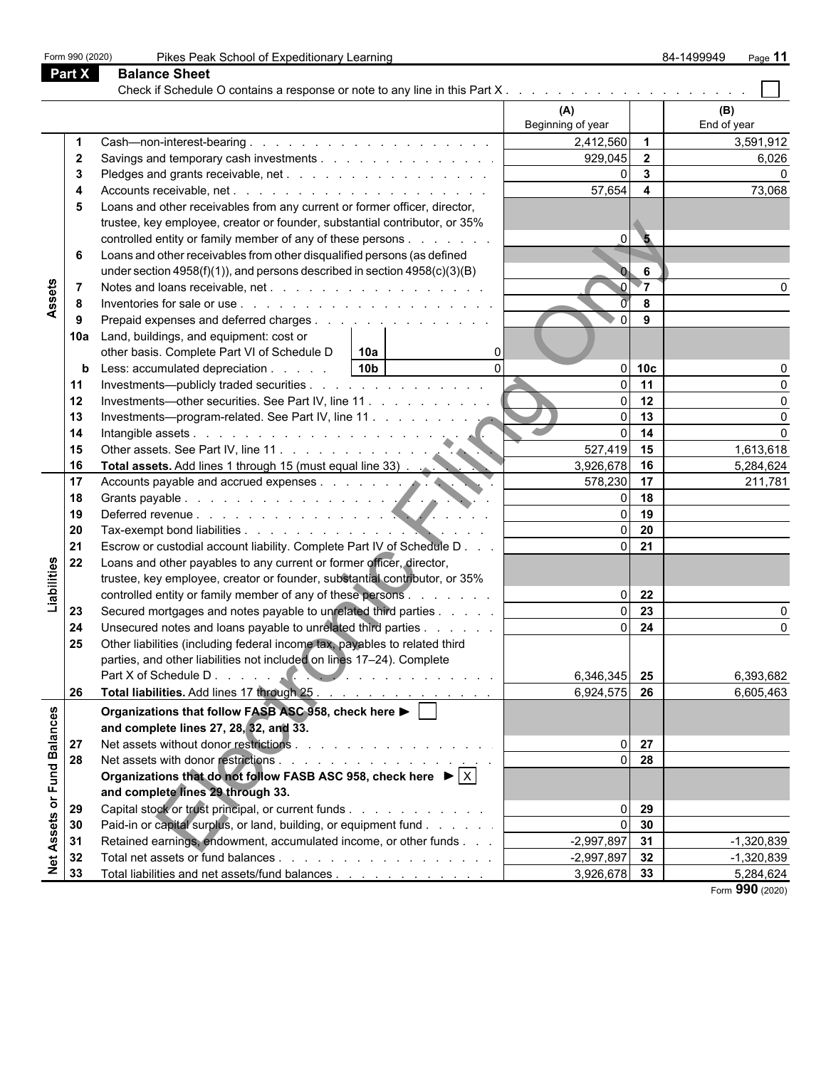Form 990 (2020) Pikes Peak School of Expeditionary Learning 84-1499949

## Part X Balance Sheet

Check if Schedule O contains a response or note to any line in this Part X . . . . . . . . . . . . . . . . . . . . ☐

| | | | (A) Beginning of year | | (B) End of year |
|---|---|---|---|---|---|
| **Assets** | 1 | Cash—non-interest-bearing | 2,412,560 | 1 | 3,591,912 |
| | 2 | Savings and temporary cash investments | 929,045 | 2 | 6,026 |
| | 3 | Pledges and grants receivable, net | 0 | 3 | 0 |
| | 4 | Accounts receivable, net | 57,654 | 4 | 73,068 |
| | 5 | Loans and other receivables from any current or former officer, director, trustee, key employee, creator or founder, substantial contributor, or 35% controlled entity or family member of any of these persons | 0 | 5 | |
| | 6 | Loans and other receivables from other disqualified persons (as defined under section 4958(f)(1)), and persons described in section 4958(c)(3)(B) | 0 | 6 | |
| | 7 | Notes and loans receivable, net | 0 | 7 | 0 |
| | 8 | Inventories for sale or use | 0 | 8 | |
| | 9 | Prepaid expenses and deferred charges | 0 | 9 | |
| | 10a | Land, buildings, and equipment: cost or other basis. Complete Part VI of Schedule D — 10a: 0 | | | |
| | b | Less: accumulated depreciation — 10b: 0 | 0 | 10c | 0 |
| | 11 | Investments—publicly traded securities | 0 | 11 | 0 |
| | 12 | Investments—other securities. See Part IV, line 11 | 0 | 12 | 0 |
| | 13 | Investments—program-related. See Part IV, line 11 | 0 | 13 | 0 |
| | 14 | Intangible assets | 0 | 14 | 0 |
| | 15 | Other assets. See Part IV, line 11 | 527,419 | 15 | 1,613,618 |
| | 16 | **Total assets.** Add lines 1 through 15 (must equal line 33) | 3,926,678 | 16 | 5,284,624 |
| **Liabilities** | 17 | Accounts payable and accrued expenses | 578,230 | 17 | 211,781 |
| | 18 | Grants payable | 0 | 18 | |
| | 19 | Deferred revenue | 0 | 19 | |
| | 20 | Tax-exempt bond liabilities | 0 | 20 | |
| | 21 | Escrow or custodial account liability. Complete Part IV of Schedule D | 0 | 21 | |
| | 22 | Loans and other payables to any current or former officer, director, trustee, key employee, creator or founder, substantial contributor, or 35% controlled entity or family member of any of these persons | 0 | 22 | |
| | 23 | Secured mortgages and notes payable to unrelated third parties | 0 | 23 | 0 |
| | 24 | Unsecured notes and loans payable to unrelated third parties | 0 | 24 | 0 |
| | 25 | Other liabilities (including federal income tax, payables to related third parties, and other liabilities not included on lines 17–24). Complete Part X of Schedule D | 6,346,345 | 25 | 6,393,682 |
| | 26 | **Total liabilities.** Add lines 17 through 25 | 6,924,575 | 26 | 6,605,463 |
| **Net Assets or Fund Balances** | | **Organizations that follow FASB ASC 958, check here ▶ ☐ and complete lines 27, 28, 32, and 33.** | | | |
| | 27 | Net assets without donor restrictions | 0 | 27 | |
| | 28 | Net assets with donor restrictions | 0 | 28 | |
| | | **Organizations that do not follow FASB ASC 958, check here ▶ ☒ and complete lines 29 through 33.** | | | |
| | 29 | Capital stock or trust principal, or current funds | 0 | 29 | |
| | 30 | Paid-in or capital surplus, or land, building, or equipment fund | 0 | 30 | |
| | 31 | Retained earnings, endowment, accumulated income, or other funds | -2,997,897 | 31 | -1,320,839 |
| | 32 | Total net assets or fund balances | -2,997,897 | 32 | -1,320,839 |
| | 33 | Total liabilities and net assets/fund balances | 3,926,678 | 33 | 5,284,624 |

Form **990** (2020)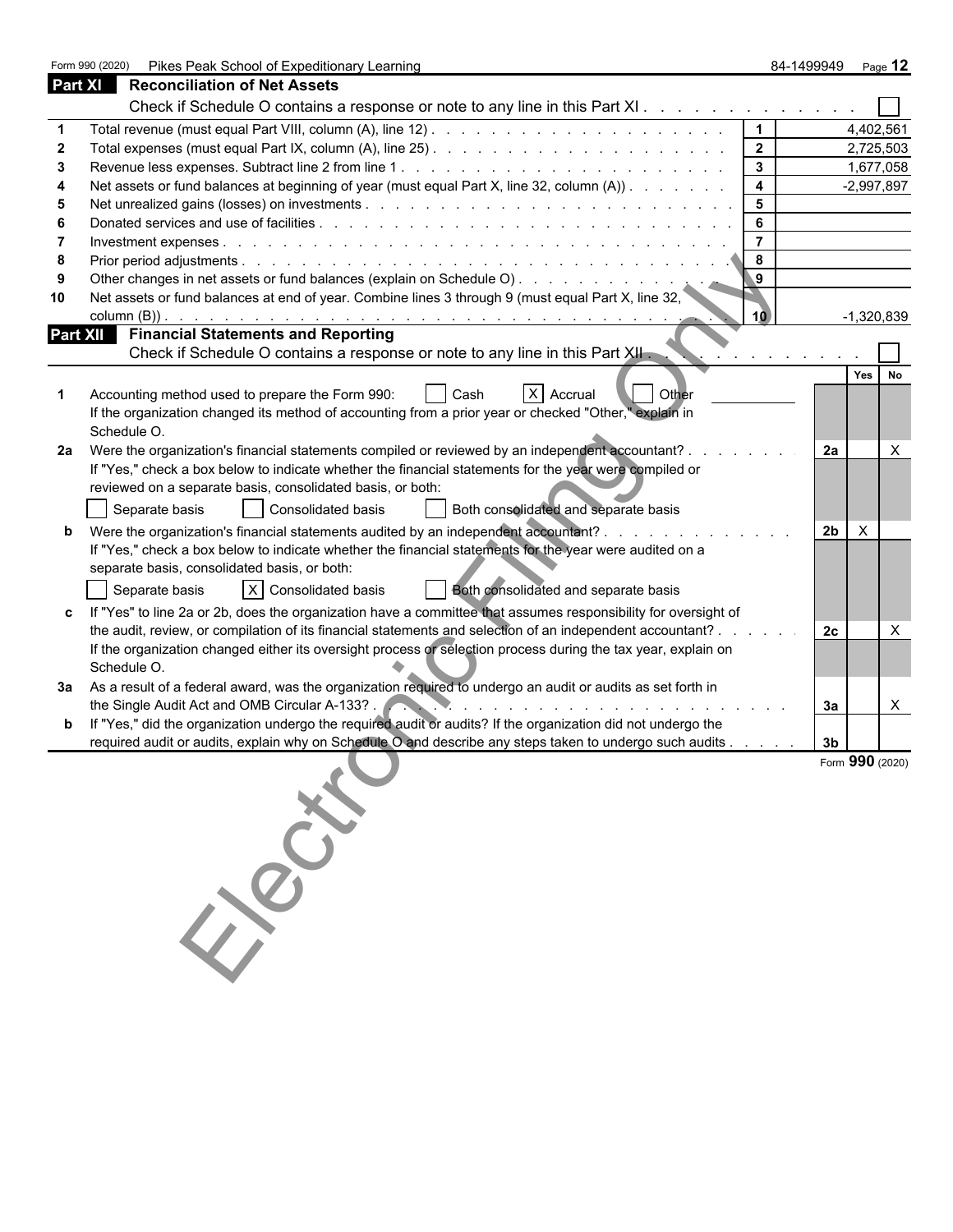Form 990 (2020) Pikes Peak School of Expeditionary Learning 84-1499949 Page 12

## Part XI Reconciliation of Net Assets

Check if Schedule O contains a response or note to any line in this Part XI . . . . . . . . . . . . . . ☐

| | | | |
|---|---|---|---|
| 1 | Total revenue (must equal Part VIII, column (A), line 12) | 1 | 4,402,561 |
| 2 | Total expenses (must equal Part IX, column (A), line 25) | 2 | 2,725,503 |
| 3 | Revenue less expenses. Subtract line 2 from line 1 | 3 | 1,677,058 |
| 4 | Net assets or fund balances at beginning of year (must equal Part X, line 32, column (A)) | 4 | -2,997,897 |
| 5 | Net unrealized gains (losses) on investments | 5 | |
| 6 | Donated services and use of facilities | 6 | |
| 7 | Investment expenses | 7 | |
| 8 | Prior period adjustments | 8 | |
| 9 | Other changes in net assets or fund balances (explain on Schedule O) | 9 | |
| 10 | Net assets or fund balances at end of year. Combine lines 3 through 9 (must equal Part X, line 32, column (B)) | 10 | -1,320,839 |

## Part XII Financial Statements and Reporting

Check if Schedule O contains a response or note to any line in this Part XII . . . . . . . . . . . . . . ☐

| | | | Yes | No |
|---|---|---|---|---|
| 1 | Accounting method used to prepare the Form 990: ☐ Cash ☒ Accrual ☐ Other<br>If the organization changed its method of accounting from a prior year or checked "Other," explain in Schedule O. | | | |
| 2a | Were the organization's financial statements compiled or reviewed by an independent accountant?<br>If "Yes," check a box below to indicate whether the financial statements for the year were compiled or reviewed on a separate basis, consolidated basis, or both:<br>☐ Separate basis ☐ Consolidated basis ☐ Both consolidated and separate basis | 2a | | X |
| b | Were the organization's financial statements audited by an independent accountant?<br>If "Yes," check a box below to indicate whether the financial statements for the year were audited on a separate basis, consolidated basis, or both:<br>☐ Separate basis ☒ Consolidated basis ☐ Both consolidated and separate basis | 2b | X | |
| c | If "Yes" to line 2a or 2b, does the organization have a committee that assumes responsibility for oversight of the audit, review, or compilation of its financial statements and selection of an independent accountant?<br>If the organization changed either its oversight process or selection process during the tax year, explain on Schedule O. | 2c | | X |
| 3a | As a result of a federal award, was the organization required to undergo an audit or audits as set forth in the Single Audit Act and OMB Circular A-133? | 3a | | X |
| b | If "Yes," did the organization undergo the required audit or audits? If the organization did not undergo the required audit or audits, explain why on Schedule O and describe any steps taken to undergo such audits | 3b | | |

Form **990** (2020)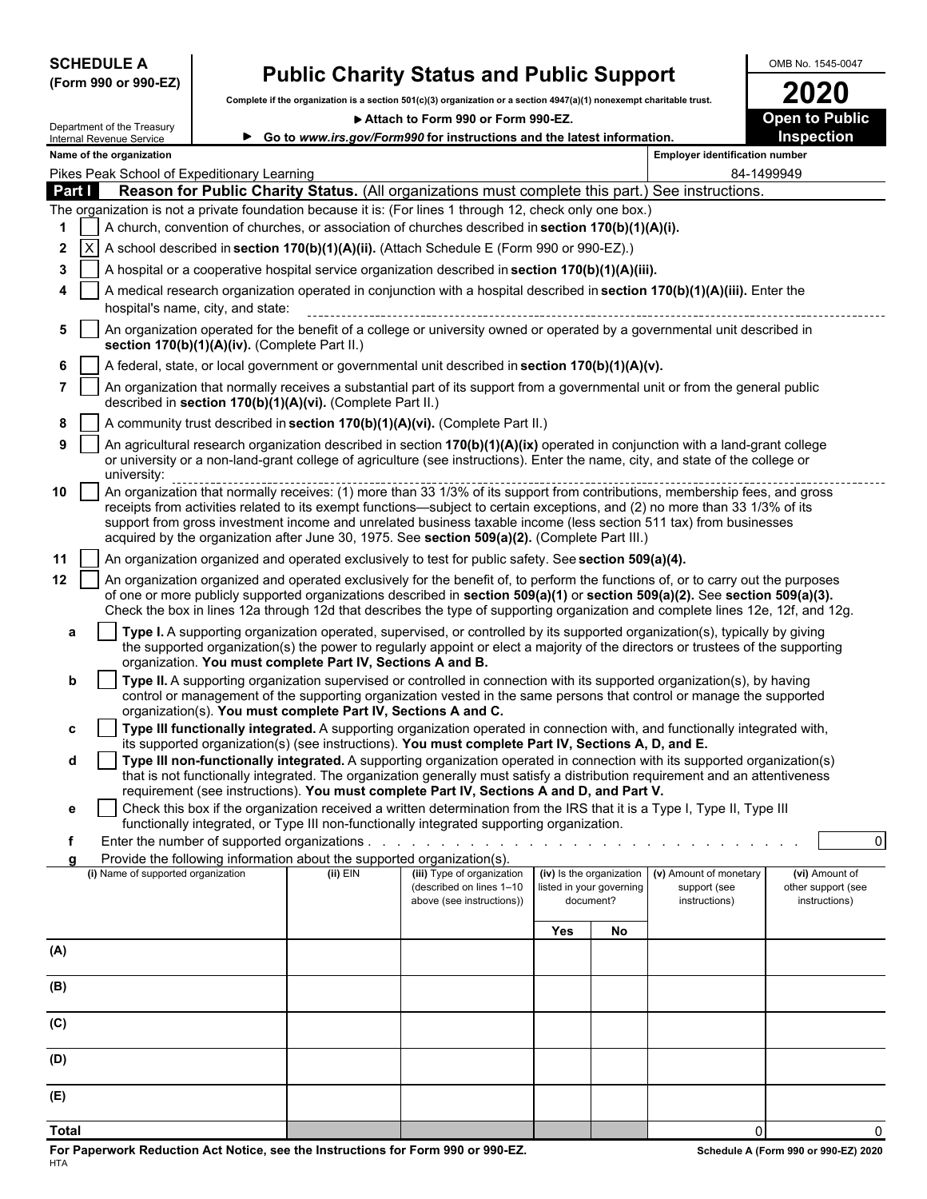**SCHEDULE A**
**(Form 990 or 990-EZ)**

# Public Charity Status and Public Support

**Complete if the organization is a section 501(c)(3) organization or a section 4947(a)(1) nonexempt charitable trust.**

▶ **Attach to Form 990 or Form 990-EZ.**

▶ **Go to *www.irs.gov/Form990* for instructions and the latest information.**

Department of the Treasury
Internal Revenue Service

OMB No. 1545-0047

**2020**

**Open to Public Inspection**

**Name of the organization:** Pikes Peak School of Expeditionary Learning

**Employer identification number:** 84-1499949

## Part I — Reason for Public Charity Status. (All organizations must complete this part.) See instructions.

The organization is not a private foundation because it is: (For lines 1 through 12, check only one box.)

1. [ ] A church, convention of churches, or association of churches described in **section 170(b)(1)(A)(i).**
2. [X] A school described in **section 170(b)(1)(A)(ii).** (Attach Schedule E (Form 990 or 990-EZ).)
3. [ ] A hospital or a cooperative hospital service organization described in **section 170(b)(1)(A)(iii).**
4. [ ] A medical research organization operated in conjunction with a hospital described in **section 170(b)(1)(A)(iii).** Enter the hospital's name, city, and state:
5. [ ] An organization operated for the benefit of a college or university owned or operated by a governmental unit described in **section 170(b)(1)(A)(iv).** (Complete Part II.)
6. [ ] A federal, state, or local government or governmental unit described in **section 170(b)(1)(A)(v).**
7. [ ] An organization that normally receives a substantial part of its support from a governmental unit or from the general public described in **section 170(b)(1)(A)(vi).** (Complete Part II.)
8. [ ] A community trust described in **section 170(b)(1)(A)(vi).** (Complete Part II.)
9. [ ] An agricultural research organization described in section **170(b)(1)(A)(ix)** operated in conjunction with a land-grant college or university or a non-land-grant college of agriculture (see instructions). Enter the name, city, and state of the college or university:
10. [ ] An organization that normally receives: (1) more than 33 1/3% of its support from contributions, membership fees, and gross receipts from activities related to its exempt functions—subject to certain exceptions, and (2) no more than 33 1/3% of its support from gross investment income and unrelated business taxable income (less section 511 tax) from businesses acquired by the organization after June 30, 1975. See **section 509(a)(2).** (Complete Part III.)
11. [ ] An organization organized and operated exclusively to test for public safety. See **section 509(a)(4).**
12. [ ] An organization organized and operated exclusively for the benefit of, to perform the functions of, or to carry out the purposes of one or more publicly supported organizations described in **section 509(a)(1)** or **section 509(a)(2).** See **section 509(a)(3).** Check the box in lines 12a through 12d that describes the type of supporting organization and complete lines 12e, 12f, and 12g.

 a. [ ] **Type I.** A supporting organization operated, supervised, or controlled by its supported organization(s), typically by giving the supported organization(s) the power to regularly appoint or elect a majority of the directors or trustees of the supporting organization. **You must complete Part IV, Sections A and B.**

 b. [ ] **Type II.** A supporting organization supervised or controlled in connection with its supported organization(s), by having control or management of the supporting organization vested in the same persons that control or manage the supported organization(s). **You must complete Part IV, Sections A and C.**

 c. [ ] **Type III functionally integrated.** A supporting organization operated in connection with, and functionally integrated with, its supported organization(s) (see instructions). **You must complete Part IV, Sections A, D, and E.**

 d. [ ] **Type III non-functionally integrated.** A supporting organization operated in connection with its supported organization(s) that is not functionally integrated. The organization generally must satisfy a distribution requirement and an attentiveness requirement (see instructions). **You must complete Part IV, Sections A and D, and Part V.**

 e. [ ] Check this box if the organization received a written determination from the IRS that it is a Type I, Type II, Type III functionally integrated, or Type III non-functionally integrated supporting organization.

 f. Enter the number of supported organizations . . . . . 0

 g. Provide the following information about the supported organization(s).

| (i) Name of supported organization | (ii) EIN | (iii) Type of organization (described on lines 1–10 above (see instructions)) | (iv) Is the organization listed in your governing document? Yes | No | (v) Amount of monetary support (see instructions) | (vi) Amount of other support (see instructions) |
|---|---|---|---|---|---|---|
| (A) | | | | | | |
| (B) | | | | | | |
| (C) | | | | | | |
| (D) | | | | | | |
| (E) | | | | | | |
| **Total** | | | | | 0 | 0 |

**For Paperwork Reduction Act Notice, see the Instructions for Form 990 or 990-EZ.**
HTA

**Schedule A (Form 990 or 990-EZ) 2020**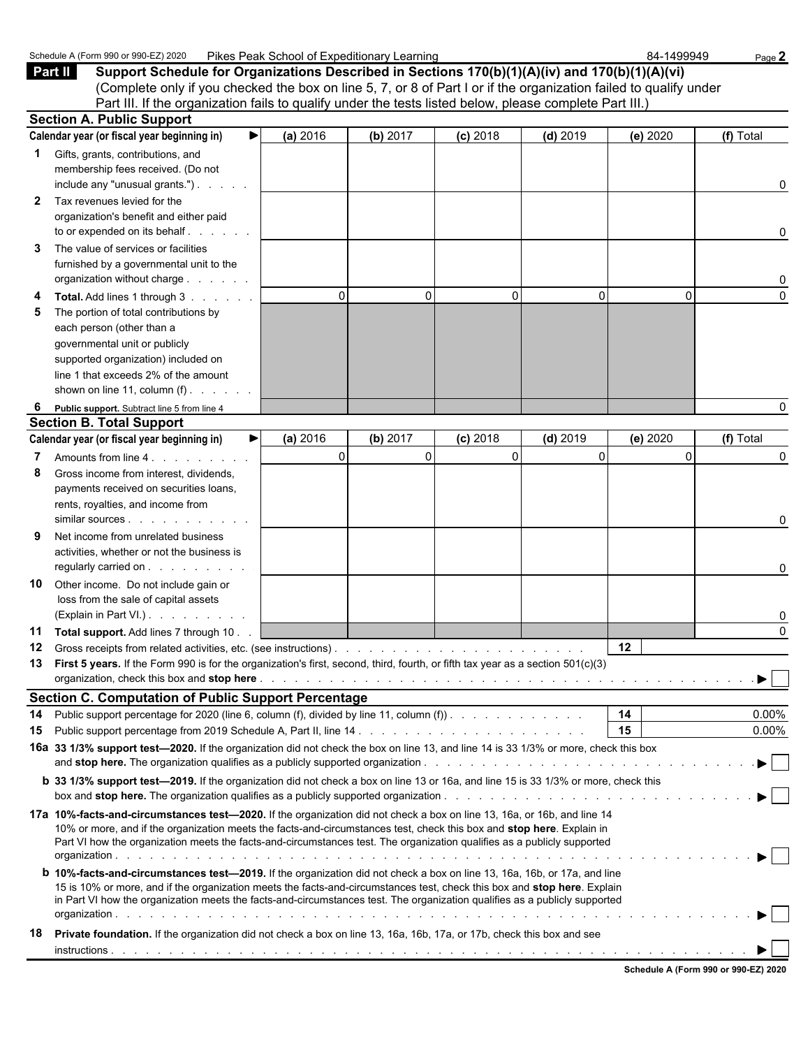Schedule A (Form 990 or 990-EZ) 2020 Pikes Peak School of Expeditionary Learning 84-1499949 Page **2**

## Part II Support Schedule for Organizations Described in Sections 170(b)(1)(A)(iv) and 170(b)(1)(A)(vi)

(Complete only if you checked the box on line 5, 7, or 8 of Part I or if the organization failed to qualify under Part III. If the organization fails to qualify under the tests listed below, please complete Part III.)

### Section A. Public Support

| | Calendar year (or fiscal year beginning in) ▶ | (a) 2016 | (b) 2017 | (c) 2018 | (d) 2019 | (e) 2020 | (f) Total |
|---|---|---|---|---|---|---|---|
| 1 | Gifts, grants, contributions, and membership fees received. (Do not include any "unusual grants.") | | | | | | 0 |
| 2 | Tax revenues levied for the organization's benefit and either paid to or expended on its behalf | | | | | | 0 |
| 3 | The value of services or facilities furnished by a governmental unit to the organization without charge | | | | | | 0 |
| 4 | **Total.** Add lines 1 through 3 | 0 | 0 | 0 | 0 | 0 | 0 |
| 5 | The portion of total contributions by each person (other than a governmental unit or publicly supported organization) included on line 1 that exceeds 2% of the amount shown on line 11, column (f) | | | | | | |
| 6 | **Public support.** Subtract line 5 from line 4 | | | | | | 0 |

### Section B. Total Support

| | Calendar year (or fiscal year beginning in) ▶ | (a) 2016 | (b) 2017 | (c) 2018 | (d) 2019 | (e) 2020 | (f) Total |
|---|---|---|---|---|---|---|---|
| 7 | Amounts from line 4 | 0 | 0 | 0 | 0 | 0 | 0 |
| 8 | Gross income from interest, dividends, payments received on securities loans, rents, royalties, and income from similar sources | | | | | | 0 |
| 9 | Net income from unrelated business activities, whether or not the business is regularly carried on | | | | | | 0 |
| 10 | Other income. Do not include gain or loss from the sale of capital assets (Explain in Part VI.) | | | | | | 0 |
| 11 | **Total support.** Add lines 7 through 10 | | | | | | 0 |

**12** Gross receipts from related activities, etc. (see instructions) . . . **12**

**13** **First 5 years.** If the Form 990 is for the organization's first, second, third, fourth, or fifth tax year as a section 501(c)(3) organization, check this box and **stop here** ▶ ☐

### Section C. Computation of Public Support Percentage

**14** Public support percentage for 2020 (line 6, column (f), divided by line 11, column (f)) . . . **14** 0.00%

**15** Public support percentage from 2019 Schedule A, Part II, line 14 . . . **15** 0.00%

**16a** **33 1/3% support test—2020.** If the organization did not check the box on line 13, and line 14 is 33 1/3% or more, check this box and **stop here.** The organization qualifies as a publicly supported organization ▶ ☐

**b** **33 1/3% support test—2019.** If the organization did not check a box on line 13 or 16a, and line 15 is 33 1/3% or more, check this box and **stop here.** The organization qualifies as a publicly supported organization ▶ ☐

**17a** **10%-facts-and-circumstances test—2020.** If the organization did not check a box on line 13, 16a, or 16b, and line 14 is 10% or more, and if the organization meets the facts-and-circumstances test, check this box and **stop here**. Explain in Part VI how the organization meets the facts-and-circumstances test. The organization qualifies as a publicly supported organization ▶ ☐

**b** **10%-facts-and-circumstances test—2019.** If the organization did not check a box on line 13, 16a, 16b, or 17a, and line 15 is 10% or more, and if the organization meets the facts-and-circumstances test, check this box and **stop here**. Explain in Part VI how the organization meets the facts-and-circumstances test. The organization qualifies as a publicly supported organization ▶ ☐

**18** **Private foundation.** If the organization did not check a box on line 13, 16a, 16b, 17a, or 17b, check this box and see instructions ▶ ☐

**Schedule A (Form 990 or 990-EZ) 2020**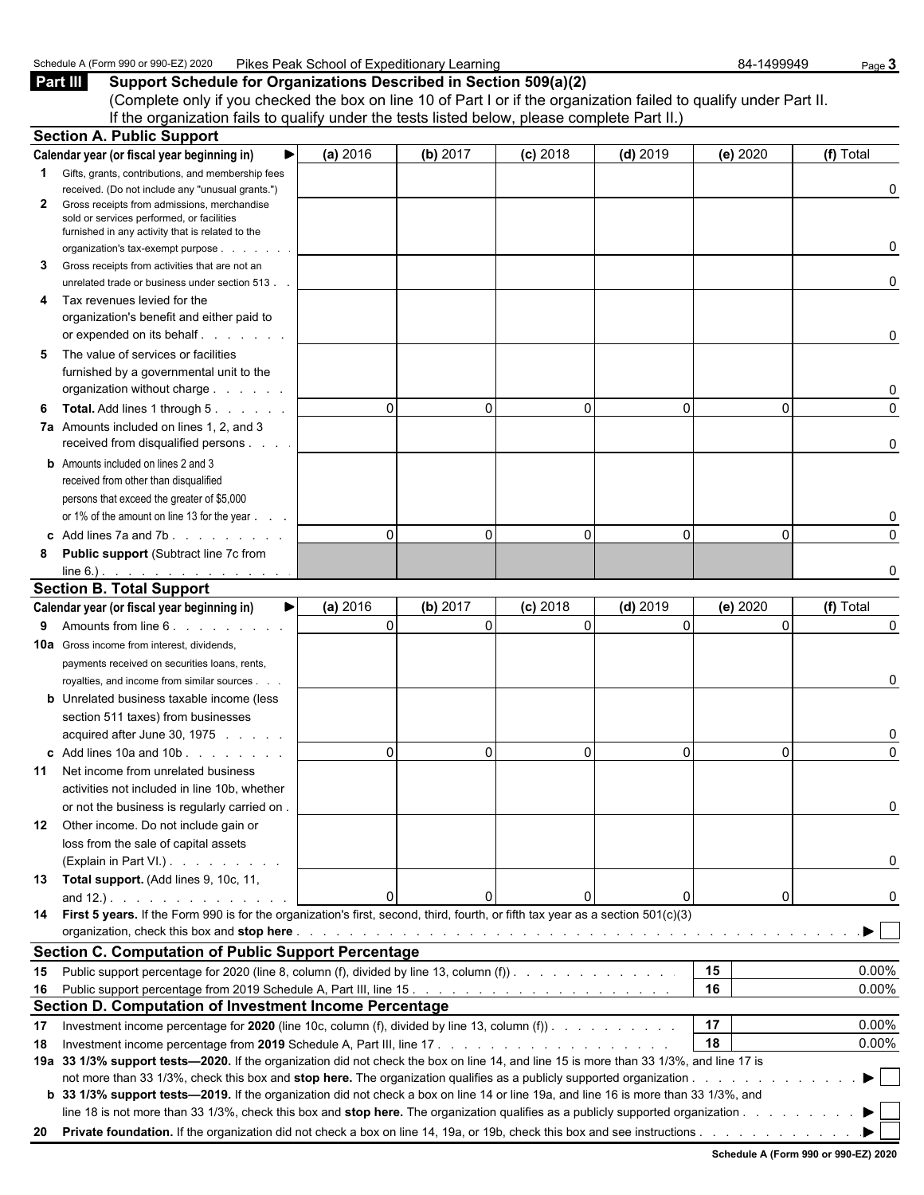Schedule A (Form 990 or 990-EZ) 2020 Pikes Peak School of Expeditionary Learning 84-1499949

## Part III Support Schedule for Organizations Described in Section 509(a)(2)

(Complete only if you checked the box on line 10 of Part I or if the organization failed to qualify under Part II. If the organization fails to qualify under the tests listed below, please complete Part II.)

### Section A. Public Support

| Calendar year (or fiscal year beginning in) ► | (a) 2016 | (b) 2017 | (c) 2018 | (d) 2019 | (e) 2020 | (f) Total |
|---|---|---|---|---|---|---|
| 1 Gifts, grants, contributions, and membership fees received. (Do not include any "unusual grants.") | | | | | | 0 |
| 2 Gross receipts from admissions, merchandise sold or services performed, or facilities furnished in any activity that is related to the organization's tax-exempt purpose | | | | | | 0 |
| 3 Gross receipts from activities that are not an unrelated trade or business under section 513 | | | | | | 0 |
| 4 Tax revenues levied for the organization's benefit and either paid to or expended on its behalf | | | | | | 0 |
| 5 The value of services or facilities furnished by a governmental unit to the organization without charge | | | | | | 0 |
| 6 **Total.** Add lines 1 through 5 | 0 | 0 | 0 | 0 | 0 | 0 |
| 7a Amounts included on lines 1, 2, and 3 received from disqualified persons | | | | | | 0 |
| b Amounts included on lines 2 and 3 received from other than disqualified persons that exceed the greater of $5,000 or 1% of the amount on line 13 for the year | | | | | | 0 |
| c Add lines 7a and 7b | 0 | 0 | 0 | 0 | 0 | 0 |
| 8 **Public support** (Subtract line 7c from line 6.) | | | | | | 0 |

### Section B. Total Support

| Calendar year (or fiscal year beginning in) ► | (a) 2016 | (b) 2017 | (c) 2018 | (d) 2019 | (e) 2020 | (f) Total |
|---|---|---|---|---|---|---|
| 9 Amounts from line 6 | 0 | 0 | 0 | 0 | 0 | 0 |
| 10a Gross income from interest, dividends, payments received on securities loans, rents, royalties, and income from similar sources | | | | | | 0 |
| b Unrelated business taxable income (less section 511 taxes) from businesses acquired after June 30, 1975 | | | | | | 0 |
| c Add lines 10a and 10b | 0 | 0 | 0 | 0 | 0 | 0 |
| 11 Net income from unrelated business activities not included in line 10b, whether or not the business is regularly carried on | | | | | | 0 |
| 12 Other income. Do not include gain or loss from the sale of capital assets (Explain in Part VI.) | | | | | | 0 |
| 13 **Total support.** (Add lines 9, 10c, 11, and 12.) | 0 | 0 | 0 | 0 | 0 | 0 |

14 **First 5 years.** If the Form 990 is for the organization's first, second, third, fourth, or fifth tax year as a section 501(c)(3) organization, check this box and **stop here** ► ☐

### Section C. Computation of Public Support Percentage

| | | | |
|---|---|---|---|
| 15 | Public support percentage for 2020 (line 8, column (f), divided by line 13, column (f)) | 15 | 0.00% |
| 16 | Public support percentage from 2019 Schedule A, Part III, line 15 | 16 | 0.00% |

### Section D. Computation of Investment Income Percentage

| | | | |
|---|---|---|---|
| 17 | Investment income percentage for **2020** (line 10c, column (f), divided by line 13, column (f)) | 17 | 0.00% |
| 18 | Investment income percentage from **2019** Schedule A, Part III, line 17 | 18 | 0.00% |

19a **33 1/3% support tests—2020.** If the organization did not check the box on line 14, and line 15 is more than 33 1/3%, and line 17 is not more than 33 1/3%, check this box and **stop here.** The organization qualifies as a publicly supported organization ► ☐

b **33 1/3% support tests—2019.** If the organization did not check a box on line 14 or line 19a, and line 16 is more than 33 1/3%, and line 18 is not more than 33 1/3%, check this box and **stop here.** The organization qualifies as a publicly supported organization ► ☐

20 **Private foundation.** If the organization did not check a box on line 14, 19a, or 19b, check this box and see instructions ► ☐

**Schedule A (Form 990 or 990-EZ) 2020**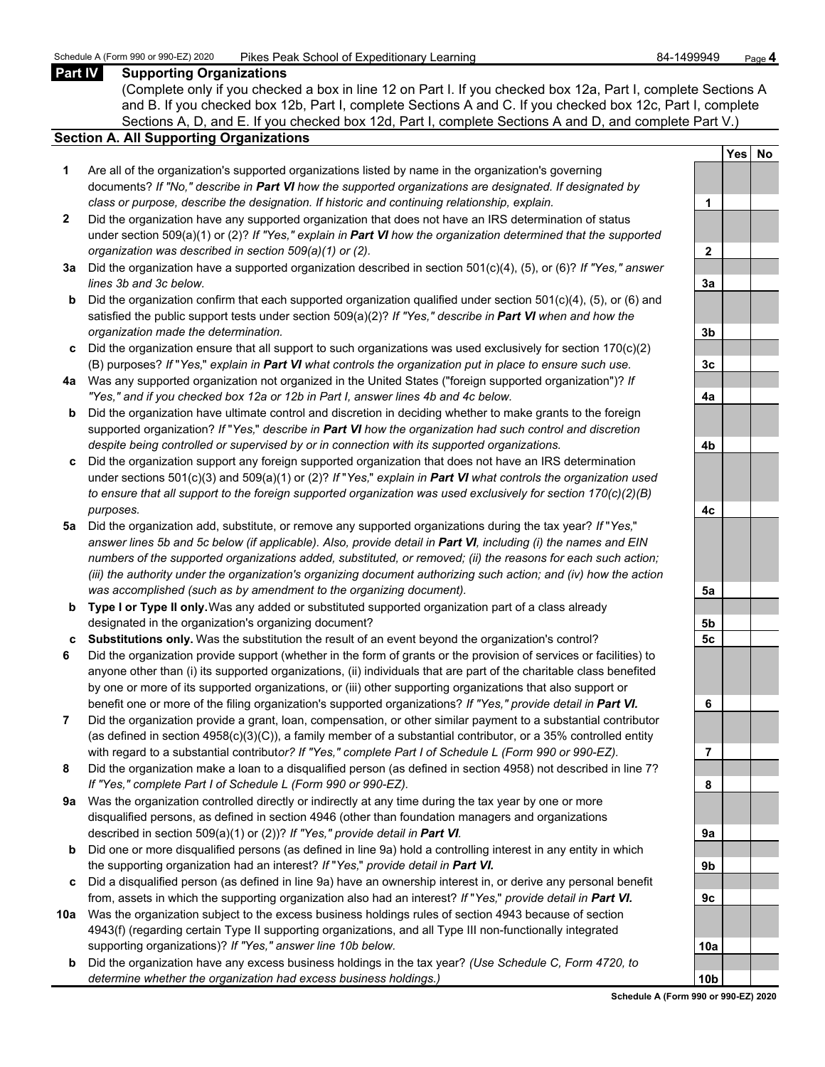## Part IV Supporting Organizations

(Complete only if you checked a box in line 12 on Part I. If you checked box 12a, Part I, complete Sections A and B. If you checked box 12b, Part I, complete Sections A and C. If you checked box 12c, Part I, complete Sections A, D, and E. If you checked box 12d, Part I, complete Sections A and D, and complete Part V.)

### Section A. All Supporting Organizations

| | | | Yes | No |
|---|---|---|---|---|
| **1** | Are all of the organization's supported organizations listed by name in the organization's governing documents? *If "No," describe in* ***Part VI*** *how the supported organizations are designated. If designated by class or purpose, describe the designation. If historic and continuing relationship, explain.* | 1 | | |
| **2** | Did the organization have any supported organization that does not have an IRS determination of status under section 509(a)(1) or (2)? *If "Yes," explain in* ***Part VI*** *how the organization determined that the supported organization was described in section 509(a)(1) or (2).* | 2 | | |
| **3a** | Did the organization have a supported organization described in section 501(c)(4), (5), or (6)? *If "Yes," answer lines 3b and 3c below.* | 3a | | |
| **b** | Did the organization confirm that each supported organization qualified under section 501(c)(4), (5), or (6) and satisfied the public support tests under section 509(a)(2)? *If "Yes," describe in* ***Part VI*** *when and how the organization made the determination.* | 3b | | |
| **c** | Did the organization ensure that all support to such organizations was used exclusively for section 170(c)(2)(B) purposes? *If "Yes," explain in* ***Part VI*** *what controls the organization put in place to ensure such use.* | 3c | | |
| **4a** | Was any supported organization not organized in the United States ("foreign supported organization")? *If "Yes," and if you checked box 12a or 12b in Part I, answer lines 4b and 4c below.* | 4a | | |
| **b** | Did the organization have ultimate control and discretion in deciding whether to make grants to the foreign supported organization? *If "Yes," describe in* ***Part VI*** *how the organization had such control and discretion despite being controlled or supervised by or in connection with its supported organizations.* | 4b | | |
| **c** | Did the organization support any foreign supported organization that does not have an IRS determination under sections 501(c)(3) and 509(a)(1) or (2)? *If "Yes," explain in* ***Part VI*** *what controls the organization used to ensure that all support to the foreign supported organization was used exclusively for section 170(c)(2)(B) purposes.* | 4c | | |
| **5a** | Did the organization add, substitute, or remove any supported organizations during the tax year? *If "Yes," answer lines 5b and 5c below (if applicable). Also, provide detail in* ***Part VI****, including (i) the names and EIN numbers of the supported organizations added, substituted, or removed; (ii) the reasons for each such action; (iii) the authority under the organization's organizing document authorizing such action; and (iv) how the action was accomplished (such as by amendment to the organizing document).* | 5a | | |
| **b** | **Type I or Type II only.** Was any added or substituted supported organization part of a class already designated in the organization's organizing document? | 5b | | |
| **c** | **Substitutions only.** Was the substitution the result of an event beyond the organization's control? | 5c | | |
| **6** | Did the organization provide support (whether in the form of grants or the provision of services or facilities) to anyone other than (i) its supported organizations, (ii) individuals that are part of the charitable class benefited by one or more of its supported organizations, or (iii) other supporting organizations that also support or benefit one or more of the filing organization's supported organizations? *If "Yes," provide detail in* ***Part VI.*** | 6 | | |
| **7** | Did the organization provide a grant, loan, compensation, or other similar payment to a substantial contributor (as defined in section 4958(c)(3)(C)), a family member of a substantial contributor, or a 35% controlled entity with regard to a substantial contributor? *If "Yes," complete Part I of Schedule L (Form 990 or 990-EZ).* | 7 | | |
| **8** | Did the organization make a loan to a disqualified person (as defined in section 4958) not described in line 7? *If "Yes," complete Part I of Schedule L (Form 990 or 990-EZ).* | 8 | | |
| **9a** | Was the organization controlled directly or indirectly at any time during the tax year by one or more disqualified persons, as defined in section 4946 (other than foundation managers and organizations described in section 509(a)(1) or (2))? *If "Yes," provide detail in* ***Part VI.*** | 9a | | |
| **b** | Did one or more disqualified persons (as defined in line 9a) hold a controlling interest in any entity in which the supporting organization had an interest? *If "Yes," provide detail in* ***Part VI.*** | 9b | | |
| **c** | Did a disqualified person (as defined in line 9a) have an ownership interest in, or derive any personal benefit from, assets in which the supporting organization also had an interest? *If "Yes," provide detail in* ***Part VI.*** | 9c | | |
| **10a** | Was the organization subject to the excess business holdings rules of section 4943 because of section 4943(f) (regarding certain Type II supporting organizations, and all Type III non-functionally integrated supporting organizations)? *If "Yes," answer line 10b below.* | 10a | | |
| **b** | Did the organization have any excess business holdings in the tax year? *(Use Schedule C, Form 4720, to determine whether the organization had excess business holdings.)* | 10b | | |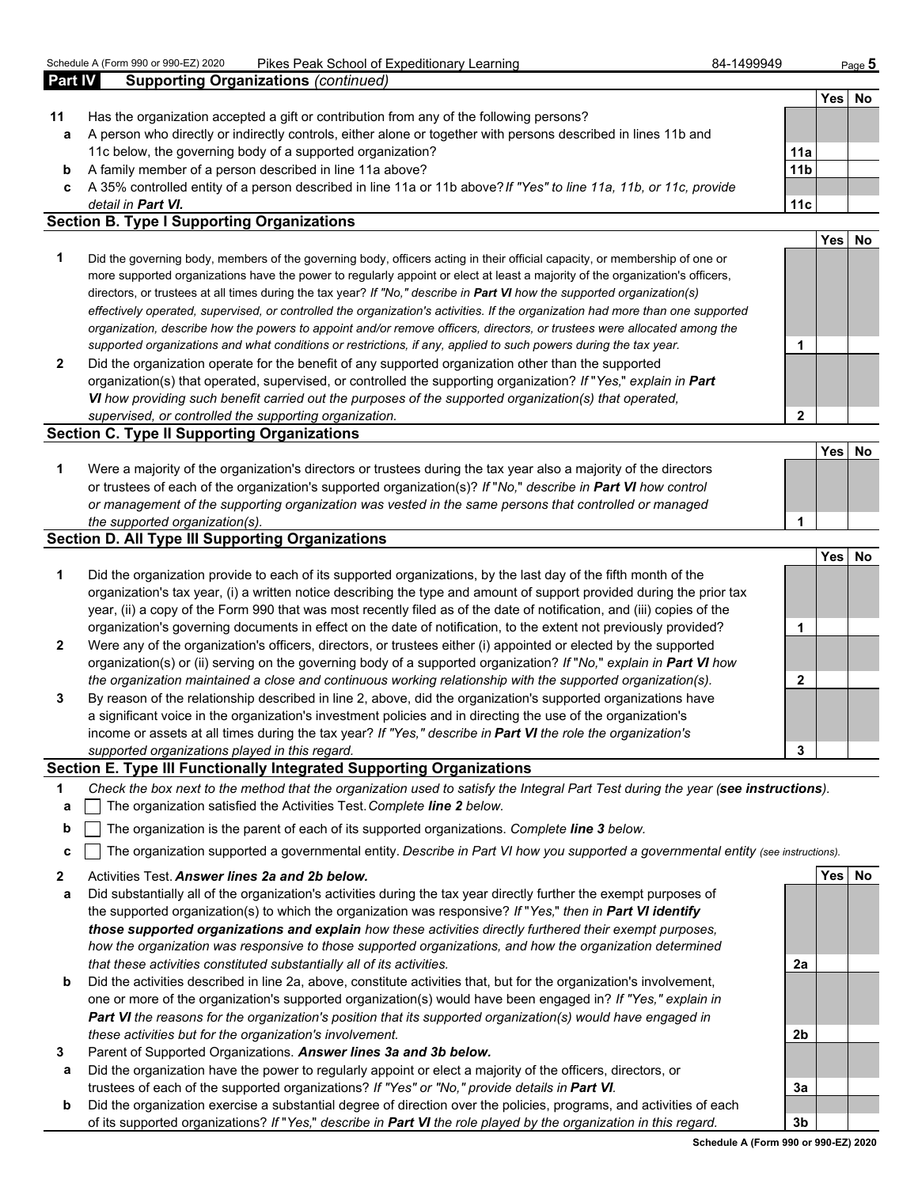Schedule A (Form 990 or 990-EZ) 2020 Pikes Peak School of Expeditionary Learning 84-1499949

**Part IV Supporting Organizations** *(continued)*

| | | | Yes | No |
|---|---|---|---|---|
| **11** | Has the organization accepted a gift or contribution from any of the following persons? | | | |
| **a** | A person who directly or indirectly controls, either alone or together with persons described in lines 11b and 11c below, the governing body of a supported organization? | **11a** | | |
| **b** | A family member of a person described in line 11a above? | **11b** | | |
| **c** | A 35% controlled entity of a person described in line 11a or 11b above? *If "Yes" to line 11a, 11b, or 11c, provide detail in **Part VI.*** | **11c** | | |

### Section B. Type I Supporting Organizations

| | | | Yes | No |
|---|---|---|---|---|
| **1** | Did the governing body, members of the governing body, officers acting in their official capacity, or membership of one or more supported organizations have the power to regularly appoint or elect at least a majority of the organization's officers, directors, or trustees at all times during the tax year? *If "No," describe in **Part VI** how the supported organization(s) effectively operated, supervised, or controlled the organization's activities. If the organization had more than one supported organization, describe how the powers to appoint and/or remove officers, directors, or trustees were allocated among the supported organizations and what conditions or restrictions, if any, applied to such powers during the tax year.* | **1** | | |
| **2** | Did the organization operate for the benefit of any supported organization other than the supported organization(s) that operated, supervised, or controlled the supporting organization? *If "Yes," explain in **Part VI** how providing such benefit carried out the purposes of the supported organization(s) that operated, supervised, or controlled the supporting organization.* | **2** | | |

### Section C. Type II Supporting Organizations

| | | | Yes | No |
|---|---|---|---|---|
| **1** | Were a majority of the organization's directors or trustees during the tax year also a majority of the directors or trustees of each of the organization's supported organization(s)? *If "No," describe in **Part VI** how control or management of the supporting organization was vested in the same persons that controlled or managed the supported organization(s).* | **1** | | |

### Section D. All Type III Supporting Organizations

| | | | Yes | No |
|---|---|---|---|---|
| **1** | Did the organization provide to each of its supported organizations, by the last day of the fifth month of the organization's tax year, (i) a written notice describing the type and amount of support provided during the prior tax year, (ii) a copy of the Form 990 that was most recently filed as of the date of notification, and (iii) copies of the organization's governing documents in effect on the date of notification, to the extent not previously provided? | **1** | | |
| **2** | Were any of the organization's officers, directors, or trustees either (i) appointed or elected by the supported organization(s) or (ii) serving on the governing body of a supported organization? *If "No," explain in **Part VI** how the organization maintained a close and continuous working relationship with the supported organization(s).* | **2** | | |
| **3** | By reason of the relationship described in line 2, above, did the organization's supported organizations have a significant voice in the organization's investment policies and in directing the use of the organization's income or assets at all times during the tax year? *If "Yes," describe in **Part VI** the role the organization's supported organizations played in this regard.* | **3** | | |

### Section E. Type III Functionally Integrated Supporting Organizations

**1** *Check the box next to the method that the organization used to satisfy the Integral Part Test during the year (**see instructions**).*

- **a** ☐ The organization satisfied the Activities Test. *Complete **line 2** below.*
- **b** ☐ The organization is the parent of each of its supported organizations. *Complete **line 3** below.*
- **c** ☐ The organization supported a governmental entity. *Describe in Part VI how you supported a governmental entity (see instructions).*

| | | | Yes | No |
|---|---|---|---|---|
| **2** | Activities Test. ***Answer lines 2a and 2b below.*** | | | |
| **a** | Did substantially all of the organization's activities during the tax year directly further the exempt purposes of the supported organization(s) to which the organization was responsive? *If "Yes," then in **Part VI identify those supported organizations and explain** how these activities directly furthered their exempt purposes, how the organization was responsive to those supported organizations, and how the organization determined that these activities constituted substantially all of its activities.* | **2a** | | |
| **b** | Did the activities described in line 2a, above, constitute activities that, but for the organization's involvement, one or more of the organization's supported organization(s) would have been engaged in? *If "Yes," explain in **Part VI** the reasons for the organization's position that its supported organization(s) would have engaged in these activities but for the organization's involvement.* | **2b** | | |
| **3** | Parent of Supported Organizations. ***Answer lines 3a and 3b below.*** | | | |
| **a** | Did the organization have the power to regularly appoint or elect a majority of the officers, directors, or trustees of each of the supported organizations? *If "Yes" or "No," provide details in **Part VI**.* | **3a** | | |
| **b** | Did the organization exercise a substantial degree of direction over the policies, programs, and activities of each of its supported organizations? *If "Yes," describe in **Part VI** the role played by the organization in this regard.* | **3b** | | |

**Schedule A (Form 990 or 990-EZ) 2020**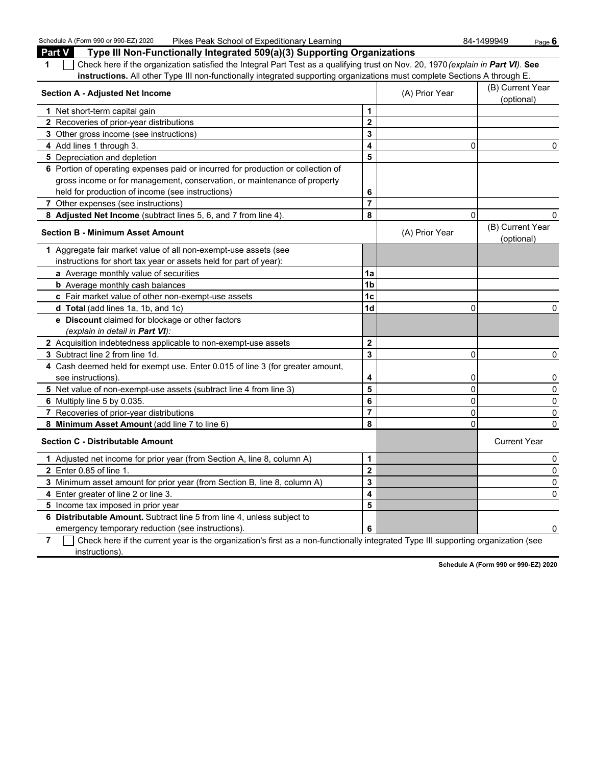## Part V Type III Non-Functionally Integrated 509(a)(3) Supporting Organizations

**1** ☐ Check here if the organization satisfied the Integral Part Test as a qualifying trust on Nov. 20, 1970 *(explain in **Part VI**)*. **See instructions.** All other Type III non-functionally integrated supporting organizations must complete Sections A through E.

| **Section A - Adjusted Net Income** | | (A) Prior Year | (B) Current Year (optional) |
|---|---|---|---|
| **1** Net short-term capital gain | **1** | | |
| **2** Recoveries of prior-year distributions | **2** | | |
| **3** Other gross income (see instructions) | **3** | | |
| **4** Add lines 1 through 3. | **4** | 0 | 0 |
| **5** Depreciation and depletion | **5** | | |
| **6** Portion of operating expenses paid or incurred for production or collection of gross income or for management, conservation, or maintenance of property held for production of income (see instructions) | **6** | | |
| **7** Other expenses (see instructions) | **7** | | |
| **8 Adjusted Net Income** (subtract lines 5, 6, and 7 from line 4). | **8** | 0 | 0 |

| **Section B - Minimum Asset Amount** | | (A) Prior Year | (B) Current Year (optional) |
|---|---|---|---|
| **1** Aggregate fair market value of all non-exempt-use assets (see instructions for short tax year or assets held for part of year): | | | |
| **a** Average monthly value of securities | **1a** | | |
| **b** Average monthly cash balances | **1b** | | |
| **c** Fair market value of other non-exempt-use assets | **1c** | | |
| **d Total** (add lines 1a, 1b, and 1c) | **1d** | 0 | 0 |
| **e Discount** claimed for blockage or other factors *(explain in detail in **Part VI**)*: | | | |
| **2** Acquisition indebtedness applicable to non-exempt-use assets | **2** | | |
| **3** Subtract line 2 from line 1d. | **3** | 0 | 0 |
| **4** Cash deemed held for exempt use. Enter 0.015 of line 3 (for greater amount, see instructions). | **4** | 0 | 0 |
| **5** Net value of non-exempt-use assets (subtract line 4 from line 3) | **5** | 0 | 0 |
| **6** Multiply line 5 by 0.035. | **6** | 0 | 0 |
| **7** Recoveries of prior-year distributions | **7** | 0 | 0 |
| **8 Minimum Asset Amount** (add line 7 to line 6) | **8** | 0 | 0 |

| **Section C - Distributable Amount** | | | Current Year |
|---|---|---|---|
| **1** Adjusted net income for prior year (from Section A, line 8, column A) | **1** | | 0 |
| **2** Enter 0.85 of line 1. | **2** | | 0 |
| **3** Minimum asset amount for prior year (from Section B, line 8, column A) | **3** | | 0 |
| **4** Enter greater of line 2 or line 3. | **4** | | 0 |
| **5** Income tax imposed in prior year | **5** | | |
| **6 Distributable Amount.** Subtract line 5 from line 4, unless subject to emergency temporary reduction (see instructions). | **6** | | 0 |

**7** ☐ Check here if the current year is the organization's first as a non-functionally integrated Type III supporting organization (see instructions).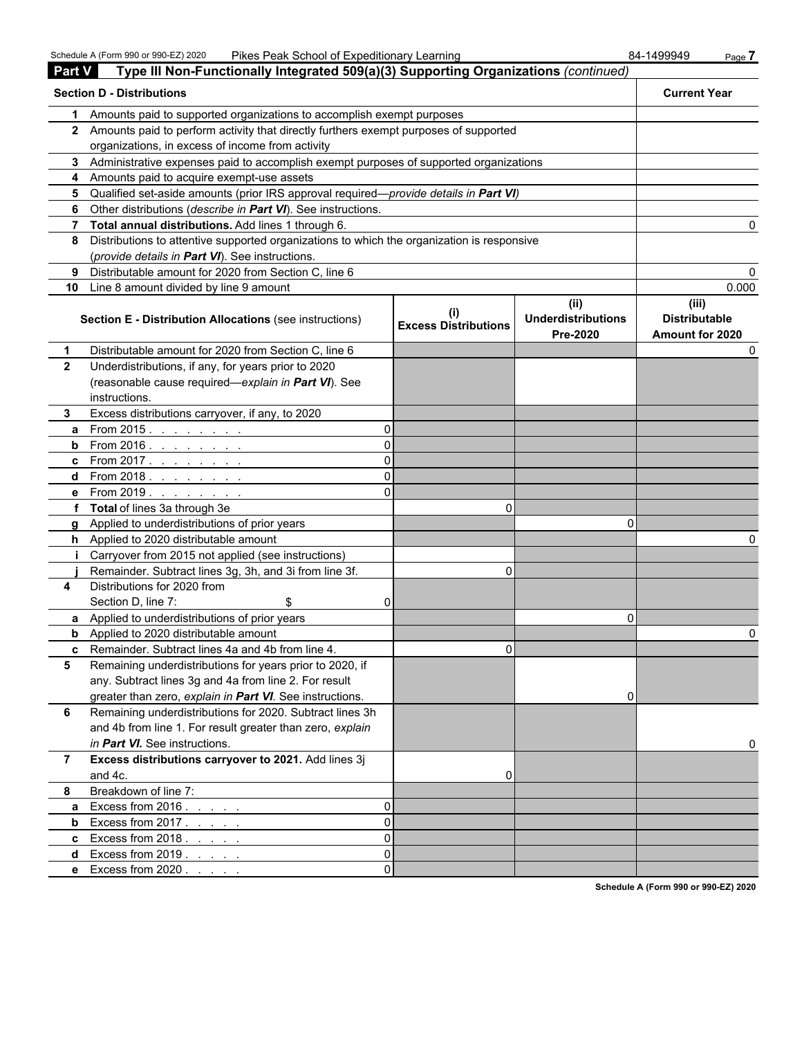## Part V Type III Non-Functionally Integrated 509(a)(3) Supporting Organizations *(continued)*

| | Section D - Distributions | Current Year |
|---|---|---|
| 1 | Amounts paid to supported organizations to accomplish exempt purposes | |
| 2 | Amounts paid to perform activity that directly furthers exempt purposes of supported organizations, in excess of income from activity | |
| 3 | Administrative expenses paid to accomplish exempt purposes of supported organizations | |
| 4 | Amounts paid to acquire exempt-use assets | |
| 5 | Qualified set-aside amounts (prior IRS approval required—*provide details in **Part VI***) | |
| 6 | Other distributions (*describe in **Part VI***). See instructions. | |
| 7 | **Total annual distributions.** Add lines 1 through 6. | 0 |
| 8 | Distributions to attentive supported organizations to which the organization is responsive (*provide details in **Part VI***). See instructions. | |
| 9 | Distributable amount for 2020 from Section C, line 6 | 0 |
| 10 | Line 8 amount divided by line 9 amount | 0.000 |

| | **Section E - Distribution Allocations** (see instructions) | | (i) Excess Distributions | (ii) Underdistributions Pre-2020 | (iii) Distributable Amount for 2020 |
|---|---|---|---|---|---|
| 1 | Distributable amount for 2020 from Section C, line 6 | | | | 0 |
| 2 | Underdistributions, if any, for years prior to 2020 (reasonable cause required—*explain in **Part VI***). See instructions. | | | | |
| 3 | Excess distributions carryover, if any, to 2020 | | | | |
| a | From 2015 | 0 | | | |
| b | From 2016 | 0 | | | |
| c | From 2017 | 0 | | | |
| d | From 2018 | 0 | | | |
| e | From 2019 | 0 | | | |
| f | **Total** of lines 3a through 3e | | 0 | | |
| g | Applied to underdistributions of prior years | | | 0 | |
| h | Applied to 2020 distributable amount | | | | 0 |
| i | Carryover from 2015 not applied (see instructions) | | | | |
| j | Remainder. Subtract lines 3g, 3h, and 3i from line 3f. | | 0 | | |
| 4 | Distributions for 2020 from Section D, line 7: $ | 0 | | | |
| a | Applied to underdistributions of prior years | | | 0 | |
| b | Applied to 2020 distributable amount | | | | 0 |
| c | Remainder. Subtract lines 4a and 4b from line 4. | | 0 | | |
| 5 | Remaining underdistributions for years prior to 2020, if any. Subtract lines 3g and 4a from line 2. For result greater than zero, *explain in **Part VI***. See instructions. | | | 0 | |
| 6 | Remaining underdistributions for 2020. Subtract lines 3h and 4b from line 1. For result greater than zero, *explain in **Part VI.*** See instructions. | | | | 0 |
| 7 | **Excess distributions carryover to 2021.** Add lines 3j and 4c. | | 0 | | |
| 8 | Breakdown of line 7: | | | | |
| a | Excess from 2016 | 0 | | | |
| b | Excess from 2017 | 0 | | | |
| c | Excess from 2018 | 0 | | | |
| d | Excess from 2019 | 0 | | | |
| e | Excess from 2020 | 0 | | | |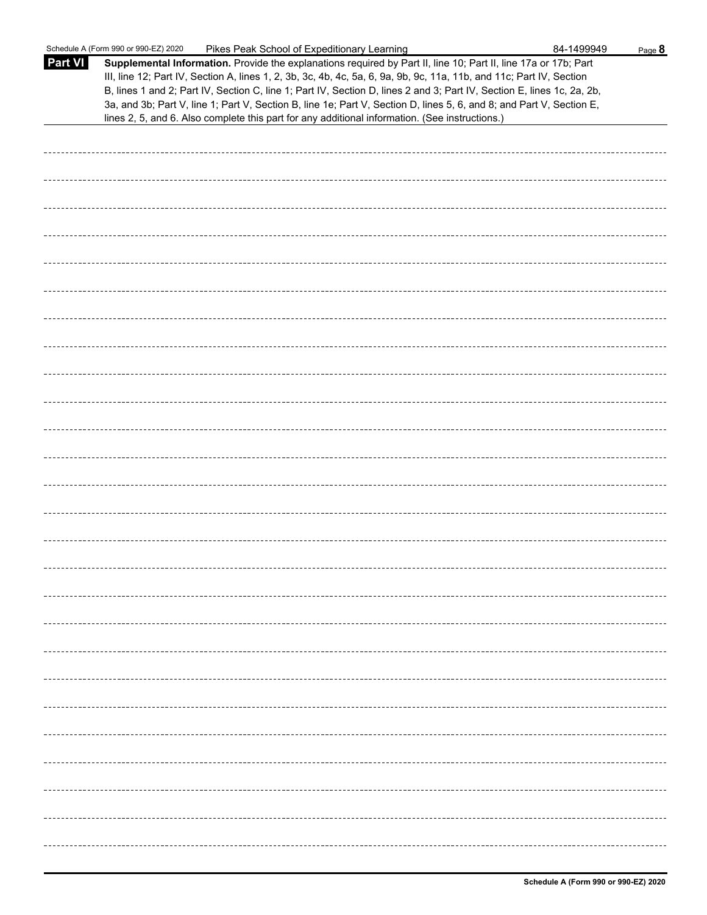**Part VI** **Supplemental Information.** Provide the explanations required by Part II, line 10; Part II, line 17a or 17b; Part III, line 12; Part IV, Section A, lines 1, 2, 3b, 3c, 4b, 4c, 5a, 6, 9a, 9b, 9c, 11a, 11b, and 11c; Part IV, Section B, lines 1 and 2; Part IV, Section C, line 1; Part IV, Section D, lines 2 and 3; Part IV, Section E, lines 1c, 2a, 2b, 3a, and 3b; Part V, line 1; Part V, Section B, line 1e; Part V, Section D, lines 5, 6, and 8; and Part V, Section E, lines 2, 5, and 6. Also complete this part for any additional information. (See instructions.)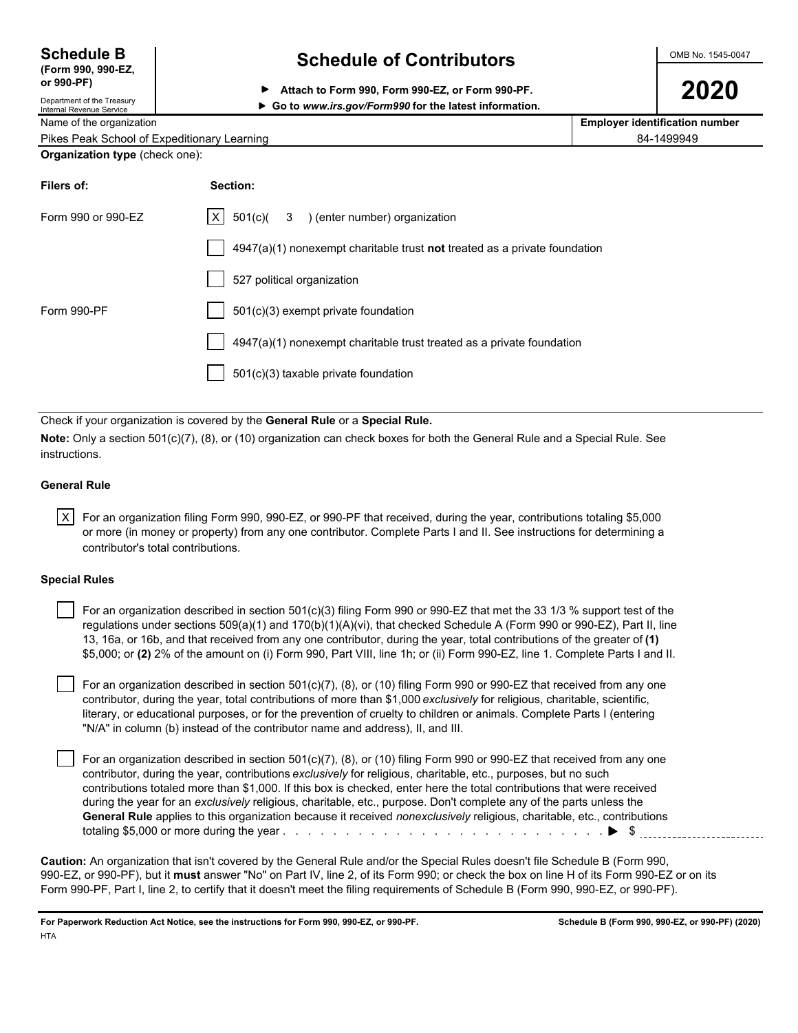**Schedule B**
**(Form 990, 990-EZ, or 990-PF)**
Department of the Treasury
Internal Revenue Service

# Schedule of Contributors

▶ **Attach to Form 990, Form 990-EZ, or Form 990-PF.**
▶ **Go to *www.irs.gov/Form990* for the latest information.**

OMB No. 1545-0047

**2020**

| Name of the organization | **Employer identification number** |
|---|---|
| Pikes Peak School of Expeditionary Learning | 84-1499949 |

**Organization type** (check one):

| **Filers of:** | **Section:** |
|---|---|
| Form 990 or 990-EZ | [X] 501(c)( 3 ) (enter number) organization |
| | [ ] 4947(a)(1) nonexempt charitable trust **not** treated as a private foundation |
| | [ ] 527 political organization |
| Form 990-PF | [ ] 501(c)(3) exempt private foundation |
| | [ ] 4947(a)(1) nonexempt charitable trust treated as a private foundation |
| | [ ] 501(c)(3) taxable private foundation |

Check if your organization is covered by the **General Rule** or a **Special Rule.**

**Note:** Only a section 501(c)(7), (8), or (10) organization can check boxes for both the General Rule and a Special Rule. See instructions.

**General Rule**

[X] For an organization filing Form 990, 990-EZ, or 990-PF that received, during the year, contributions totaling $5,000 or more (in money or property) from any one contributor. Complete Parts I and II. See instructions for determining a contributor's total contributions.

**Special Rules**

[ ] For an organization described in section 501(c)(3) filing Form 990 or 990-EZ that met the 33 1/3 % support test of the regulations under sections 509(a)(1) and 170(b)(1)(A)(vi), that checked Schedule A (Form 990 or 990-EZ), Part II, line 13, 16a, or 16b, and that received from any one contributor, during the year, total contributions of the greater of **(1)** $5,000; or **(2)** 2% of the amount on (i) Form 990, Part VIII, line 1h; or (ii) Form 990-EZ, line 1. Complete Parts I and II.

[ ] For an organization described in section 501(c)(7), (8), or (10) filing Form 990 or 990-EZ that received from any one contributor, during the year, total contributions of more than $1,000 *exclusively* for religious, charitable, scientific, literary, or educational purposes, or for the prevention of cruelty to children or animals. Complete Parts I (entering "N/A" in column (b) instead of the contributor name and address), II, and III.

[ ] For an organization described in section 501(c)(7), (8), or (10) filing Form 990 or 990-EZ that received from any one contributor, during the year, contributions *exclusively* for religious, charitable, etc., purposes, but no such contributions totaled more than $1,000. If this box is checked, enter here the total contributions that were received during the year for an *exclusively* religious, charitable, etc., purpose. Don't complete any of the parts unless the **General Rule** applies to this organization because it received *nonexclusively* religious, charitable, etc., contributions totaling $5,000 or more during the year . . . . . . . . . . . . . . . . . . . . . . . . . . . . ▶ $

**Caution:** An organization that isn't covered by the General Rule and/or the Special Rules doesn't file Schedule B (Form 990, 990-EZ, or 990-PF), but it **must** answer "No" on Part IV, line 2, of its Form 990; or check the box on line H of its Form 990-EZ or on its Form 990-PF, Part I, line 2, to certify that it doesn't meet the filing requirements of Schedule B (Form 990, 990-EZ, or 990-PF).

**For Paperwork Reduction Act Notice, see the instructions for Form 990, 990-EZ, or 990-PF.** **Schedule B (Form 990, 990-EZ, or 990-PF) (2020)**
HTA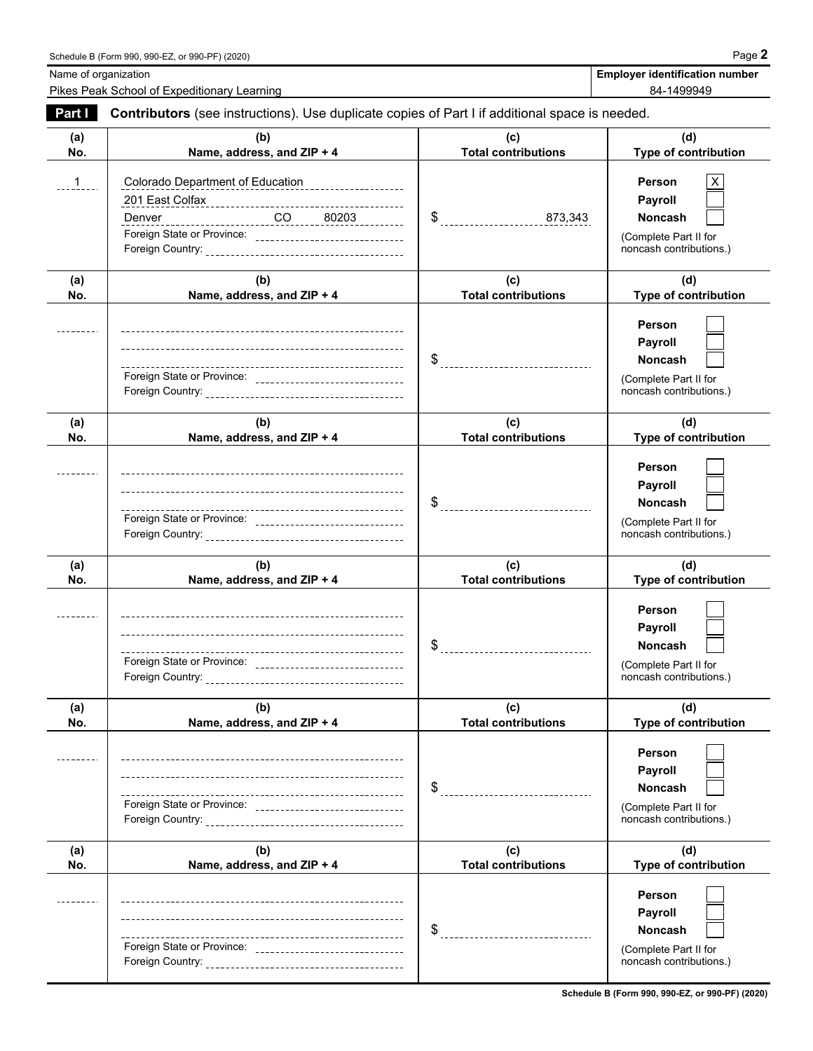Name of organization: Pikes Peak School of Expeditionary Learning

Employer identification number: 84-1499949

**Part I** **Contributors** (see instructions). Use duplicate copies of Part I if additional space is needed.

| (a) No. | (b) Name, address, and ZIP + 4 | (c) Total contributions | (d) Type of contribution |
|---|---|---|---|
| 1 | Colorado Department of Education<br>201 East Colfax<br>Denver CO 80203<br>Foreign State or Province:<br>Foreign Country: | $ 873,343 | Person [X]<br>Payroll [ ]<br>Noncash [ ]<br>(Complete Part II for noncash contributions.) |
| | Foreign State or Province:<br>Foreign Country: | $ | Person [ ]<br>Payroll [ ]<br>Noncash [ ]<br>(Complete Part II for noncash contributions.) |
| | Foreign State or Province:<br>Foreign Country: | $ | Person [ ]<br>Payroll [ ]<br>Noncash [ ]<br>(Complete Part II for noncash contributions.) |
| | Foreign State or Province:<br>Foreign Country: | $ | Person [ ]<br>Payroll [ ]<br>Noncash [ ]<br>(Complete Part II for noncash contributions.) |
| | Foreign State or Province:<br>Foreign Country: | $ | Person [ ]<br>Payroll [ ]<br>Noncash [ ]<br>(Complete Part II for noncash contributions.) |
| | Foreign State or Province:<br>Foreign Country: | $ | Person [ ]<br>Payroll [ ]<br>Noncash [ ]<br>(Complete Part II for noncash contributions.) |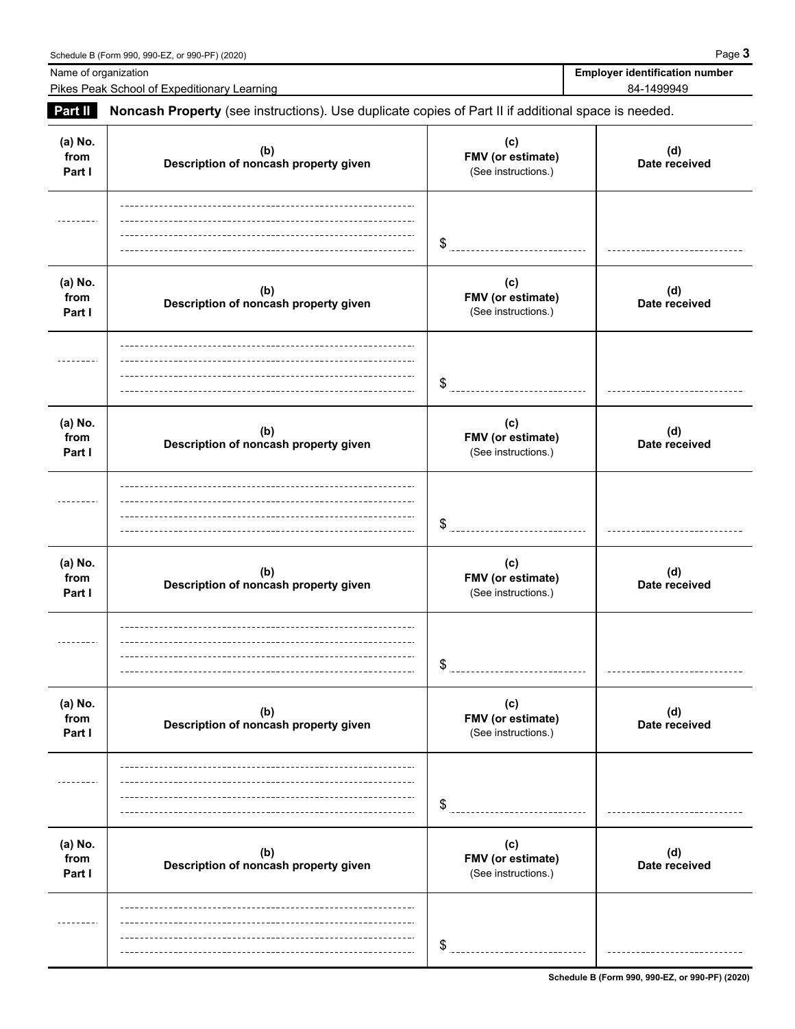Name of organization: Pikes Peak School of Expeditionary Learning

**Employer identification number:** 84-1499949

**Part II** **Noncash Property** (see instructions). Use duplicate copies of Part II if additional space is needed.

| (a) No. from Part I | (b) Description of noncash property given | (c) FMV (or estimate) (See instructions.) | (d) Date received |
|---|---|---|---|
| | | $ | |

| (a) No. from Part I | (b) Description of noncash property given | (c) FMV (or estimate) (See instructions.) | (d) Date received |
|---|---|---|---|
| | | $ | |

| (a) No. from Part I | (b) Description of noncash property given | (c) FMV (or estimate) (See instructions.) | (d) Date received |
|---|---|---|---|
| | | $ | |

| (a) No. from Part I | (b) Description of noncash property given | (c) FMV (or estimate) (See instructions.) | (d) Date received |
|---|---|---|---|
| | | $ | |

| (a) No. from Part I | (b) Description of noncash property given | (c) FMV (or estimate) (See instructions.) | (d) Date received |
|---|---|---|---|
| | | $ | |

| (a) No. from Part I | (b) Description of noncash property given | (c) FMV (or estimate) (See instructions.) | (d) Date received |
|---|---|---|---|
| | | $ | |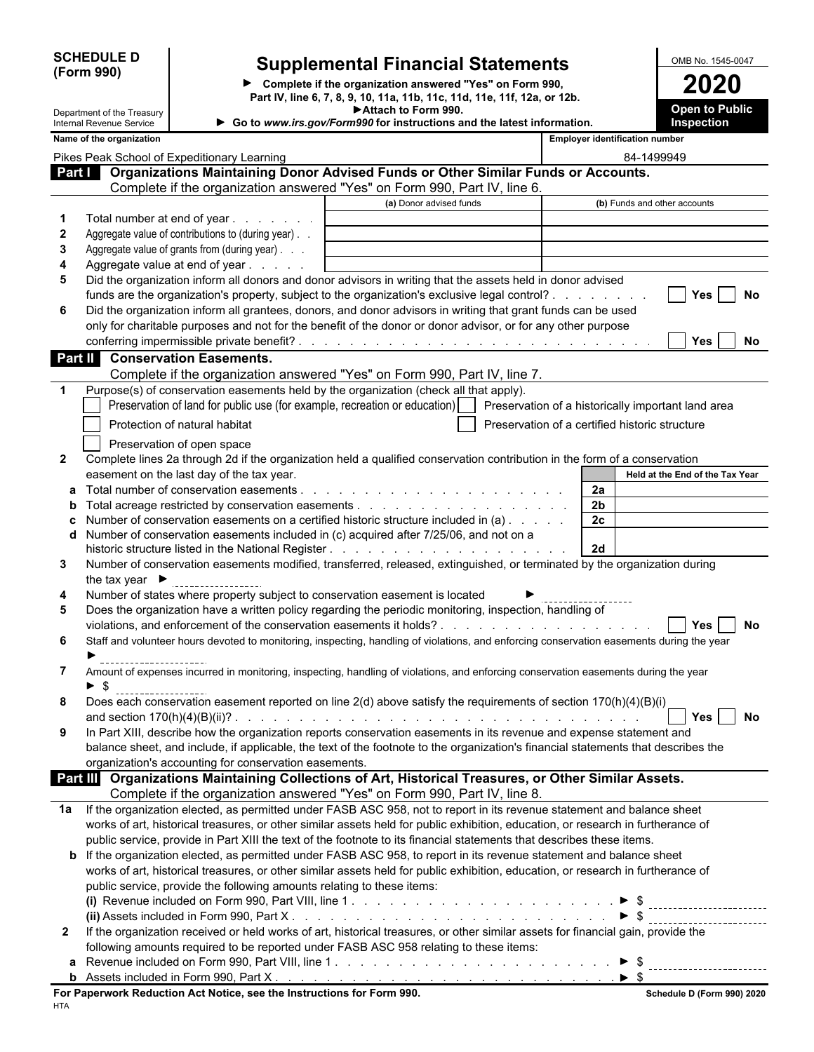**SCHEDULE D (Form 990)**

Department of the Treasury
Internal Revenue Service

# Supplemental Financial Statements

► Complete if the organization answered "Yes" on Form 990, Part IV, line 6, 7, 8, 9, 10, 11a, 11b, 11c, 11d, 11e, 11f, 12a, or 12b.
► Attach to Form 990.
► Go to *www.irs.gov/Form990* for instructions and the latest information.

OMB No. 1545-0047

**2020**

**Open to Public Inspection**

| Name of the organization | Employer identification number |
|---|---|
| Pikes Peak School of Expeditionary Learning | 84-1499949 |

## Part I Organizations Maintaining Donor Advised Funds or Other Similar Funds or Accounts.

Complete if the organization answered "Yes" on Form 990, Part IV, line 6.

| | | (a) Donor advised funds | (b) Funds and other accounts |
|---|---|---|---|
| 1 | Total number at end of year | | |
| 2 | Aggregate value of contributions to (during year) | | |
| 3 | Aggregate value of grants from (during year) | | |
| 4 | Aggregate value at end of year | | |

5 Did the organization inform all donors and donor advisors in writing that the assets held in donor advised funds are the organization's property, subject to the organization's exclusive legal control? ☐ Yes ☐ No

6 Did the organization inform all grantees, donors, and donor advisors in writing that grant funds can be used only for charitable purposes and not for the benefit of the donor or donor advisor, or for any other purpose conferring impermissible private benefit? ☐ Yes ☐ No

## Part II Conservation Easements.

Complete if the organization answered "Yes" on Form 990, Part IV, line 7.

1 Purpose(s) of conservation easements held by the organization (check all that apply).

- ☐ Preservation of land for public use (for example, recreation or education)
- ☐ Preservation of a historically important land area
- ☐ Protection of natural habitat
- ☐ Preservation of a certified historic structure
- ☐ Preservation of open space

2 Complete lines 2a through 2d if the organization held a qualified conservation contribution in the form of a conservation easement on the last day of the tax year.

| | | | Held at the End of the Tax Year |
|---|---|---|---|
| a | Total number of conservation easements | 2a | |
| b | Total acreage restricted by conservation easements | 2b | |
| c | Number of conservation easements on a certified historic structure included in (a) | 2c | |
| d | Number of conservation easements included in (c) acquired after 7/25/06, and not on a historic structure listed in the National Register | 2d | |

3 Number of conservation easements modified, transferred, released, extinguished, or terminated by the organization during the tax year ►

4 Number of states where property subject to conservation easement is located ►

5 Does the organization have a written policy regarding the periodic monitoring, inspection, handling of violations, and enforcement of the conservation easements it holds? ☐ Yes ☐ No

6 Staff and volunteer hours devoted to monitoring, inspecting, handling of violations, and enforcing conservation easements during the year ►

7 Amount of expenses incurred in monitoring, inspecting, handling of violations, and enforcing conservation easements during the year ► $

8 Does each conservation easement reported on line 2(d) above satisfy the requirements of section 170(h)(4)(B)(i) and section 170(h)(4)(B)(ii)? ☐ Yes ☐ No

9 In Part XIII, describe how the organization reports conservation easements in its revenue and expense statement and balance sheet, and include, if applicable, the text of the footnote to the organization's financial statements that describes the organization's accounting for conservation easements.

## Part III Organizations Maintaining Collections of Art, Historical Treasures, or Other Similar Assets.

Complete if the organization answered "Yes" on Form 990, Part IV, line 8.

1a If the organization elected, as permitted under FASB ASC 958, not to report in its revenue statement and balance sheet works of art, historical treasures, or other similar assets held for public exhibition, education, or research in furtherance of public service, provide in Part XIII the text of the footnote to its financial statements that describes these items.

b If the organization elected, as permitted under FASB ASC 958, to report in its revenue statement and balance sheet works of art, historical treasures, or other similar assets held for public exhibition, education, or research in furtherance of public service, provide the following amounts relating to these items:

(i) Revenue included on Form 990, Part VIII, line 1 ► $

(ii) Assets included in Form 990, Part X ► $

2 If the organization received or held works of art, historical treasures, or other similar assets for financial gain, provide the following amounts required to be reported under FASB ASC 958 relating to these items:

a Revenue included on Form 990, Part VIII, line 1 ► $

b Assets included in Form 990, Part X ► $

**For Paperwork Reduction Act Notice, see the Instructions for Form 990.** HTA

**Schedule D (Form 990) 2020**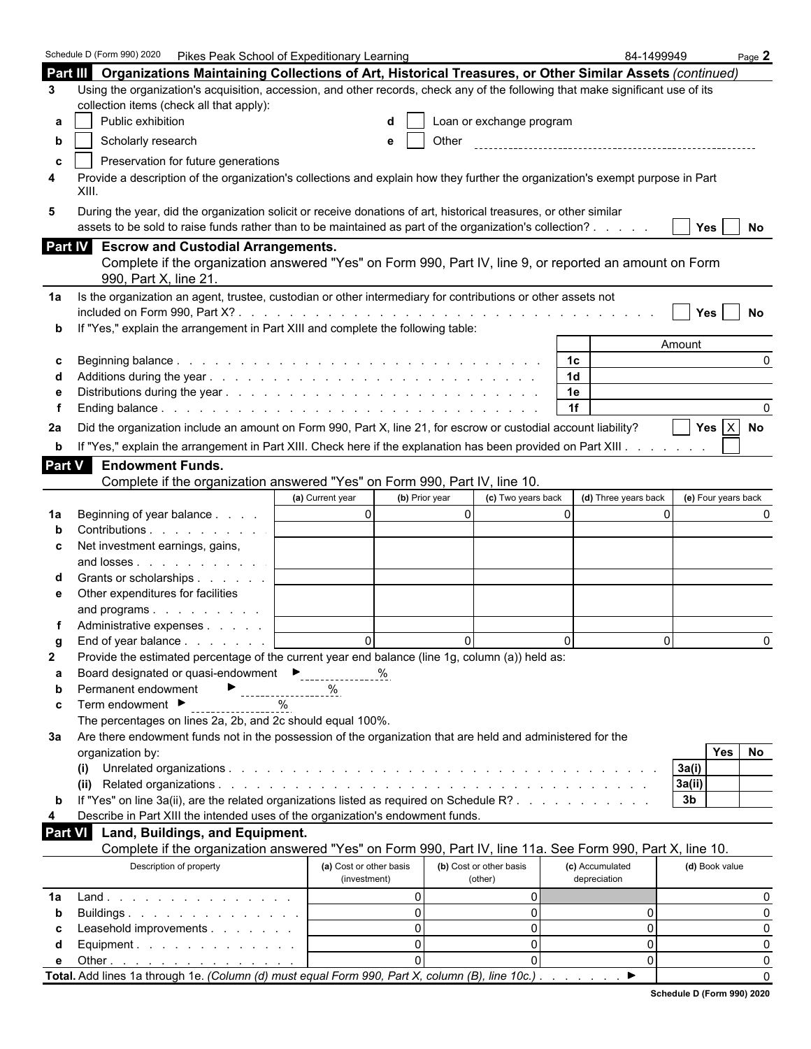Schedule D (Form 990) 2020 Pikes Peak School of Expeditionary Learning 84-1499949 Page **2**

## Part III Organizations Maintaining Collections of Art, Historical Treasures, or Other Similar Assets *(continued)*

**3** Using the organization's acquisition, accession, and other records, check any of the following that make significant use of its collection items (check all that apply):

- **a** ☐ Public exhibition
- **b** ☐ Scholarly research
- **c** ☐ Preservation for future generations
- **d** ☐ Loan or exchange program
- **e** ☐ Other

**4** Provide a description of the organization's collections and explain how they further the organization's exempt purpose in Part XIII.

**5** During the year, did the organization solicit or receive donations of art, historical treasures, or other similar assets to be sold to raise funds rather than to be maintained as part of the organization's collection? ☐ Yes ☐ No

## Part IV Escrow and Custodial Arrangements.

Complete if the organization answered "Yes" on Form 990, Part IV, line 9, or reported an amount on Form 990, Part X, line 21.

**1a** Is the organization an agent, trustee, custodian or other intermediary for contributions or other assets not included on Form 990, Part X? ☐ Yes ☐ No

**b** If "Yes," explain the arrangement in Part XIII and complete the following table:

| | | | Amount |
|---|---|---|---|
| **c** | Beginning balance | 1c | 0 |
| **d** | Additions during the year | 1d | |
| **e** | Distributions during the year | 1e | |
| **f** | Ending balance | 1f | 0 |

**2a** Did the organization include an amount on Form 990, Part X, line 21, for escrow or custodial account liability? ☐ Yes ☒ No

**b** If "Yes," explain the arrangement in Part XIII. Check here if the explanation has been provided on Part XIII ☐

## Part V Endowment Funds.

Complete if the organization answered "Yes" on Form 990, Part IV, line 10.

| | | (a) Current year | (b) Prior year | (c) Two years back | (d) Three years back | (e) Four years back |
|---|---|---|---|---|---|---|
| **1a** | Beginning of year balance | 0 | 0 | 0 | 0 | 0 |
| **b** | Contributions | | | | | |
| **c** | Net investment earnings, gains, and losses | | | | | |
| **d** | Grants or scholarships | | | | | |
| **e** | Other expenditures for facilities and programs | | | | | |
| **f** | Administrative expenses | | | | | |
| **g** | End of year balance | 0 | 0 | 0 | 0 | 0 |

**2** Provide the estimated percentage of the current year end balance (line 1g, column (a)) held as:

- **a** Board designated or quasi-endowment ► ______ %
- **b** Permanent endowment ► ______ %
- **c** Term endowment ► ______ %

The percentages on lines 2a, 2b, and 2c should equal 100%.

**3a** Are there endowment funds not in the possession of the organization that are held and administered for the organization by:

| | | | Yes | No |
|---|---|---|---|---|
| **(i)** | Unrelated organizations | 3a(i) | | |
| **(ii)** | Related organizations | 3a(ii) | | |
| **b** | If "Yes" on line 3a(ii), are the related organizations listed as required on Schedule R? | 3b | | |

**4** Describe in Part XIII the intended uses of the organization's endowment funds.

## Part VI Land, Buildings, and Equipment.

Complete if the organization answered "Yes" on Form 990, Part IV, line 11a. See Form 990, Part X, line 10.

| | Description of property | (a) Cost or other basis (investment) | (b) Cost or other basis (other) | (c) Accumulated depreciation | (d) Book value |
|---|---|---|---|---|---|
| **1a** | Land | 0 | 0 | | 0 |
| **b** | Buildings | 0 | 0 | 0 | 0 |
| **c** | Leasehold improvements | 0 | 0 | 0 | 0 |
| **d** | Equipment | 0 | 0 | 0 | 0 |
| **e** | Other | 0 | 0 | 0 | 0 |
| **Total.** | Add lines 1a through 1e. *(Column (d) must equal Form 990, Part X, column (B), line 10c.)* ► | | | | 0 |

**Schedule D (Form 990) 2020**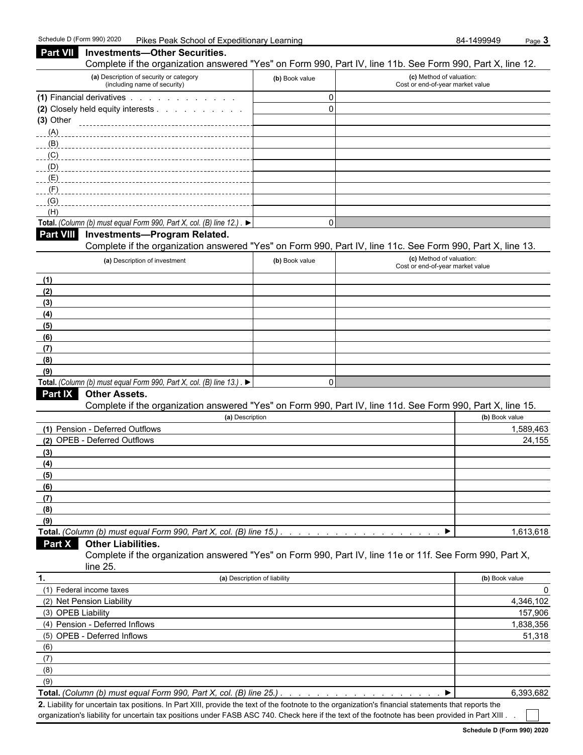## Part VII Investments—Other Securities.

Complete if the organization answered "Yes" on Form 990, Part IV, line 11b. See Form 990, Part X, line 12.

| (a) Description of security or category (including name of security) | (b) Book value | (c) Method of valuation: Cost or end-of-year market value |
|---|---|---|
| (1) Financial derivatives | 0 | |
| (2) Closely held equity interests | 0 | |
| (3) Other | | |
| (A) | | |
| (B) | | |
| (C) | | |
| (D) | | |
| (E) | | |
| (F) | | |
| (G) | | |
| (H) | | |
| **Total.** *(Column (b) must equal Form 990, Part X, col. (B) line 12.)* ▶ | 0 | |

## Part VIII Investments—Program Related.

Complete if the organization answered "Yes" on Form 990, Part IV, line 11c. See Form 990, Part X, line 13.

| (a) Description of investment | (b) Book value | (c) Method of valuation: Cost or end-of-year market value |
|---|---|---|
| (1) | | |
| (2) | | |
| (3) | | |
| (4) | | |
| (5) | | |
| (6) | | |
| (7) | | |
| (8) | | |
| (9) | | |
| **Total.** *(Column (b) must equal Form 990, Part X, col. (B) line 13.)* ▶ | 0 | |

## Part IX Other Assets.

Complete if the organization answered "Yes" on Form 990, Part IV, line 11d. See Form 990, Part X, line 15.

| (a) Description | (b) Book value |
|---|---|
| (1) Pension - Deferred Outflows | 1,589,463 |
| (2) OPEB - Deferred Outflows | 24,155 |
| (3) | |
| (4) | |
| (5) | |
| (6) | |
| (7) | |
| (8) | |
| (9) | |
| **Total.** *(Column (b) must equal Form 990, Part X, col. (B) line 15.)* ▶ | 1,613,618 |

## Part X Other Liabilities.

Complete if the organization answered "Yes" on Form 990, Part IV, line 11e or 11f. See Form 990, Part X, line 25.

| 1. (a) Description of liability | (b) Book value |
|---|---|
| (1) Federal income taxes | 0 |
| (2) Net Pension Liability | 4,346,102 |
| (3) OPEB Liability | 157,906 |
| (4) Pension - Deferred Inflows | 1,838,356 |
| (5) OPEB - Deferred Inflows | 51,318 |
| (6) | |
| (7) | |
| (8) | |
| (9) | |
| **Total.** *(Column (b) must equal Form 990, Part X, col. (B) line 25.)* ▶ | 6,393,682 |

**2.** Liability for uncertain tax positions. In Part XIII, provide the text of the footnote to the organization's financial statements that reports the organization's liability for uncertain tax positions under FASB ASC 740. Check here if the text of the footnote has been provided in Part XIII ☐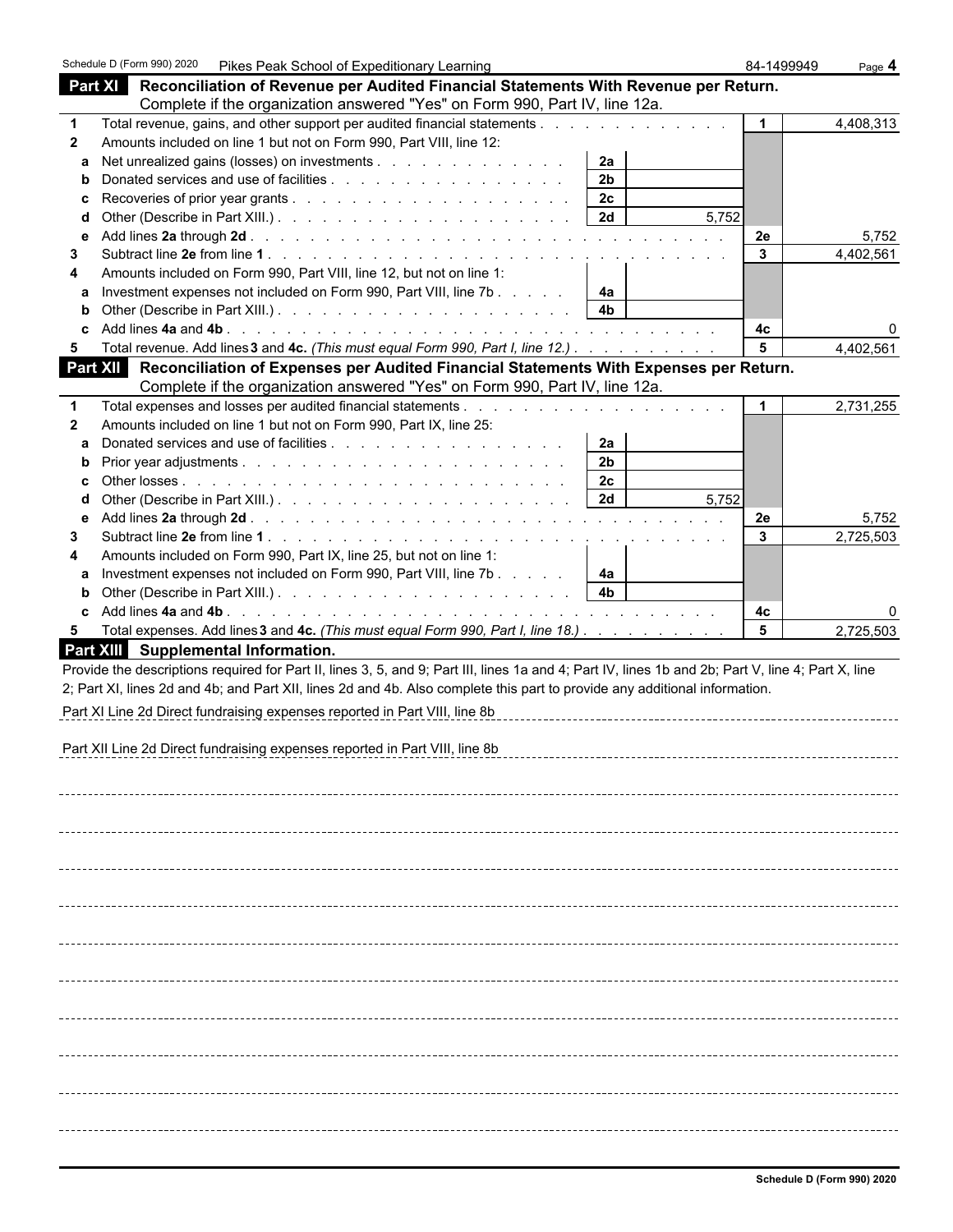Schedule D (Form 990) 2020 Pikes Peak School of Expeditionary Learning 84-1499949

## Part XI Reconciliation of Revenue per Audited Financial Statements With Revenue per Return.

Complete if the organization answered "Yes" on Form 990, Part IV, line 12a.

| | | | | | |
|---|---|---|---|---|---|
| 1 | Total revenue, gains, and other support per audited financial statements | | | 1 | 4,408,313 |
| 2 | Amounts included on line 1 but not on Form 990, Part VIII, line 12: | | | | |
| a | Net unrealized gains (losses) on investments | 2a | | | |
| b | Donated services and use of facilities | 2b | | | |
| c | Recoveries of prior year grants | 2c | | | |
| d | Other (Describe in Part XIII.) | 2d | 5,752 | | |
| e | Add lines **2a** through **2d** | | | 2e | 5,752 |
| 3 | Subtract line **2e** from line **1** | | | 3 | 4,402,561 |
| 4 | Amounts included on Form 990, Part VIII, line 12, but not on line 1: | | | | |
| a | Investment expenses not included on Form 990, Part VIII, line 7b | 4a | | | |
| b | Other (Describe in Part XIII.) | 4b | | | |
| c | Add lines **4a** and **4b** | | | 4c | 0 |
| 5 | Total revenue. Add lines **3** and **4c.** *(This must equal Form 990, Part I, line 12.)* | | | 5 | 4,402,561 |

## Part XII Reconciliation of Expenses per Audited Financial Statements With Expenses per Return.

Complete if the organization answered "Yes" on Form 990, Part IV, line 12a.

| | | | | | |
|---|---|---|---|---|---|
| 1 | Total expenses and losses per audited financial statements | | | 1 | 2,731,255 |
| 2 | Amounts included on line 1 but not on Form 990, Part IX, line 25: | | | | |
| a | Donated services and use of facilities | 2a | | | |
| b | Prior year adjustments | 2b | | | |
| c | Other losses | 2c | | | |
| d | Other (Describe in Part XIII.) | 2d | 5,752 | | |
| e | Add lines **2a** through **2d** | | | 2e | 5,752 |
| 3 | Subtract line **2e** from line **1** | | | 3 | 2,725,503 |
| 4 | Amounts included on Form 990, Part IX, line 25, but not on line 1: | | | | |
| a | Investment expenses not included on Form 990, Part VIII, line 7b | 4a | | | |
| b | Other (Describe in Part XIII.) | 4b | | | |
| c | Add lines **4a** and **4b** | | | 4c | 0 |
| 5 | Total expenses. Add lines **3** and **4c.** *(This must equal Form 990, Part I, line 18.)* | | | 5 | 2,725,503 |

## Part XIII Supplemental Information.

Provide the descriptions required for Part II, lines 3, 5, and 9; Part III, lines 1a and 4; Part IV, lines 1b and 2b; Part V, line 4; Part X, line 2; Part XI, lines 2d and 4b; and Part XII, lines 2d and 4b. Also complete this part to provide any additional information.

Part XI Line 2d Direct fundraising expenses reported in Part VIII, line 8b

Part XII Line 2d Direct fundraising expenses reported in Part VIII, line 8b

Schedule D (Form 990) 2020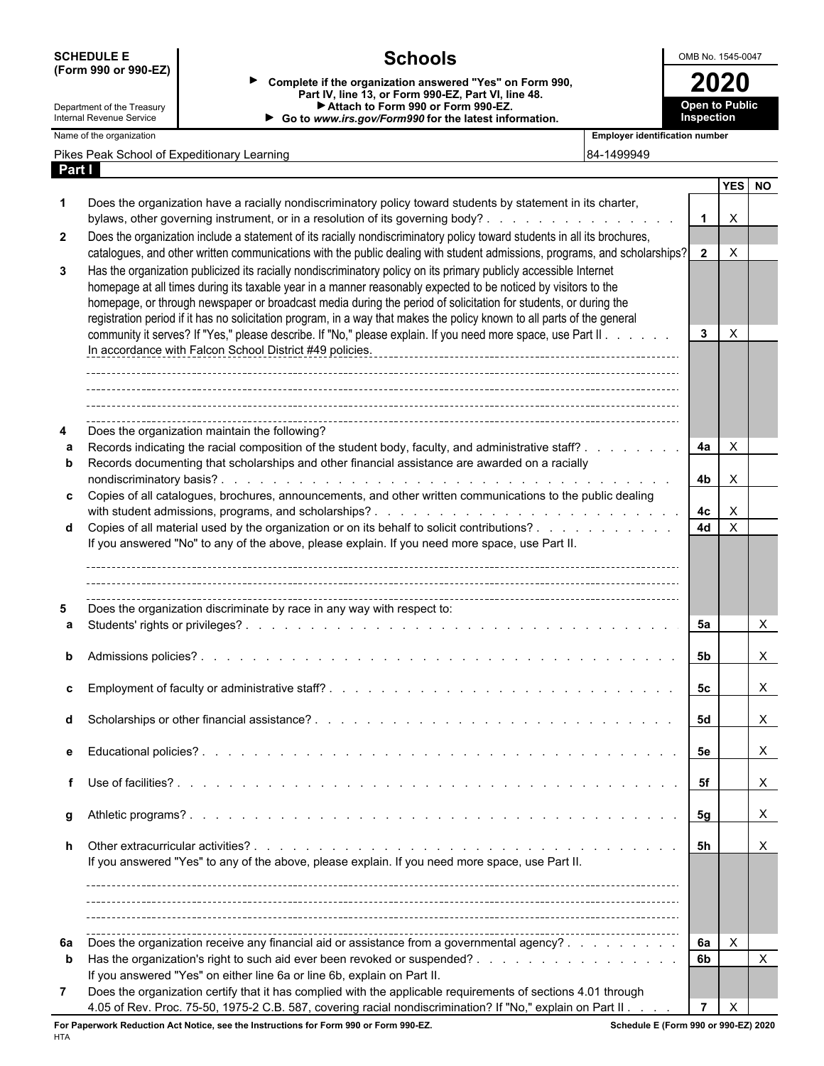**SCHEDULE E (Form 990 or 990-EZ)**

Department of the Treasury
Internal Revenue Service

# Schools

► Complete if the organization answered "Yes" on Form 990, Part IV, line 13, or Form 990-EZ, Part VI, line 48.
► Attach to Form 990 or Form 990-EZ.
► Go to *www.irs.gov/Form990* for the latest information.

OMB No. 1545-0047

**2020**

**Open to Public Inspection**

| Name of the organization | Employer identification number |
|---|---|
| Pikes Peak School of Expeditionary Learning | 84-1499949 |

## Part I

| | | | YES | NO |
|---|---|---|---|---|
| 1 | Does the organization have a racially nondiscriminatory policy toward students by statement in its charter, bylaws, other governing instrument, or in a resolution of its governing body? | 1 | X | |
| 2 | Does the organization include a statement of its racially nondiscriminatory policy toward students in all its brochures, catalogues, and other written communications with the public dealing with student admissions, programs, and scholarships? | 2 | X | |
| 3 | Has the organization publicized its racially nondiscriminatory policy on its primary publicly accessible Internet homepage at all times during its taxable year in a manner reasonably expected to be noticed by visitors to the homepage, or through newspaper or broadcast media during the period of solicitation for students, or during the registration period if it has no solicitation program, in a way that makes the policy known to all parts of the general community it serves? If "Yes," please describe. If "No," please explain. If you need more space, use Part II<br>In accordance with Falcon School District #49 policies. | 3 | X | |
| 4 | Does the organization maintain the following? | | | |
| a | Records indicating the racial composition of the student body, faculty, and administrative staff? | 4a | X | |
| b | Records documenting that scholarships and other financial assistance are awarded on a racially nondiscriminatory basis? | 4b | X | |
| c | Copies of all catalogues, brochures, announcements, and other written communications to the public dealing with student admissions, programs, and scholarships? | 4c | X | |
| d | Copies of all material used by the organization or on its behalf to solicit contributions?<br>If you answered "No" to any of the above, please explain. If you need more space, use Part II. | 4d | X | |
| 5 | Does the organization discriminate by race in any way with respect to: | | | |
| a | Students' rights or privileges? | 5a | | X |
| b | Admissions policies? | 5b | | X |
| c | Employment of faculty or administrative staff? | 5c | | X |
| d | Scholarships or other financial assistance? | 5d | | X |
| e | Educational policies? | 5e | | X |
| f | Use of facilities? | 5f | | X |
| g | Athletic programs? | 5g | | X |
| h | Other extracurricular activities?<br>If you answered "Yes" to any of the above, please explain. If you need more space, use Part II. | 5h | | X |
| 6a | Does the organization receive any financial aid or assistance from a governmental agency? | 6a | X | |
| b | Has the organization's right to such aid ever been revoked or suspended?<br>If you answered "Yes" on either line 6a or line 6b, explain on Part II. | 6b | | X |
| 7 | Does the organization certify that it has complied with the applicable requirements of sections 4.01 through 4.05 of Rev. Proc. 75-50, 1975-2 C.B. 587, covering racial nondiscrimination? If "No," explain on Part II | 7 | X | |

**For Paperwork Reduction Act Notice, see the Instructions for Form 990 or Form 990-EZ.** **Schedule E (Form 990 or 990-EZ) 2020**

HTA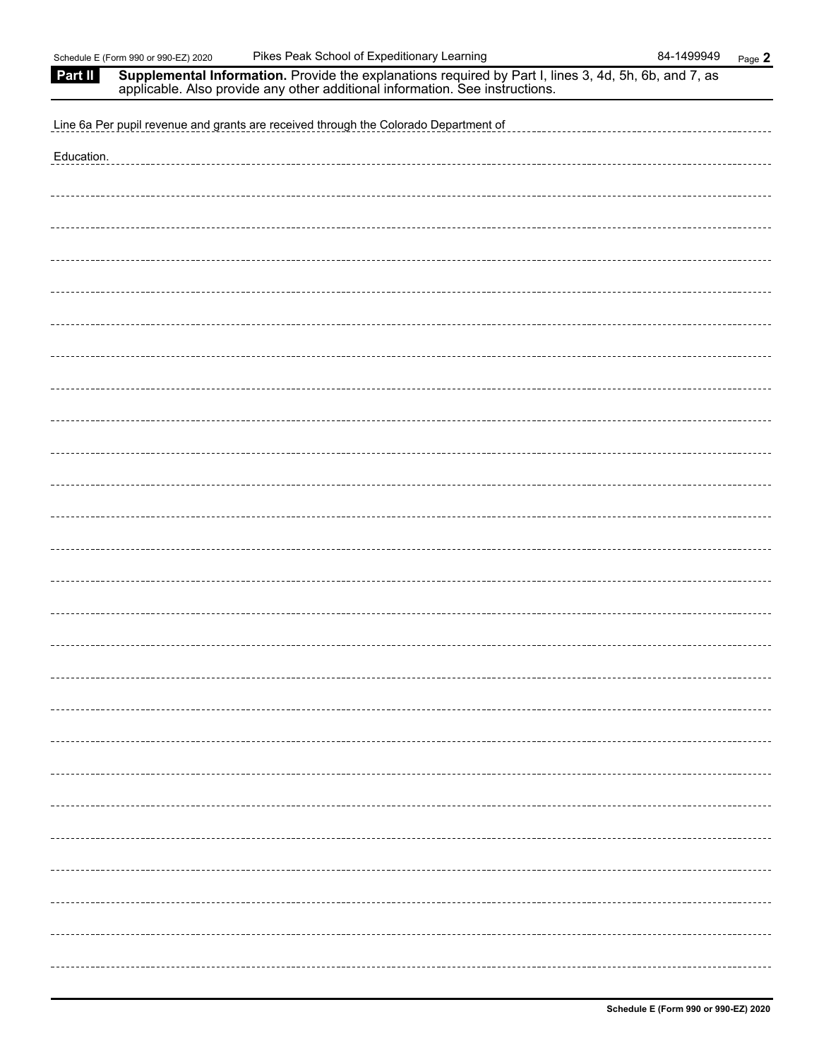Pikes Peak School of Expeditionary Learning 84-1499949

**Part II** **Supplemental Information.** Provide the explanations required by Part I, lines 3, 4d, 5h, 6b, and 7, as applicable. Also provide any other additional information. See instructions.

Line 6a Per pupil revenue and grants are received through the Colorado Department of Education.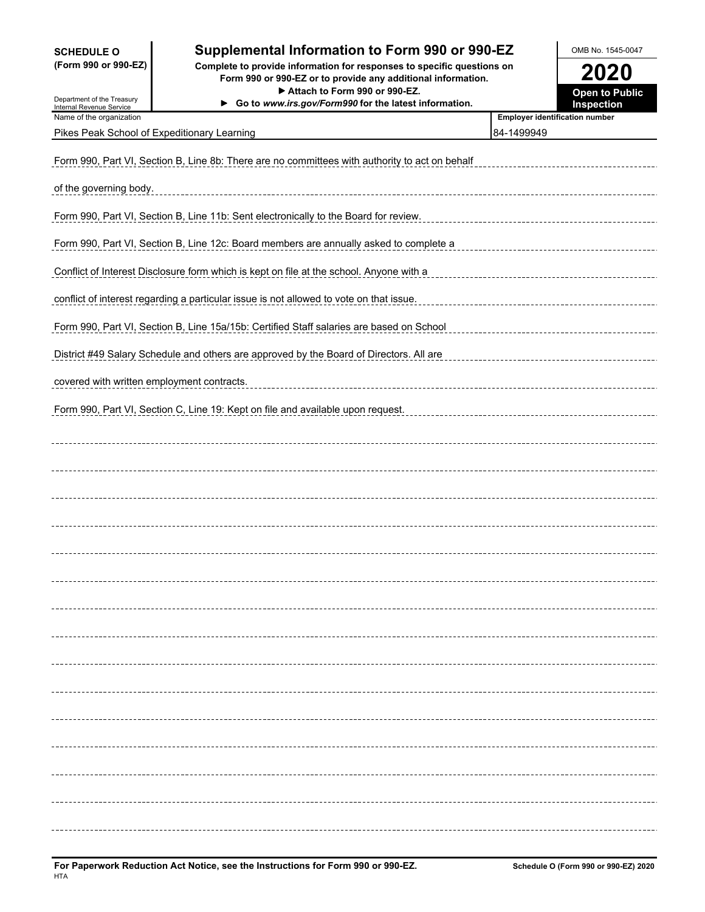**SCHEDULE O (Form 990 or 990-EZ)**

Department of the Treasury
Internal Revenue Service

# Supplemental Information to Form 990 or 990-EZ

**Complete to provide information for responses to specific questions on Form 990 or 990-EZ or to provide any additional information.**
**▶ Attach to Form 990 or 990-EZ.**
**▶ Go to *www.irs.gov/Form990* for the latest information.**

OMB No. 1545-0047

**2020**

**Open to Public Inspection**

| Name of the organization | Employer identification number |
|---|---|
| Pikes Peak School of Expeditionary Learning | 84-1499949 |

Form 990, Part VI, Section B, Line 8b: There are no committees with authority to act on behalf of the governing body.

Form 990, Part VI, Section B, Line 11b: Sent electronically to the Board for review.

Form 990, Part VI, Section B, Line 12c: Board members are annually asked to complete a Conflict of Interest Disclosure form which is kept on file at the school. Anyone with a conflict of interest regarding a particular issue is not allowed to vote on that issue.

Form 990, Part VI, Section B, Line 15a/15b: Certified Staff salaries are based on School District #49 Salary Schedule and others are approved by the Board of Directors. All are covered with written employment contracts.

Form 990, Part VI, Section C, Line 19: Kept on file and available upon request.

**For Paperwork Reduction Act Notice, see the Instructions for Form 990 or 990-EZ.**
HTA

**Schedule O (Form 990 or 990-EZ) 2020**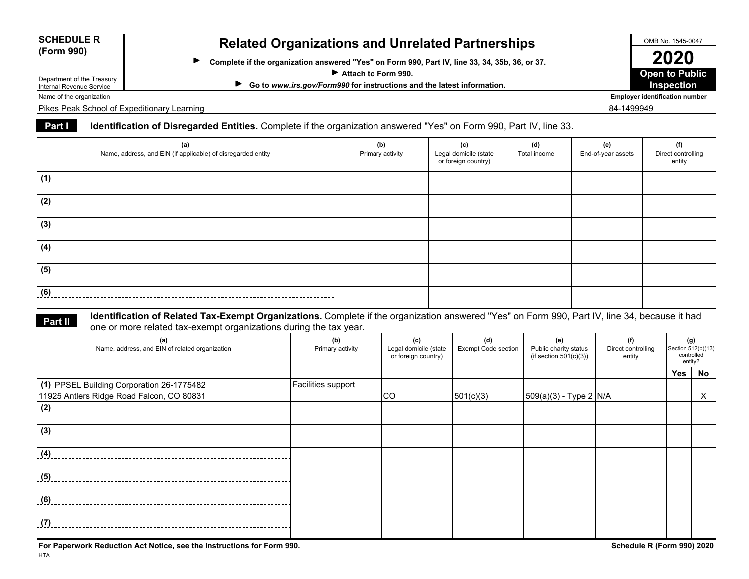**SCHEDULE R (Form 990)**

Department of the Treasury
Internal Revenue Service

# Related Organizations and Unrelated Partnerships

▶ **Complete if the organization answered "Yes" on Form 990, Part IV, line 33, 34, 35b, 36, or 37.**

▶ **Attach to Form 990.**

▶ **Go to *www.irs.gov/Form990* for instructions and the latest information.**

OMB No. 1545-0047

**2020**

**Open to Public Inspection**

Name of the organization: Pikes Peak School of Expeditionary Learning

**Employer identification number:** 84-1499949

**Part I** **Identification of Disregarded Entities.** Complete if the organization answered "Yes" on Form 990, Part IV, line 33.

| (a) Name, address, and EIN (if applicable) of disregarded entity | (b) Primary activity | (c) Legal domicile (state or foreign country) | (d) Total income | (e) End-of-year assets | (f) Direct controlling entity |
|---|---|---|---|---|---|
| (1) | | | | | |
| (2) | | | | | |
| (3) | | | | | |
| (4) | | | | | |
| (5) | | | | | |
| (6) | | | | | |

**Part II** **Identification of Related Tax-Exempt Organizations.** Complete if the organization answered "Yes" on Form 990, Part IV, line 34, because it had one or more related tax-exempt organizations during the tax year.

| (a) Name, address, and EIN of related organization | (b) Primary activity | (c) Legal domicile (state or foreign country) | (d) Exempt Code section | (e) Public charity status (if section 501(c)(3)) | (f) Direct controlling entity | (g) Section 512(b)(13) controlled entity? Yes | No |
|---|---|---|---|---|---|---|---|
| (1) PPSEL Building Corporation 26-1775482 11925 Antlers Ridge Road Falcon, CO 80831 | Facilities support | CO | 501(c)(3) | 509(a)(3) - Type 2 | N/A | | X |
| (2) | | | | | | | |
| (3) | | | | | | | |
| (4) | | | | | | | |
| (5) | | | | | | | |
| (6) | | | | | | | |
| (7) | | | | | | | |

**For Paperwork Reduction Act Notice, see the Instructions for Form 990.**

**Schedule R (Form 990) 2020**

HTA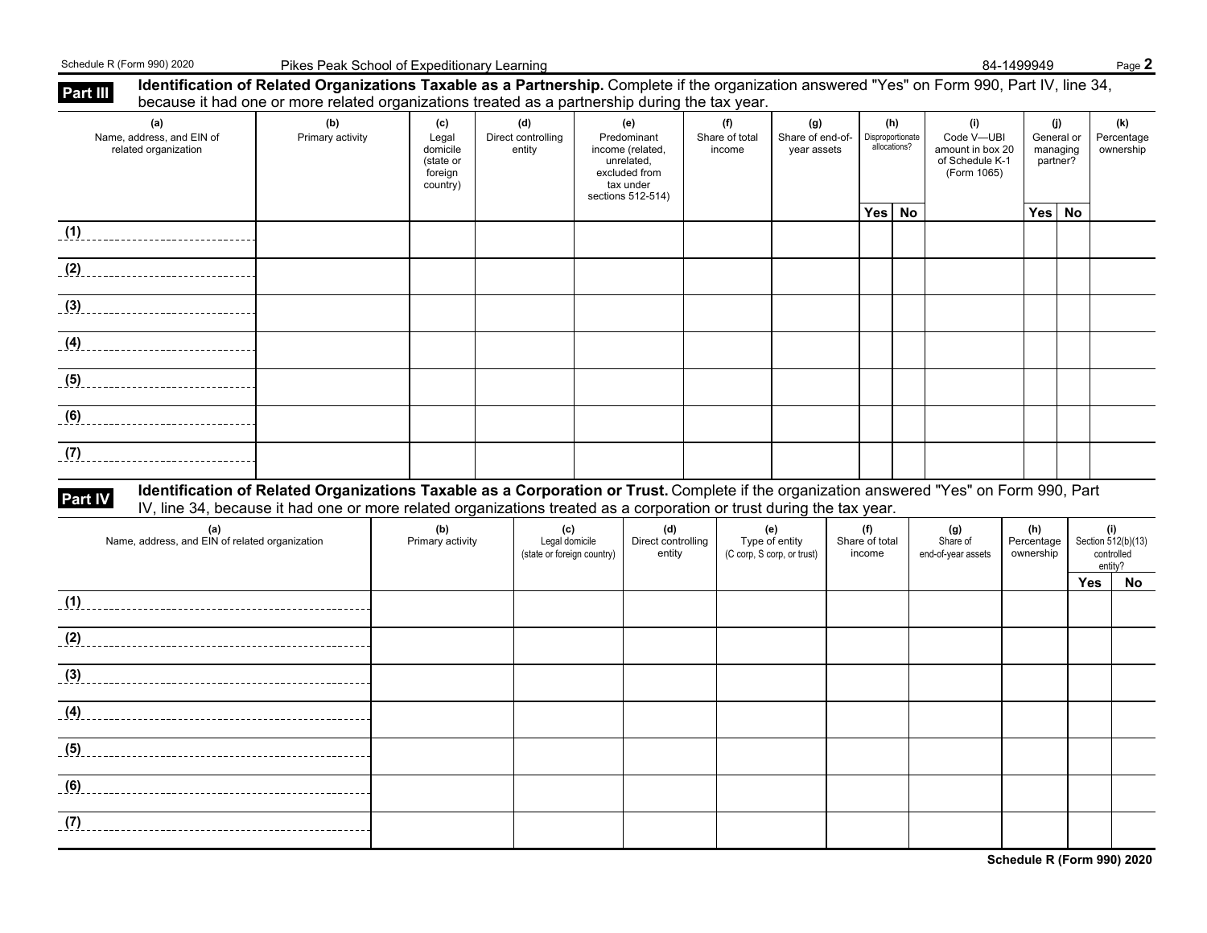Schedule R (Form 990) 2020 Pikes Peak School of Expeditionary Learning 84-1499949 Page **2**

**Part III** **Identification of Related Organizations Taxable as a Partnership.** Complete if the organization answered "Yes" on Form 990, Part IV, line 34, because it had one or more related organizations treated as a partnership during the tax year.

| (a) Name, address, and EIN of related organization | (b) Primary activity | (c) Legal domicile (state or foreign country) | (d) Direct controlling entity | (e) Predominant income (related, unrelated, excluded from tax under sections 512-514) | (f) Share of total income | (g) Share of end-of-year assets | (h) Disproportionate allocations? | | (i) Code V—UBI amount in box 20 of Schedule K-1 (Form 1065) | (j) General or managing partner? | | (k) Percentage ownership |
|---|---|---|---|---|---|---|---|---|---|---|---|---|
| | | | | | | | Yes | No | | Yes | No | |
| (1) | | | | | | | | | | | | |
| (2) | | | | | | | | | | | | |
| (3) | | | | | | | | | | | | |
| (4) | | | | | | | | | | | | |
| (5) | | | | | | | | | | | | |
| (6) | | | | | | | | | | | | |
| (7) | | | | | | | | | | | | |

**Part IV** **Identification of Related Organizations Taxable as a Corporation or Trust.** Complete if the organization answered "Yes" on Form 990, Part IV, line 34, because it had one or more related organizations treated as a corporation or trust during the tax year.

| (a) Name, address, and EIN of related organization | (b) Primary activity | (c) Legal domicile (state or foreign country) | (d) Direct controlling entity | (e) Type of entity (C corp, S corp, or trust) | (f) Share of total income | (g) Share of end-of-year assets | (h) Percentage ownership | (i) Section 512(b)(13) controlled entity? | |
|---|---|---|---|---|---|---|---|---|---|
| | | | | | | | | Yes | No |
| (1) | | | | | | | | | |
| (2) | | | | | | | | | |
| (3) | | | | | | | | | |
| (4) | | | | | | | | | |
| (5) | | | | | | | | | |
| (6) | | | | | | | | | |
| (7) | | | | | | | | | |

**Schedule R (Form 990) 2020**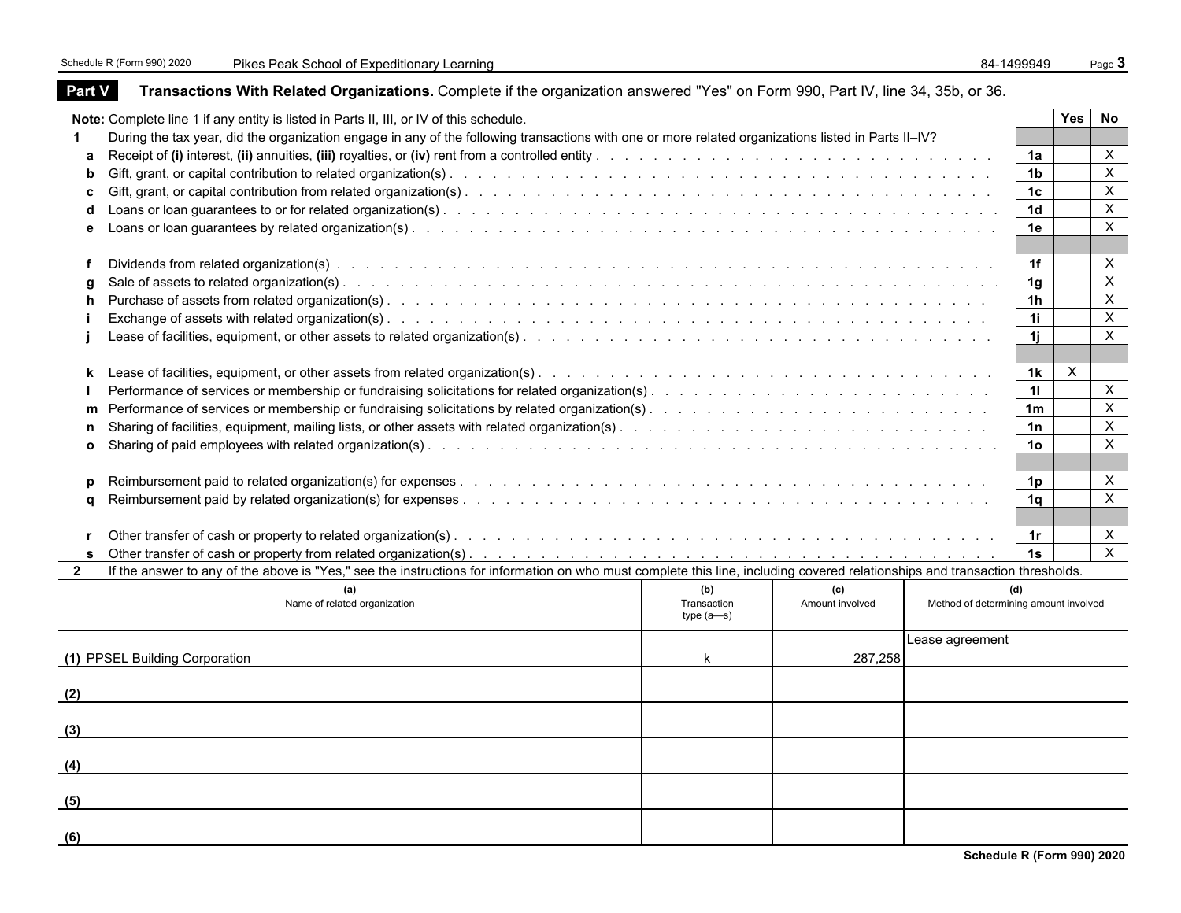## Part V Transactions With Related Organizations. 

Complete if the organization answered "Yes" on Form 990, Part IV, line 34, 35b, or 36.

| | | | Yes | No |
|---|---|---|---|---|
| **Note:** | Complete line 1 if any entity is listed in Parts II, III, or IV of this schedule. | | | |
| **1** | During the tax year, did the organization engage in any of the following transactions with one or more related organizations listed in Parts II–IV? | | | |
| **a** | Receipt of **(i)** interest, **(ii)** annuities, **(iii)** royalties, or **(iv)** rent from a controlled entity | **1a** | | X |
| **b** | Gift, grant, or capital contribution to related organization(s) | **1b** | | X |
| **c** | Gift, grant, or capital contribution from related organization(s) | **1c** | | X |
| **d** | Loans or loan guarantees to or for related organization(s) | **1d** | | X |
| **e** | Loans or loan guarantees by related organization(s) | **1e** | | X |
| **f** | Dividends from related organization(s) | **1f** | | X |
| **g** | Sale of assets to related organization(s) | **1g** | | X |
| **h** | Purchase of assets from related organization(s) | **1h** | | X |
| **i** | Exchange of assets with related organization(s) | **1i** | | X |
| **j** | Lease of facilities, equipment, or other assets to related organization(s) | **1j** | | X |
| **k** | Lease of facilities, equipment, or other assets from related organization(s) | **1k** | X | |
| **l** | Performance of services or membership or fundraising solicitations for related organization(s) | **1l** | | X |
| **m** | Performance of services or membership or fundraising solicitations by related organization(s) | **1m** | | X |
| **n** | Sharing of facilities, equipment, mailing lists, or other assets with related organization(s) | **1n** | | X |
| **o** | Sharing of paid employees with related organization(s) | **1o** | | X |
| **p** | Reimbursement paid to related organization(s) for expenses | **1p** | | X |
| **q** | Reimbursement paid by related organization(s) for expenses | **1q** | | X |
| **r** | Other transfer of cash or property to related organization(s) | **1r** | | X |
| **s** | Other transfer of cash or property from related organization(s) | **1s** | | X |

**2** If the answer to any of the above is "Yes," see the instructions for information on who must complete this line, including covered relationships and transaction thresholds.

| (a) Name of related organization | (b) Transaction type (a—s) | (c) Amount involved | (d) Method of determining amount involved |
|---|---|---|---|
| (1) PPSEL Building Corporation | k | 287,258 | Lease agreement |
| (2) | | | |
| (3) | | | |
| (4) | | | |
| (5) | | | |
| (6) | | | |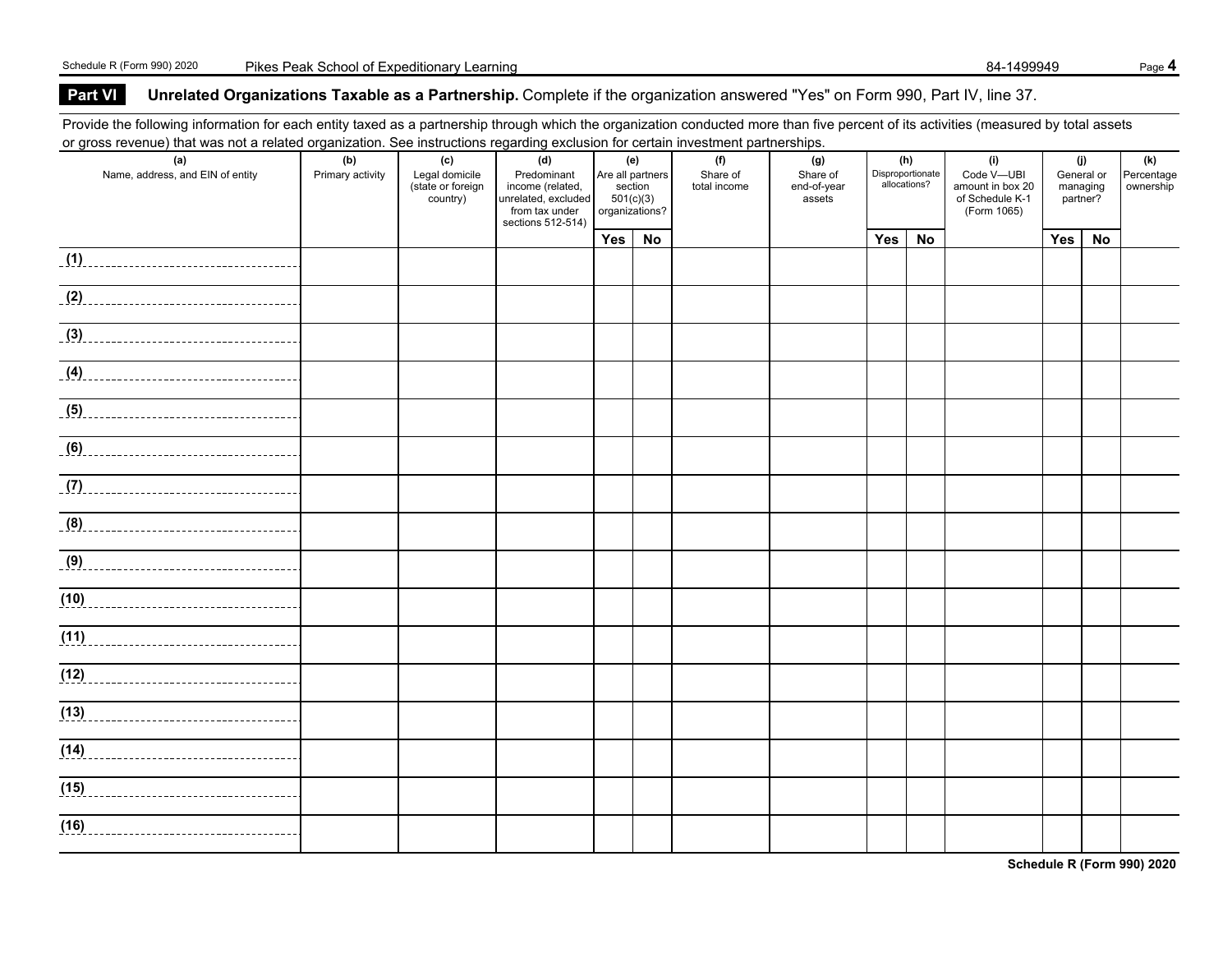## Part VI Unrelated Organizations Taxable as a Partnership. Complete if the organization answered "Yes" on Form 990, Part IV, line 37.

Provide the following information for each entity taxed as a partnership through which the organization conducted more than five percent of its activities (measured by total assets or gross revenue) that was not a related organization. See instructions regarding exclusion for certain investment partnerships.

| (a) Name, address, and EIN of entity | (b) Primary activity | (c) Legal domicile (state or foreign country) | (d) Predominant income (related, unrelated, excluded from tax under sections 512-514) | (e) Are all partners section 501(c)(3) organizations? | | (f) Share of total income | (g) Share of end-of-year assets | (h) Disproportionate allocations? | | (i) Code V—UBI amount in box 20 of Schedule K-1 (Form 1065) | (j) General or managing partner? | | (k) Percentage ownership |
|---|---|---|---|---|---|---|---|---|---|---|---|---|---|
| | | | | Yes | No | | | Yes | No | | Yes | No | |
| (1) | | | | | | | | | | | | | |
| (2) | | | | | | | | | | | | | |
| (3) | | | | | | | | | | | | | |
| (4) | | | | | | | | | | | | | |
| (5) | | | | | | | | | | | | | |
| (6) | | | | | | | | | | | | | |
| (7) | | | | | | | | | | | | | |
| (8) | | | | | | | | | | | | | |
| (9) | | | | | | | | | | | | | |
| (10) | | | | | | | | | | | | | |
| (11) | | | | | | | | | | | | | |
| (12) | | | | | | | | | | | | | |
| (13) | | | | | | | | | | | | | |
| (14) | | | | | | | | | | | | | |
| (15) | | | | | | | | | | | | | |
| (16) | | | | | | | | | | | | | |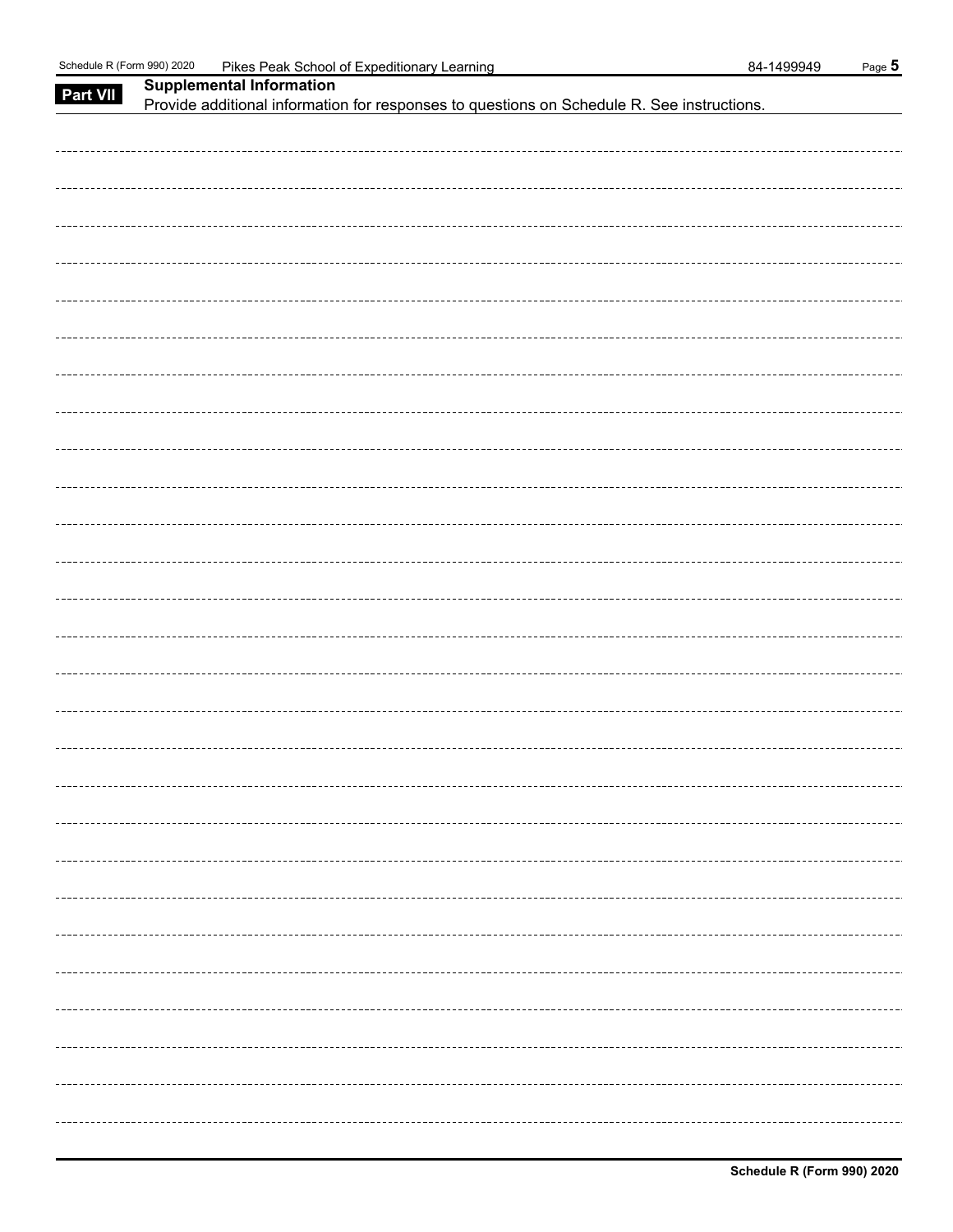Schedule R (Form 990) 2020 Pikes Peak School of Expeditionary Learning 84-1499949

**Part VII** **Supplemental Information**

Provide additional information for responses to questions on Schedule R. See instructions.

**Schedule R (Form 990) 2020**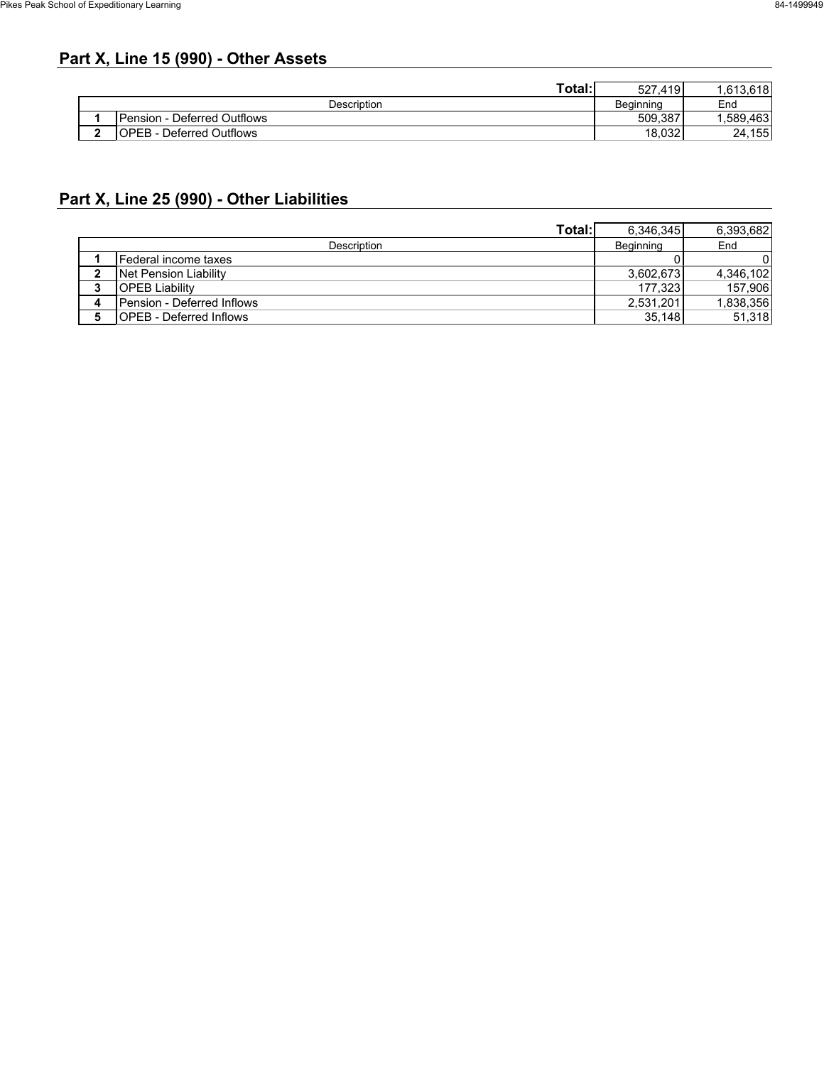## Part X, Line 15 (990) - Other Assets

| | Description | Beginning | End |
|---|---|---|---|
| | Total: | 527,419 | 1,613,618 |
| 1 | Pension - Deferred Outflows | 509,387 | 1,589,463 |
| 2 | OPEB - Deferred Outflows | 18,032 | 24,155 |

## Part X, Line 25 (990) - Other Liabilities

| | Description | Beginning | End |
|---|---|---|---|
| | Total: | 6,346,345 | 6,393,682 |
| 1 | Federal income taxes | 0 | 0 |
| 2 | Net Pension Liability | 3,602,673 | 4,346,102 |
| 3 | OPEB Liability | 177,323 | 157,906 |
| 4 | Pension - Deferred Inflows | 2,531,201 | 1,838,356 |
| 5 | OPEB - Deferred Inflows | 35,148 | 51,318 |